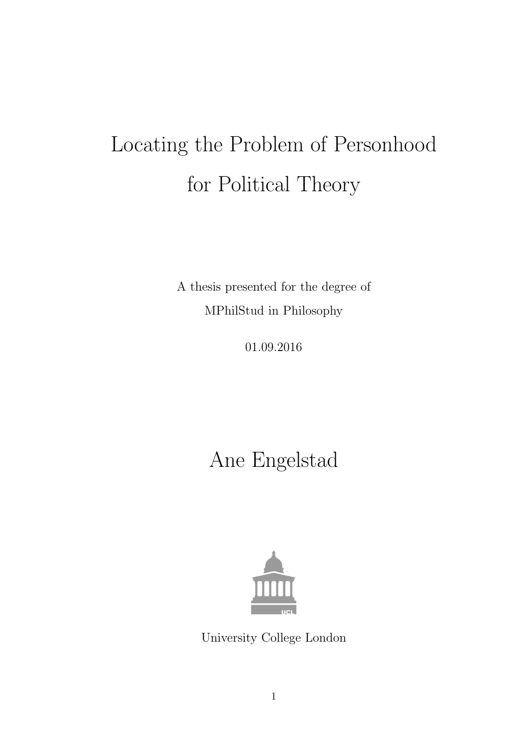# Locating the Problem of Personhood for Political Theory

A thesis presented for the degree of
MPhilStud in Philosophy

01.09.2016

## Ane Engelstad

University College London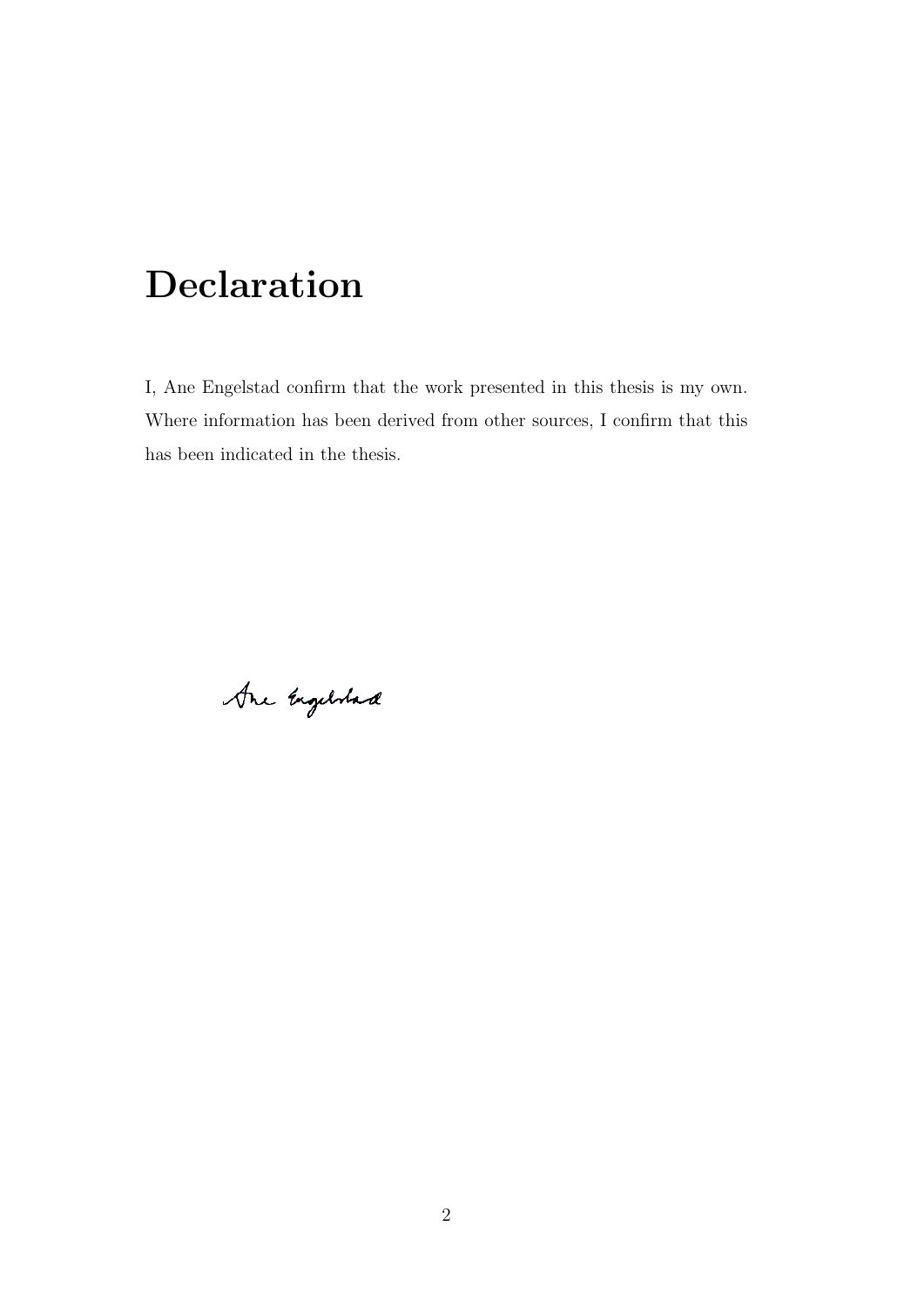# Declaration

I, Ane Engelstad confirm that the work presented in this thesis is my own. Where information has been derived from other sources, I confirm that this has been indicated in the thesis.

Ane Engelstad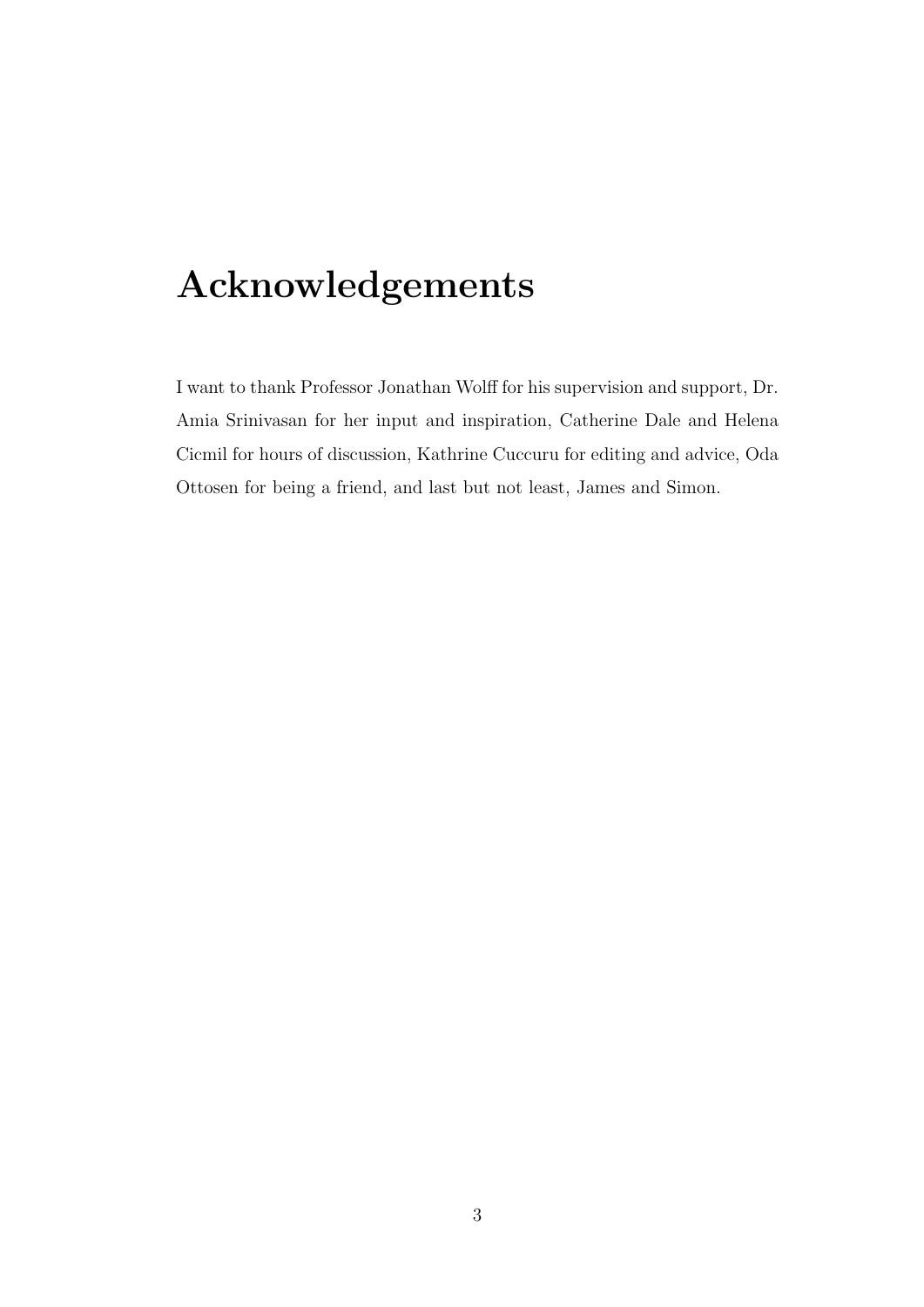# Acknowledgements

I want to thank Professor Jonathan Wolff for his supervision and support, Dr. Amia Srinivasan for her input and inspiration, Catherine Dale and Helena Cicmil for hours of discussion, Kathrine Cuccuru for editing and advice, Oda Ottosen for being a friend, and last but not least, James and Simon.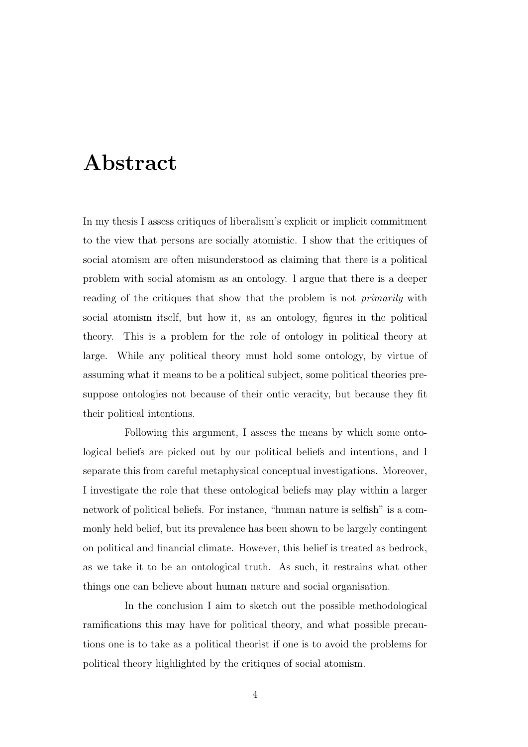# Abstract

In my thesis I assess critiques of liberalism's explicit or implicit commitment to the view that persons are socially atomistic. I show that the critiques of social atomism are often misunderstood as claiming that there is a political problem with social atomism as an ontology. l argue that there is a deeper reading of the critiques that show that the problem is not *primarily* with social atomism itself, but how it, as an ontology, figures in the political theory. This is a problem for the role of ontology in political theory at large. While any political theory must hold some ontology, by virtue of assuming what it means to be a political subject, some political theories presuppose ontologies not because of their ontic veracity, but because they fit their political intentions.

Following this argument, I assess the means by which some ontological beliefs are picked out by our political beliefs and intentions, and I separate this from careful metaphysical conceptual investigations. Moreover, I investigate the role that these ontological beliefs may play within a larger network of political beliefs. For instance, "human nature is selfish" is a commonly held belief, but its prevalence has been shown to be largely contingent on political and financial climate. However, this belief is treated as bedrock, as we take it to be an ontological truth. As such, it restrains what other things one can believe about human nature and social organisation.

In the conclusion I aim to sketch out the possible methodological ramifications this may have for political theory, and what possible precautions one is to take as a political theorist if one is to avoid the problems for political theory highlighted by the critiques of social atomism.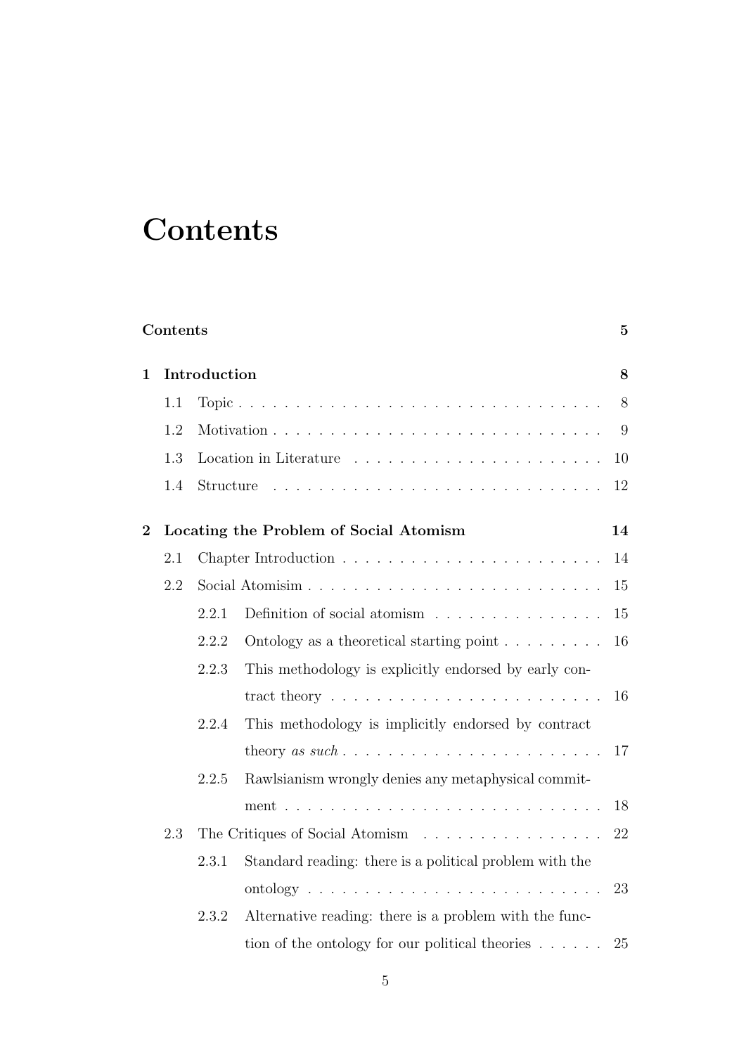# Contents

**Contents** **5**

**1 Introduction** **8**

- 1.1 Topic . . . . . . . . . . . . . . . . . . . . . . . . . . . . . . . . 8
- 1.2 Motivation . . . . . . . . . . . . . . . . . . . . . . . . . . . . . 9
- 1.3 Location in Literature . . . . . . . . . . . . . . . . . . . . . . 10
- 1.4 Structure . . . . . . . . . . . . . . . . . . . . . . . . . . . . . . 12

**2 Locating the Problem of Social Atomism** **14**

- 2.1 Chapter Introduction . . . . . . . . . . . . . . . . . . . . . . . 14
- 2.2 Social Atomisim . . . . . . . . . . . . . . . . . . . . . . . . . . 15
  - 2.2.1 Definition of social atomism . . . . . . . . . . . . . . . 15
  - 2.2.2 Ontology as a theoretical starting point . . . . . . . . . 16
  - 2.2.3 This methodology is explicitly endorsed by early contract theory . . . . . . . . . . . . . . . . . . . . . . . . 16
  - 2.2.4 This methodology is implicitly endorsed by contract theory *as such* . . . . . . . . . . . . . . . . . . . . . . . 17
  - 2.2.5 Rawlsianism wrongly denies any metaphysical commitment . . . . . . . . . . . . . . . . . . . . . . . . . . . . 18
- 2.3 The Critiques of Social Atomism . . . . . . . . . . . . . . . . . 22
  - 2.3.1 Standard reading: there is a political problem with the ontology . . . . . . . . . . . . . . . . . . . . . . . . . . 23
  - 2.3.2 Alternative reading: there is a problem with the function of the ontology for our political theories . . . . . . 25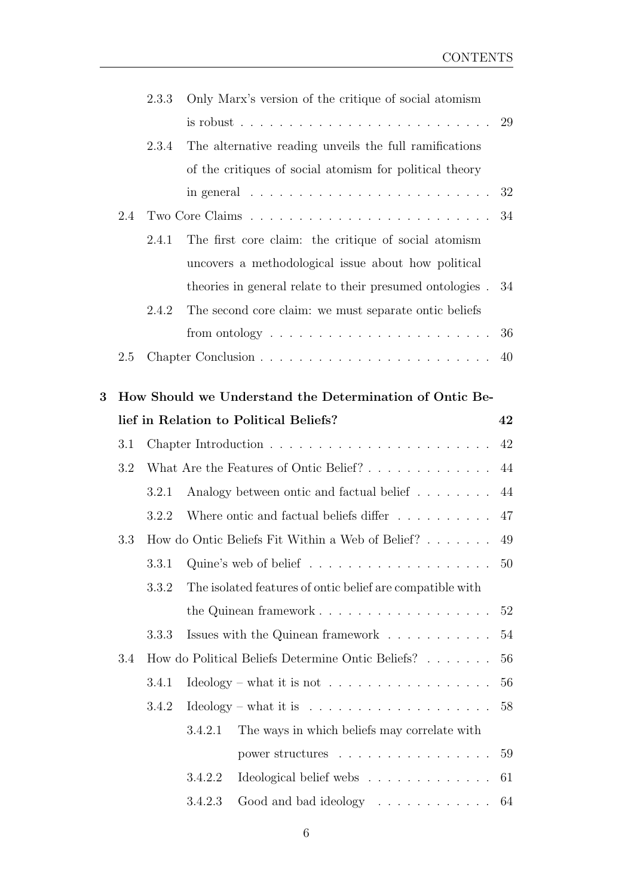- 2.3.3 Only Marx's version of the critique of social atomism is robust . . . 29
- 2.3.4 The alternative reading unveils the full ramifications of the critiques of social atomism for political theory in general . . . 32
- 2.4 Two Core Claims . . . 34
  - 2.4.1 The first core claim: the critique of social atomism uncovers a methodological issue about how political theories in general relate to their presumed ontologies . 34
  - 2.4.2 The second core claim: we must separate ontic beliefs from ontology . . . 36
- 2.5 Chapter Conclusion . . . 40

**3 How Should we Understand the Determination of Ontic Belief in Relation to Political Beliefs? 42**

- 3.1 Chapter Introduction . . . 42
- 3.2 What Are the Features of Ontic Belief? . . . 44
  - 3.2.1 Analogy between ontic and factual belief . . . 44
  - 3.2.2 Where ontic and factual beliefs differ . . . 47
- 3.3 How do Ontic Beliefs Fit Within a Web of Belief? . . . 49
  - 3.3.1 Quine's web of belief . . . 50
  - 3.3.2 The isolated features of ontic belief are compatible with the Quinean framework . . . 52
  - 3.3.3 Issues with the Quinean framework . . . 54
- 3.4 How do Political Beliefs Determine Ontic Beliefs? . . . 56
  - 3.4.1 Ideology – what it is not . . . 56
  - 3.4.2 Ideology – what it is . . . 58
    - 3.4.2.1 The ways in which beliefs may correlate with power structures . . . 59
    - 3.4.2.2 Ideological belief webs . . . 61
    - 3.4.2.3 Good and bad ideology . . . 64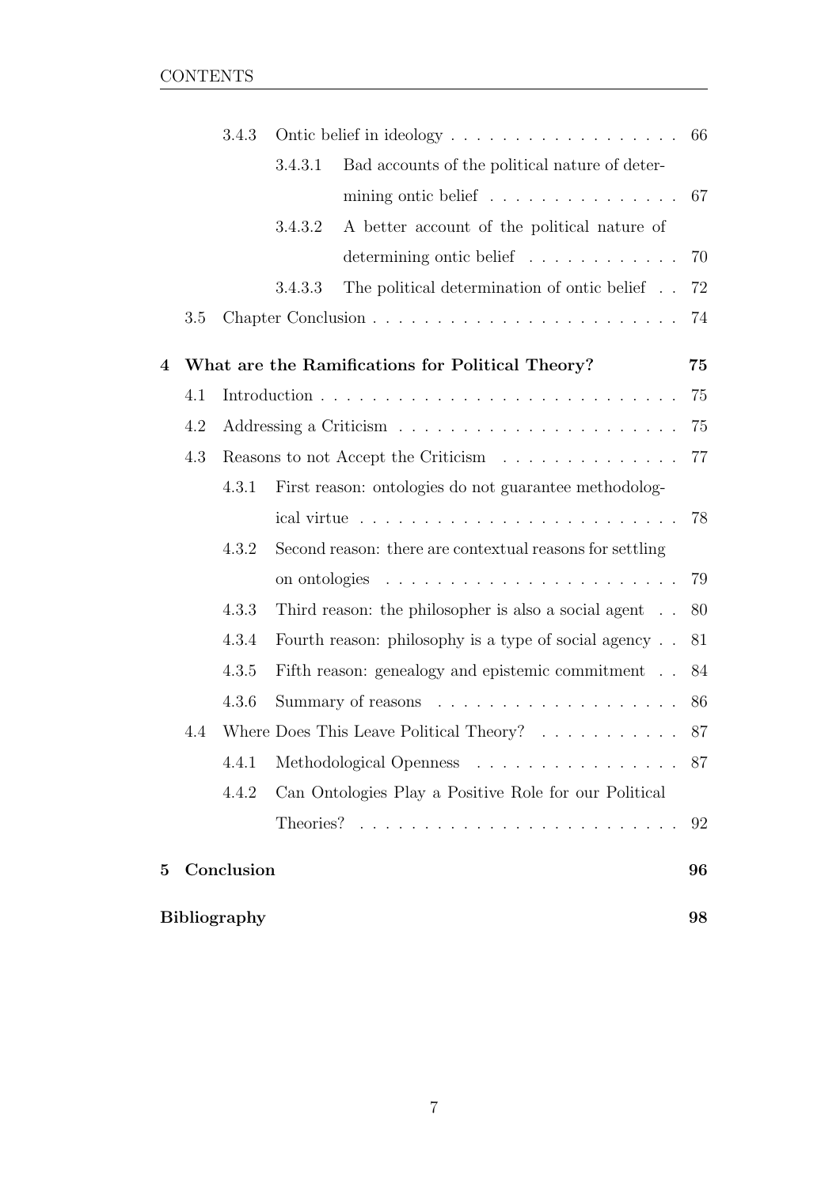- 3.4.3 Ontic belief in ideology . . . 66
  - 3.4.3.1 Bad accounts of the political nature of determining ontic belief . . . 67
  - 3.4.3.2 A better account of the political nature of determining ontic belief . . . 70
  - 3.4.3.3 The political determination of ontic belief . . . 72
- 3.5 Chapter Conclusion . . . 74

**4 What are the Ramifications for Political Theory? 75**

- 4.1 Introduction . . . 75
- 4.2 Addressing a Criticism . . . 75
- 4.3 Reasons to not Accept the Criticism . . . 77
  - 4.3.1 First reason: ontologies do not guarantee methodological virtue . . . 78
  - 4.3.2 Second reason: there are contextual reasons for settling on ontologies . . . 79
  - 4.3.3 Third reason: the philosopher is also a social agent . . . 80
  - 4.3.4 Fourth reason: philosophy is a type of social agency . . . 81
  - 4.3.5 Fifth reason: genealogy and epistemic commitment . . . 84
  - 4.3.6 Summary of reasons . . . 86
- 4.4 Where Does This Leave Political Theory? . . . 87
  - 4.4.1 Methodological Openness . . . 87
  - 4.4.2 Can Ontologies Play a Positive Role for our Political Theories? . . . 92

**5 Conclusion 96**

**Bibliography 98**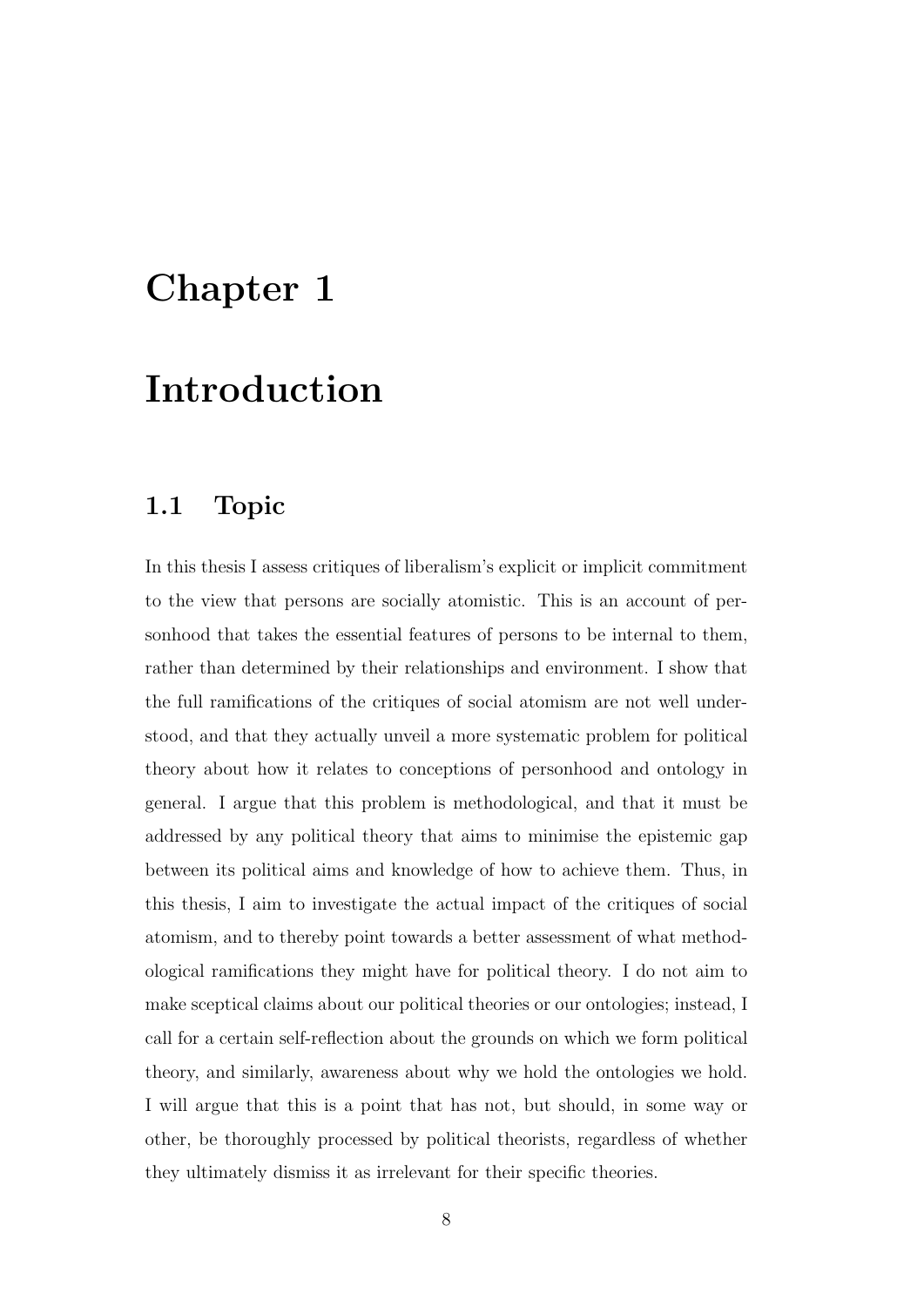# Chapter 1

# Introduction

## 1.1 Topic

In this thesis I assess critiques of liberalism's explicit or implicit commitment to the view that persons are socially atomistic. This is an account of personhood that takes the essential features of persons to be internal to them, rather than determined by their relationships and environment. I show that the full ramifications of the critiques of social atomism are not well understood, and that they actually unveil a more systematic problem for political theory about how it relates to conceptions of personhood and ontology in general. I argue that this problem is methodological, and that it must be addressed by any political theory that aims to minimise the epistemic gap between its political aims and knowledge of how to achieve them. Thus, in this thesis, I aim to investigate the actual impact of the critiques of social atomism, and to thereby point towards a better assessment of what methodological ramifications they might have for political theory. I do not aim to make sceptical claims about our political theories or our ontologies; instead, I call for a certain self-reflection about the grounds on which we form political theory, and similarly, awareness about why we hold the ontologies we hold. I will argue that this is a point that has not, but should, in some way or other, be thoroughly processed by political theorists, regardless of whether they ultimately dismiss it as irrelevant for their specific theories.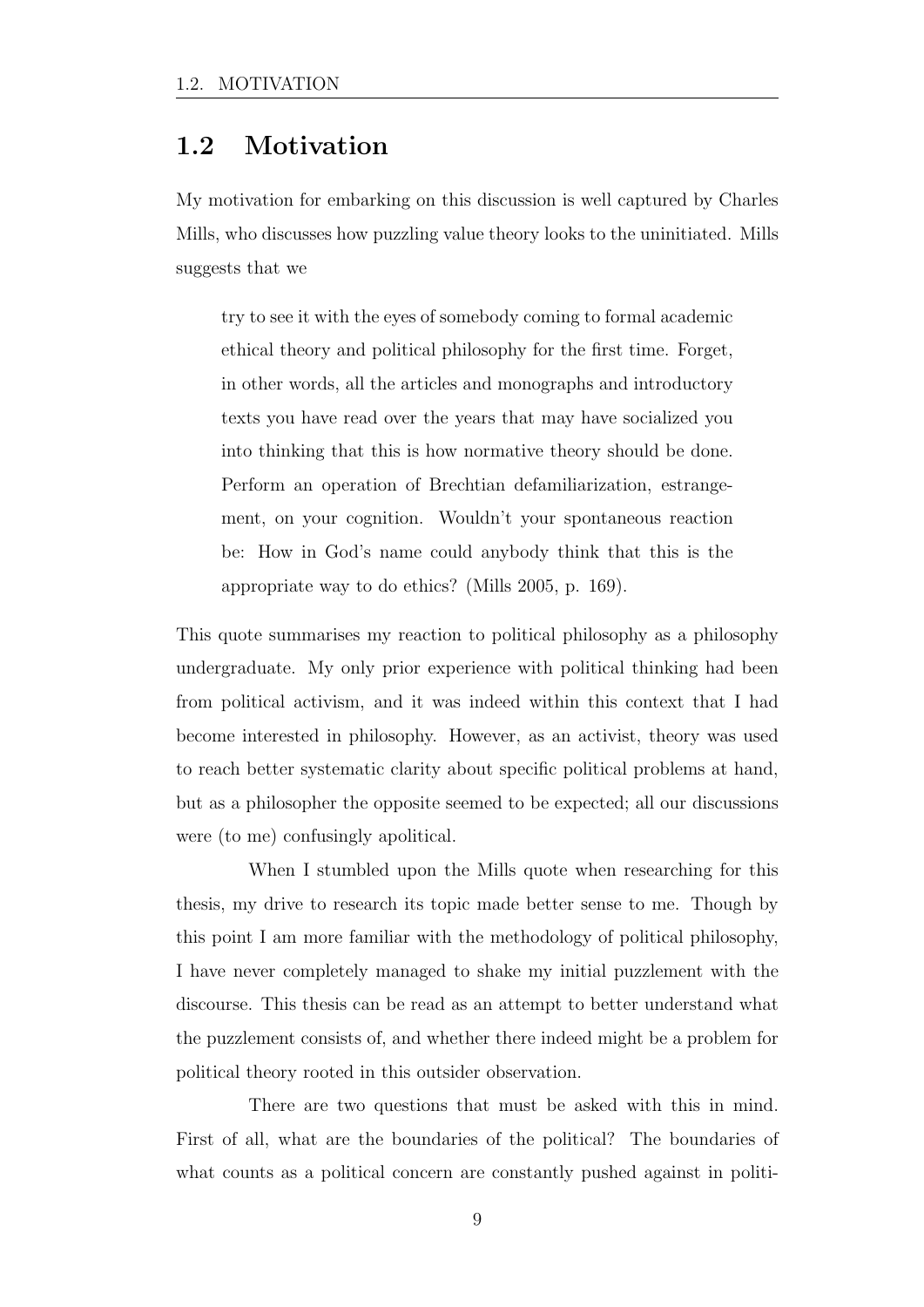## 1.2 Motivation

My motivation for embarking on this discussion is well captured by Charles Mills, who discusses how puzzling value theory looks to the uninitiated. Mills suggests that we

> try to see it with the eyes of somebody coming to formal academic ethical theory and political philosophy for the first time. Forget, in other words, all the articles and monographs and introductory texts you have read over the years that may have socialized you into thinking that this is how normative theory should be done. Perform an operation of Brechtian defamiliarization, estrangement, on your cognition. Wouldn't your spontaneous reaction be: How in God's name could anybody think that this is the appropriate way to do ethics? (Mills 2005, p. 169).

This quote summarises my reaction to political philosophy as a philosophy undergraduate. My only prior experience with political thinking had been from political activism, and it was indeed within this context that I had become interested in philosophy. However, as an activist, theory was used to reach better systematic clarity about specific political problems at hand, but as a philosopher the opposite seemed to be expected; all our discussions were (to me) confusingly apolitical.

When I stumbled upon the Mills quote when researching for this thesis, my drive to research its topic made better sense to me. Though by this point I am more familiar with the methodology of political philosophy, I have never completely managed to shake my initial puzzlement with the discourse. This thesis can be read as an attempt to better understand what the puzzlement consists of, and whether there indeed might be a problem for political theory rooted in this outsider observation.

There are two questions that must be asked with this in mind. First of all, what are the boundaries of the political? The boundaries of what counts as a political concern are constantly pushed against in politi-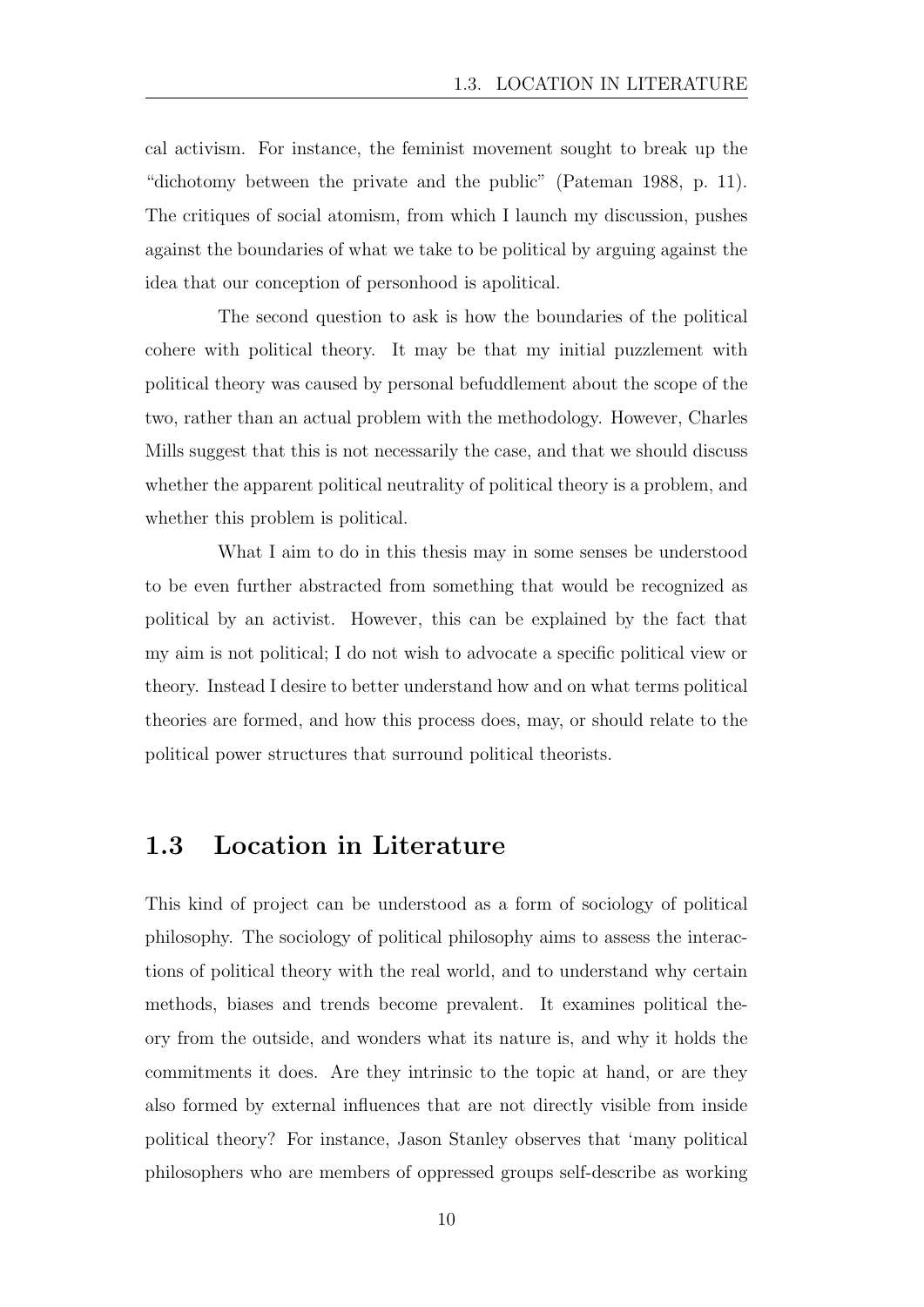cal activism. For instance, the feminist movement sought to break up the "dichotomy between the private and the public" (Pateman 1988, p. 11). The critiques of social atomism, from which I launch my discussion, pushes against the boundaries of what we take to be political by arguing against the idea that our conception of personhood is apolitical.

The second question to ask is how the boundaries of the political cohere with political theory. It may be that my initial puzzlement with political theory was caused by personal befuddlement about the scope of the two, rather than an actual problem with the methodology. However, Charles Mills suggest that this is not necessarily the case, and that we should discuss whether the apparent political neutrality of political theory is a problem, and whether this problem is political.

What I aim to do in this thesis may in some senses be understood to be even further abstracted from something that would be recognized as political by an activist. However, this can be explained by the fact that my aim is not political; I do not wish to advocate a specific political view or theory. Instead I desire to better understand how and on what terms political theories are formed, and how this process does, may, or should relate to the political power structures that surround political theorists.

## 1.3 Location in Literature

This kind of project can be understood as a form of sociology of political philosophy. The sociology of political philosophy aims to assess the interactions of political theory with the real world, and to understand why certain methods, biases and trends become prevalent. It examines political theory from the outside, and wonders what its nature is, and why it holds the commitments it does. Are they intrinsic to the topic at hand, or are they also formed by external influences that are not directly visible from inside political theory? For instance, Jason Stanley observes that 'many political philosophers who are members of oppressed groups self-describe as working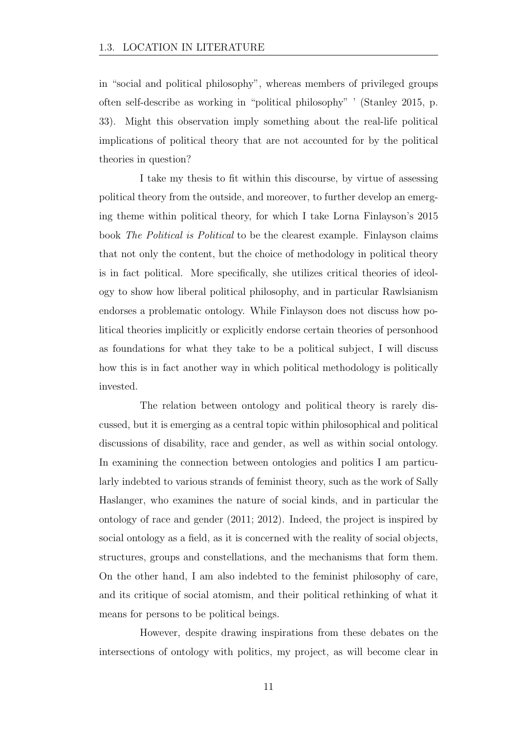in "social and political philosophy", whereas members of privileged groups often self-describe as working in "political philosophy" ' (Stanley 2015, p. 33). Might this observation imply something about the real-life political implications of political theory that are not accounted for by the political theories in question?

I take my thesis to fit within this discourse, by virtue of assessing political theory from the outside, and moreover, to further develop an emerging theme within political theory, for which I take Lorna Finlayson's 2015 book *The Political is Political* to be the clearest example. Finlayson claims that not only the content, but the choice of methodology in political theory is in fact political. More specifically, she utilizes critical theories of ideology to show how liberal political philosophy, and in particular Rawlsianism endorses a problematic ontology. While Finlayson does not discuss how political theories implicitly or explicitly endorse certain theories of personhood as foundations for what they take to be a political subject, I will discuss how this is in fact another way in which political methodology is politically invested.

The relation between ontology and political theory is rarely discussed, but it is emerging as a central topic within philosophical and political discussions of disability, race and gender, as well as within social ontology. In examining the connection between ontologies and politics I am particularly indebted to various strands of feminist theory, such as the work of Sally Haslanger, who examines the nature of social kinds, and in particular the ontology of race and gender (2011; 2012). Indeed, the project is inspired by social ontology as a field, as it is concerned with the reality of social objects, structures, groups and constellations, and the mechanisms that form them. On the other hand, I am also indebted to the feminist philosophy of care, and its critique of social atomism, and their political rethinking of what it means for persons to be political beings.

However, despite drawing inspirations from these debates on the intersections of ontology with politics, my project, as will become clear in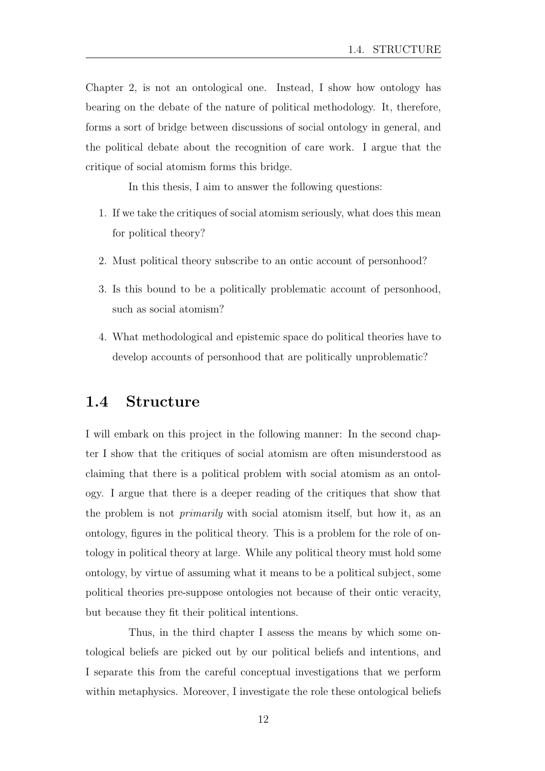Chapter 2, is not an ontological one. Instead, I show how ontology has bearing on the debate of the nature of political methodology. It, therefore, forms a sort of bridge between discussions of social ontology in general, and the political debate about the recognition of care work. I argue that the critique of social atomism forms this bridge.

In this thesis, I aim to answer the following questions:

1. If we take the critiques of social atomism seriously, what does this mean for political theory?
2. Must political theory subscribe to an ontic account of personhood?
3. Is this bound to be a politically problematic account of personhood, such as social atomism?
4. What methodological and epistemic space do political theories have to develop accounts of personhood that are politically unproblematic?

## 1.4 Structure

I will embark on this project in the following manner: In the second chapter I show that the critiques of social atomism are often misunderstood as claiming that there is a political problem with social atomism as an ontology. I argue that there is a deeper reading of the critiques that show that the problem is not *primarily* with social atomism itself, but how it, as an ontology, figures in the political theory. This is a problem for the role of ontology in political theory at large. While any political theory must hold some ontology, by virtue of assuming what it means to be a political subject, some political theories pre-suppose ontologies not because of their ontic veracity, but because they fit their political intentions.

Thus, in the third chapter I assess the means by which some ontological beliefs are picked out by our political beliefs and intentions, and I separate this from the careful conceptual investigations that we perform within metaphysics. Moreover, I investigate the role these ontological beliefs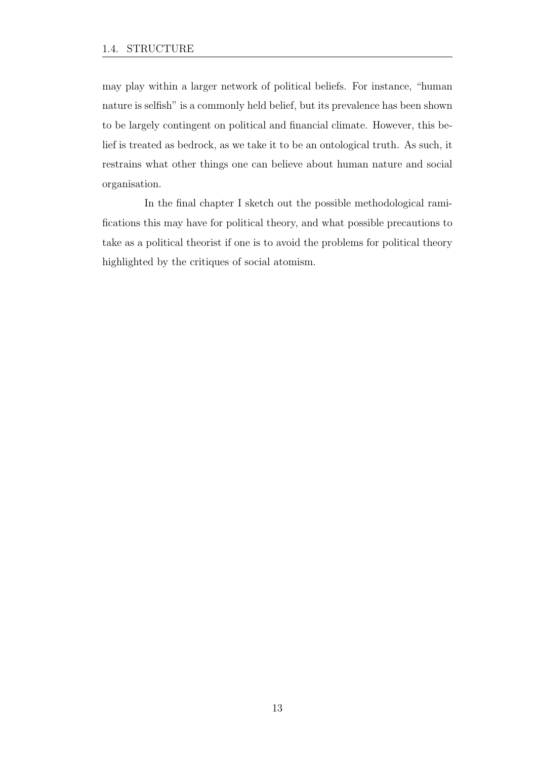may play within a larger network of political beliefs. For instance, "human nature is selfish" is a commonly held belief, but its prevalence has been shown to be largely contingent on political and financial climate. However, this belief is treated as bedrock, as we take it to be an ontological truth. As such, it restrains what other things one can believe about human nature and social organisation.

In the final chapter I sketch out the possible methodological ramifications this may have for political theory, and what possible precautions to take as a political theorist if one is to avoid the problems for political theory highlighted by the critiques of social atomism.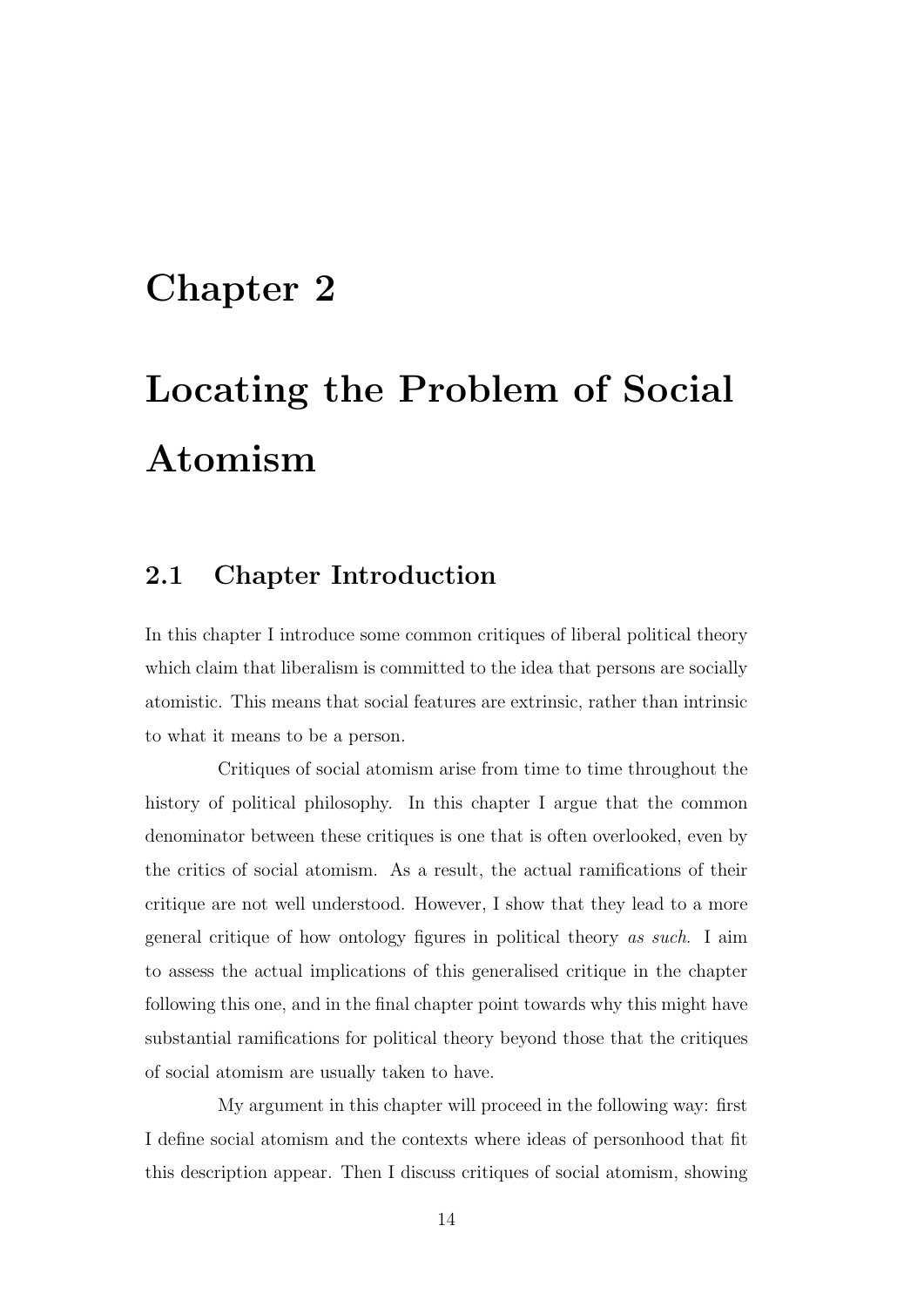# Chapter 2

# Locating the Problem of Social Atomism

## 2.1 Chapter Introduction

In this chapter I introduce some common critiques of liberal political theory which claim that liberalism is committed to the idea that persons are socially atomistic. This means that social features are extrinsic, rather than intrinsic to what it means to be a person.

Critiques of social atomism arise from time to time throughout the history of political philosophy. In this chapter I argue that the common denominator between these critiques is one that is often overlooked, even by the critics of social atomism. As a result, the actual ramifications of their critique are not well understood. However, I show that they lead to a more general critique of how ontology figures in political theory *as such*. I aim to assess the actual implications of this generalised critique in the chapter following this one, and in the final chapter point towards why this might have substantial ramifications for political theory beyond those that the critiques of social atomism are usually taken to have.

My argument in this chapter will proceed in the following way: first I define social atomism and the contexts where ideas of personhood that fit this description appear. Then I discuss critiques of social atomism, showing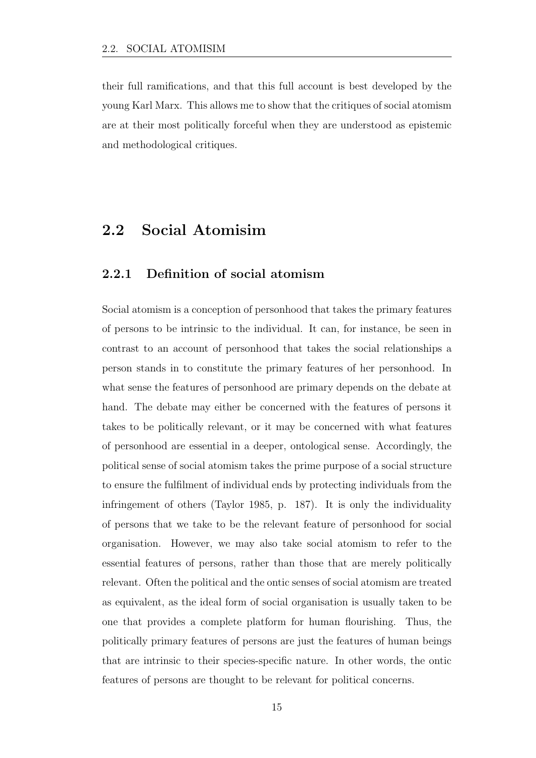their full ramifications, and that this full account is best developed by the young Karl Marx. This allows me to show that the critiques of social atomism are at their most politically forceful when they are understood as epistemic and methodological critiques.

## 2.2 Social Atomisim

### 2.2.1 Definition of social atomism

Social atomism is a conception of personhood that takes the primary features of persons to be intrinsic to the individual. It can, for instance, be seen in contrast to an account of personhood that takes the social relationships a person stands in to constitute the primary features of her personhood. In what sense the features of personhood are primary depends on the debate at hand. The debate may either be concerned with the features of persons it takes to be politically relevant, or it may be concerned with what features of personhood are essential in a deeper, ontological sense. Accordingly, the political sense of social atomism takes the prime purpose of a social structure to ensure the fulfilment of individual ends by protecting individuals from the infringement of others (Taylor 1985, p. 187). It is only the individuality of persons that we take to be the relevant feature of personhood for social organisation. However, we may also take social atomism to refer to the essential features of persons, rather than those that are merely politically relevant. Often the political and the ontic senses of social atomism are treated as equivalent, as the ideal form of social organisation is usually taken to be one that provides a complete platform for human flourishing. Thus, the politically primary features of persons are just the features of human beings that are intrinsic to their species-specific nature. In other words, the ontic features of persons are thought to be relevant for political concerns.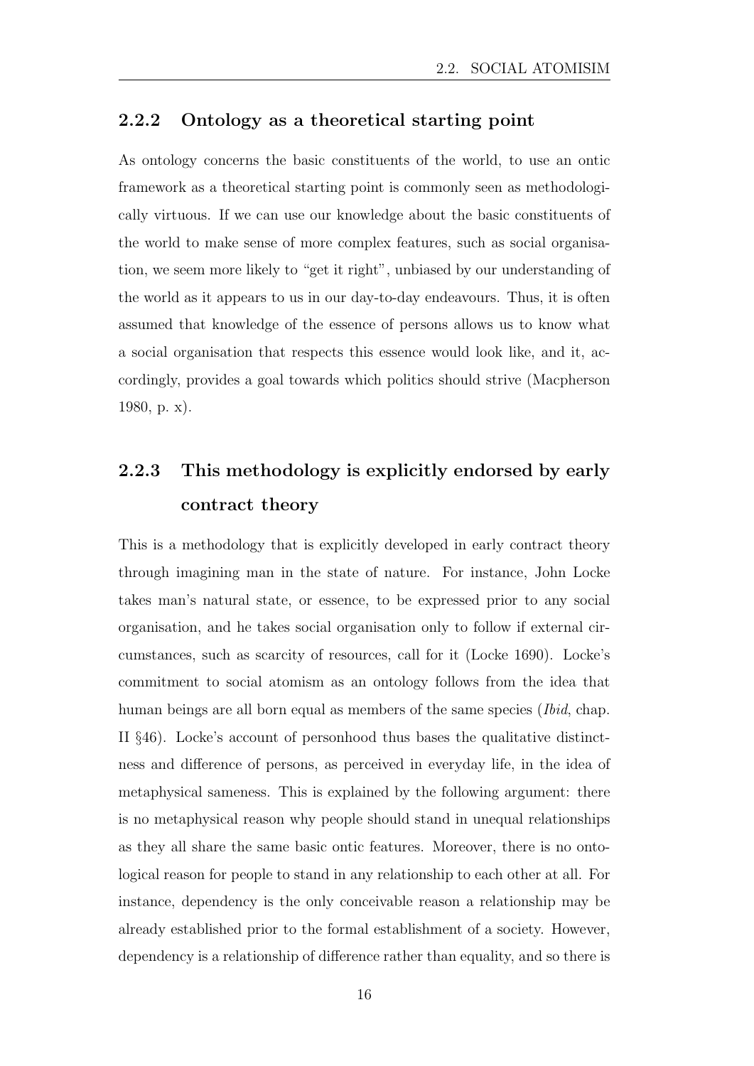### 2.2.2 Ontology as a theoretical starting point

As ontology concerns the basic constituents of the world, to use an ontic framework as a theoretical starting point is commonly seen as methodologically virtuous. If we can use our knowledge about the basic constituents of the world to make sense of more complex features, such as social organisation, we seem more likely to "get it right", unbiased by our understanding of the world as it appears to us in our day-to-day endeavours. Thus, it is often assumed that knowledge of the essence of persons allows us to know what a social organisation that respects this essence would look like, and it, accordingly, provides a goal towards which politics should strive (Macpherson 1980, p. x).

### 2.2.3 This methodology is explicitly endorsed by early contract theory

This is a methodology that is explicitly developed in early contract theory through imagining man in the state of nature. For instance, John Locke takes man's natural state, or essence, to be expressed prior to any social organisation, and he takes social organisation only to follow if external circumstances, such as scarcity of resources, call for it (Locke 1690). Locke's commitment to social atomism as an ontology follows from the idea that human beings are all born equal as members of the same species (*Ibid*, chap. II §46). Locke's account of personhood thus bases the qualitative distinctness and difference of persons, as perceived in everyday life, in the idea of metaphysical sameness. This is explained by the following argument: there is no metaphysical reason why people should stand in unequal relationships as they all share the same basic ontic features. Moreover, there is no ontological reason for people to stand in any relationship to each other at all. For instance, dependency is the only conceivable reason a relationship may be already established prior to the formal establishment of a society. However, dependency is a relationship of difference rather than equality, and so there is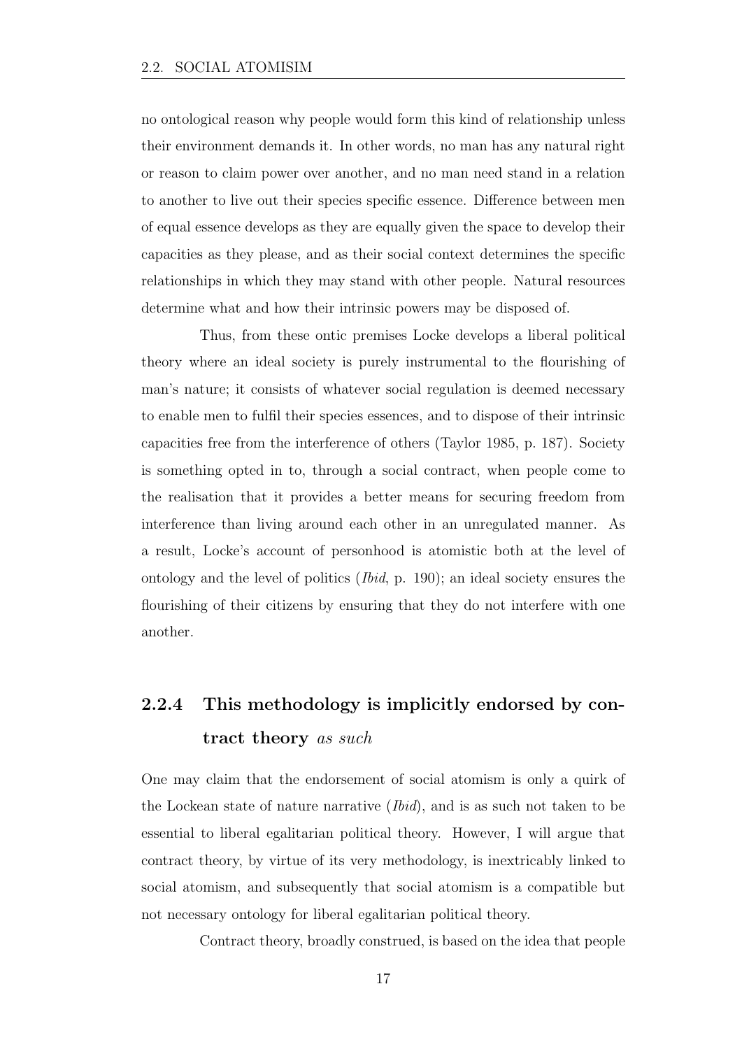no ontological reason why people would form this kind of relationship unless their environment demands it. In other words, no man has any natural right or reason to claim power over another, and no man need stand in a relation to another to live out their species specific essence. Difference between men of equal essence develops as they are equally given the space to develop their capacities as they please, and as their social context determines the specific relationships in which they may stand with other people. Natural resources determine what and how their intrinsic powers may be disposed of.

Thus, from these ontic premises Locke develops a liberal political theory where an ideal society is purely instrumental to the flourishing of man's nature; it consists of whatever social regulation is deemed necessary to enable men to fulfil their species essences, and to dispose of their intrinsic capacities free from the interference of others (Taylor 1985, p. 187). Society is something opted in to, through a social contract, when people come to the realisation that it provides a better means for securing freedom from interference than living around each other in an unregulated manner. As a result, Locke's account of personhood is atomistic both at the level of ontology and the level of politics (*Ibid*, p. 190); an ideal society ensures the flourishing of their citizens by ensuring that they do not interfere with one another.

### 2.2.4 This methodology is implicitly endorsed by contract theory *as such*

One may claim that the endorsement of social atomism is only a quirk of the Lockean state of nature narrative (*Ibid*), and is as such not taken to be essential to liberal egalitarian political theory. However, I will argue that contract theory, by virtue of its very methodology, is inextricably linked to social atomism, and subsequently that social atomism is a compatible but not necessary ontology for liberal egalitarian political theory.

Contract theory, broadly construed, is based on the idea that people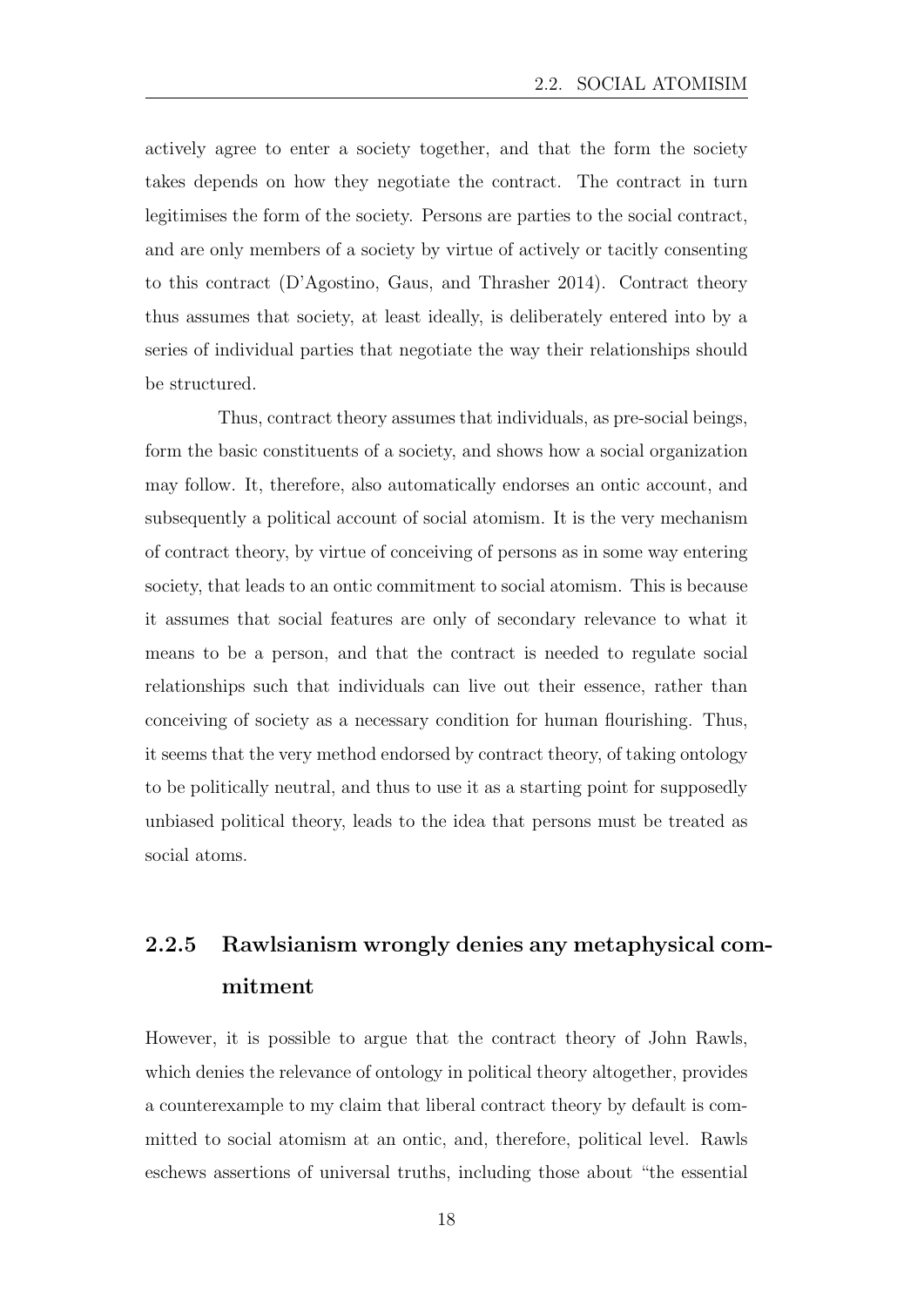actively agree to enter a society together, and that the form the society takes depends on how they negotiate the contract. The contract in turn legitimises the form of the society. Persons are parties to the social contract, and are only members of a society by virtue of actively or tacitly consenting to this contract (D'Agostino, Gaus, and Thrasher 2014). Contract theory thus assumes that society, at least ideally, is deliberately entered into by a series of individual parties that negotiate the way their relationships should be structured.

Thus, contract theory assumes that individuals, as pre-social beings, form the basic constituents of a society, and shows how a social organization may follow. It, therefore, also automatically endorses an ontic account, and subsequently a political account of social atomism. It is the very mechanism of contract theory, by virtue of conceiving of persons as in some way entering society, that leads to an ontic commitment to social atomism. This is because it assumes that social features are only of secondary relevance to what it means to be a person, and that the contract is needed to regulate social relationships such that individuals can live out their essence, rather than conceiving of society as a necessary condition for human flourishing. Thus, it seems that the very method endorsed by contract theory, of taking ontology to be politically neutral, and thus to use it as a starting point for supposedly unbiased political theory, leads to the idea that persons must be treated as social atoms.

### 2.2.5 Rawlsianism wrongly denies any metaphysical commitment

However, it is possible to argue that the contract theory of John Rawls, which denies the relevance of ontology in political theory altogether, provides a counterexample to my claim that liberal contract theory by default is committed to social atomism at an ontic, and, therefore, political level. Rawls eschews assertions of universal truths, including those about "the essential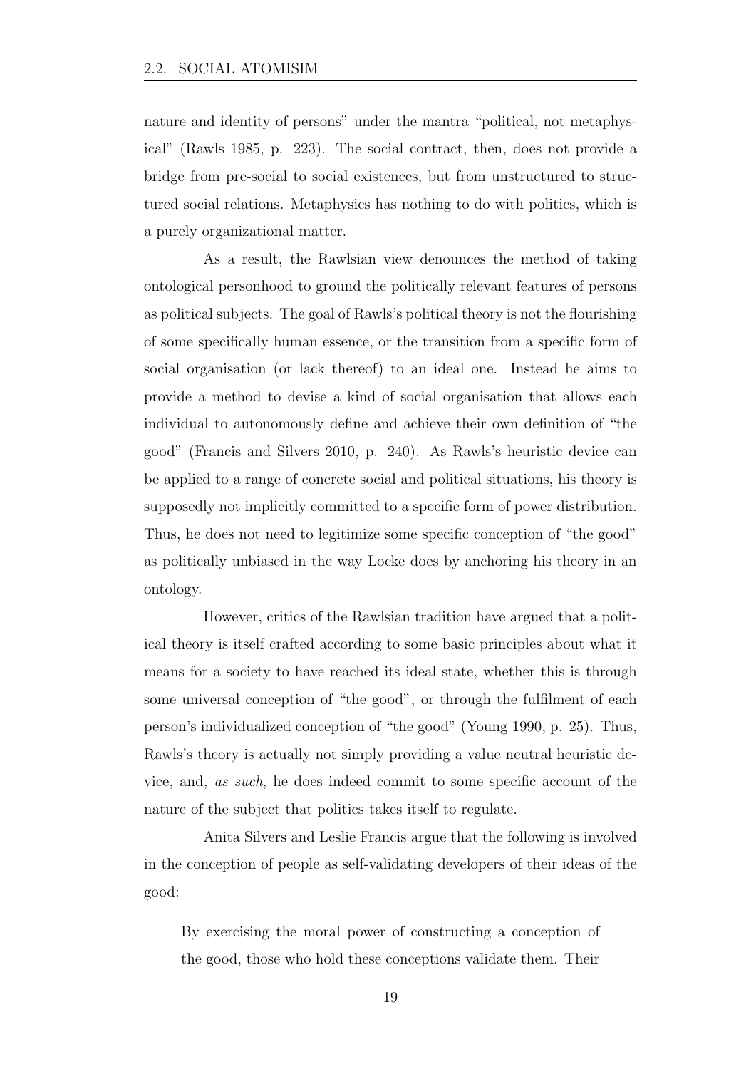nature and identity of persons" under the mantra "political, not metaphysical" (Rawls 1985, p. 223). The social contract, then, does not provide a bridge from pre-social to social existences, but from unstructured to structured social relations. Metaphysics has nothing to do with politics, which is a purely organizational matter.

As a result, the Rawlsian view denounces the method of taking ontological personhood to ground the politically relevant features of persons as political subjects. The goal of Rawls's political theory is not the flourishing of some specifically human essence, or the transition from a specific form of social organisation (or lack thereof) to an ideal one. Instead he aims to provide a method to devise a kind of social organisation that allows each individual to autonomously define and achieve their own definition of "the good" (Francis and Silvers 2010, p. 240). As Rawls's heuristic device can be applied to a range of concrete social and political situations, his theory is supposedly not implicitly committed to a specific form of power distribution. Thus, he does not need to legitimize some specific conception of "the good" as politically unbiased in the way Locke does by anchoring his theory in an ontology.

However, critics of the Rawlsian tradition have argued that a political theory is itself crafted according to some basic principles about what it means for a society to have reached its ideal state, whether this is through some universal conception of "the good", or through the fulfilment of each person's individualized conception of "the good" (Young 1990, p. 25). Thus, Rawls's theory is actually not simply providing a value neutral heuristic device, and, *as such*, he does indeed commit to some specific account of the nature of the subject that politics takes itself to regulate.

Anita Silvers and Leslie Francis argue that the following is involved in the conception of people as self-validating developers of their ideas of the good:

> By exercising the moral power of constructing a conception of the good, those who hold these conceptions validate them. Their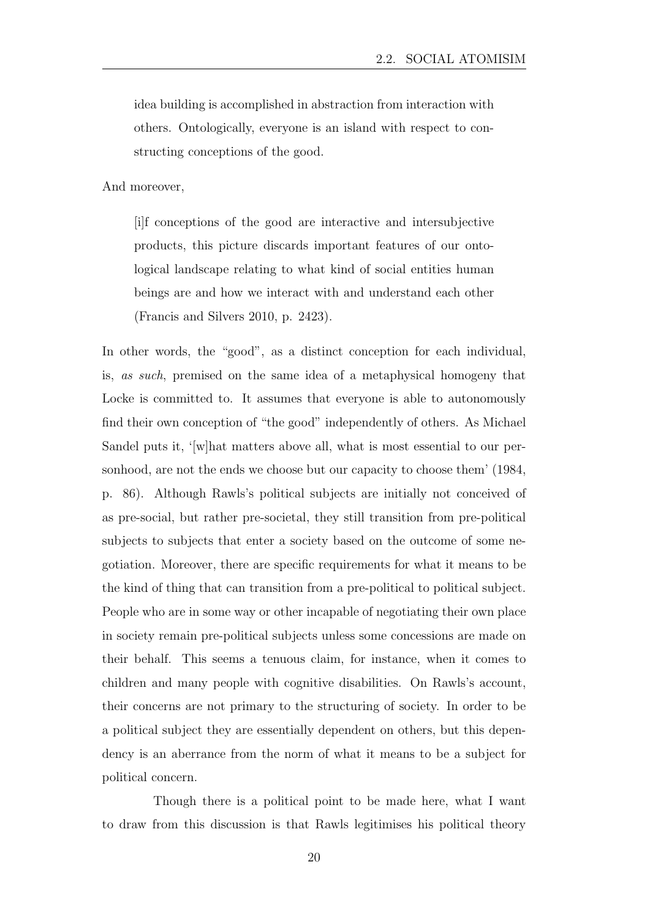> idea building is accomplished in abstraction from interaction with others. Ontologically, everyone is an island with respect to constructing conceptions of the good.

And moreover,

> [i]f conceptions of the good are interactive and intersubjective products, this picture discards important features of our ontological landscape relating to what kind of social entities human beings are and how we interact with and understand each other (Francis and Silvers 2010, p. 2423).

In other words, the "good", as a distinct conception for each individual, is, *as such*, premised on the same idea of a metaphysical homogeny that Locke is committed to. It assumes that everyone is able to autonomously find their own conception of "the good" independently of others. As Michael Sandel puts it, '[w]hat matters above all, what is most essential to our personhood, are not the ends we choose but our capacity to choose them' (1984, p. 86). Although Rawls's political subjects are initially not conceived of as pre-social, but rather pre-societal, they still transition from pre-political subjects to subjects that enter a society based on the outcome of some negotiation. Moreover, there are specific requirements for what it means to be the kind of thing that can transition from a pre-political to political subject. People who are in some way or other incapable of negotiating their own place in society remain pre-political subjects unless some concessions are made on their behalf. This seems a tenuous claim, for instance, when it comes to children and many people with cognitive disabilities. On Rawls's account, their concerns are not primary to the structuring of society. In order to be a political subject they are essentially dependent on others, but this dependency is an aberrance from the norm of what it means to be a subject for political concern.

Though there is a political point to be made here, what I want to draw from this discussion is that Rawls legitimises his political theory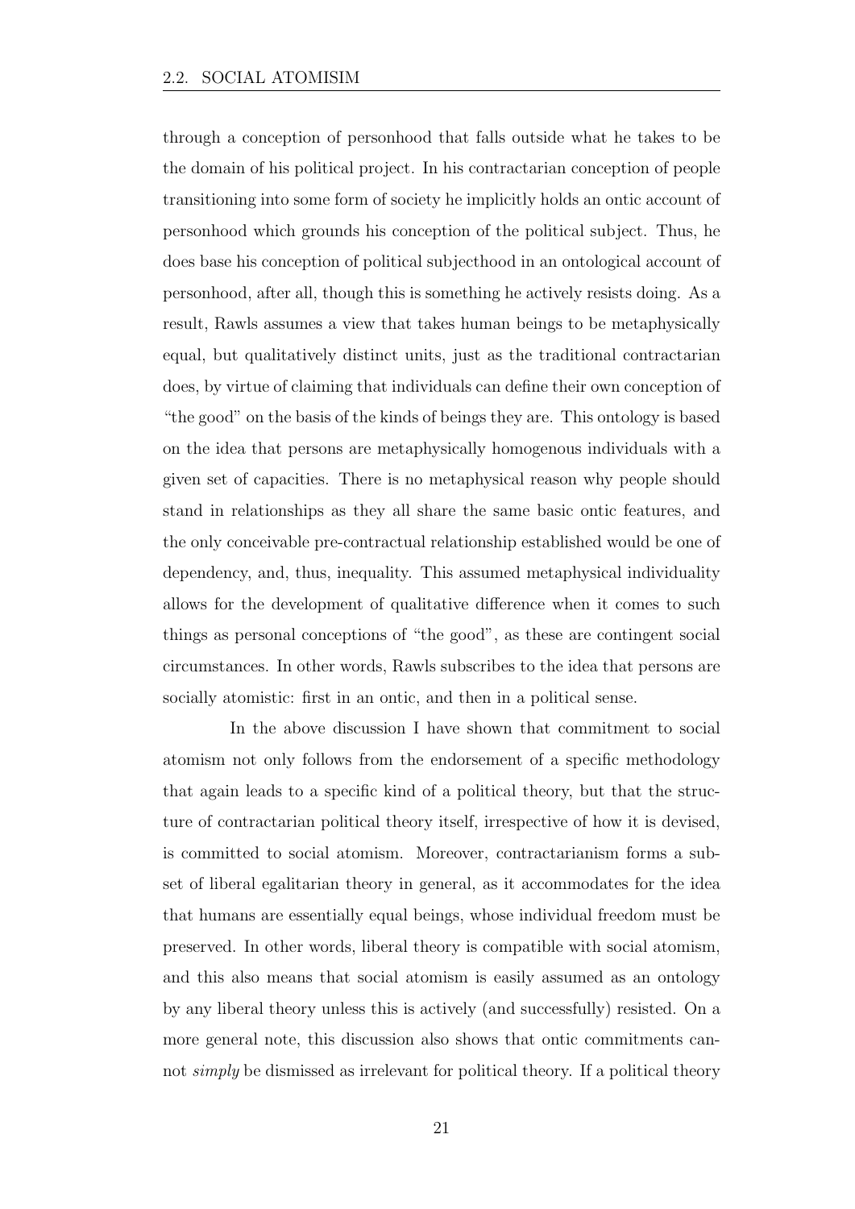through a conception of personhood that falls outside what he takes to be the domain of his political project. In his contractarian conception of people transitioning into some form of society he implicitly holds an ontic account of personhood which grounds his conception of the political subject. Thus, he does base his conception of political subjecthood in an ontological account of personhood, after all, though this is something he actively resists doing. As a result, Rawls assumes a view that takes human beings to be metaphysically equal, but qualitatively distinct units, just as the traditional contractarian does, by virtue of claiming that individuals can define their own conception of "the good" on the basis of the kinds of beings they are. This ontology is based on the idea that persons are metaphysically homogenous individuals with a given set of capacities. There is no metaphysical reason why people should stand in relationships as they all share the same basic ontic features, and the only conceivable pre-contractual relationship established would be one of dependency, and, thus, inequality. This assumed metaphysical individuality allows for the development of qualitative difference when it comes to such things as personal conceptions of "the good", as these are contingent social circumstances. In other words, Rawls subscribes to the idea that persons are socially atomistic: first in an ontic, and then in a political sense.

In the above discussion I have shown that commitment to social atomism not only follows from the endorsement of a specific methodology that again leads to a specific kind of a political theory, but that the structure of contractarian political theory itself, irrespective of how it is devised, is committed to social atomism. Moreover, contractarianism forms a subset of liberal egalitarian theory in general, as it accommodates for the idea that humans are essentially equal beings, whose individual freedom must be preserved. In other words, liberal theory is compatible with social atomism, and this also means that social atomism is easily assumed as an ontology by any liberal theory unless this is actively (and successfully) resisted. On a more general note, this discussion also shows that ontic commitments cannot *simply* be dismissed as irrelevant for political theory. If a political theory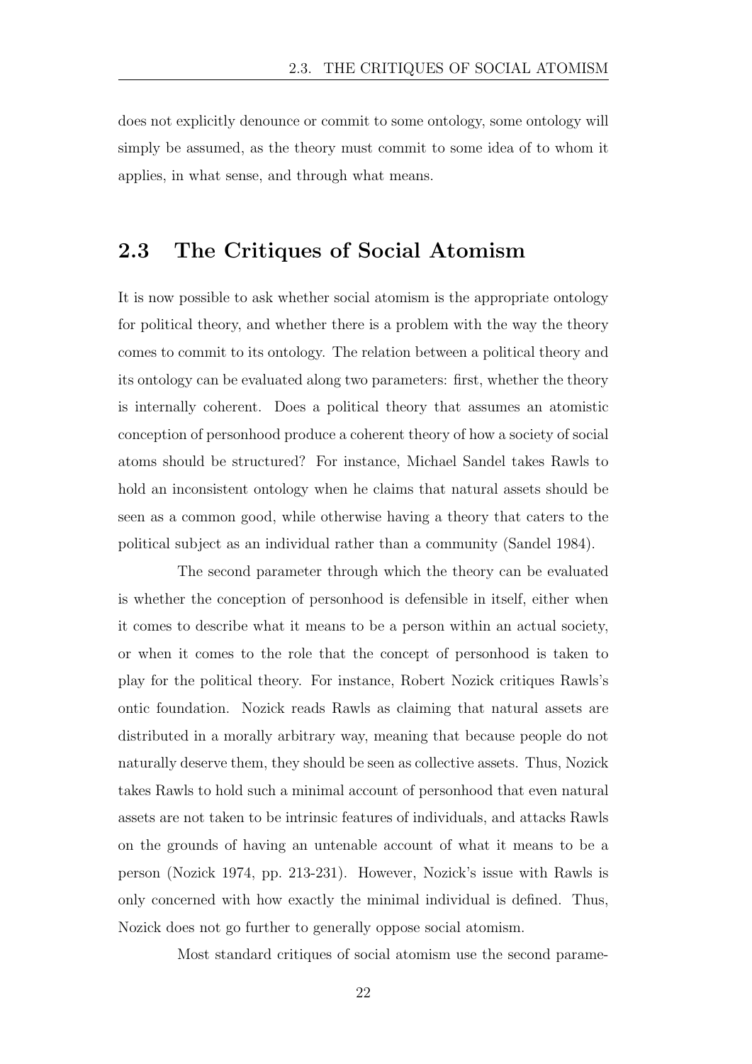does not explicitly denounce or commit to some ontology, some ontology will simply be assumed, as the theory must commit to some idea of to whom it applies, in what sense, and through what means.

## 2.3 The Critiques of Social Atomism

It is now possible to ask whether social atomism is the appropriate ontology for political theory, and whether there is a problem with the way the theory comes to commit to its ontology. The relation between a political theory and its ontology can be evaluated along two parameters: first, whether the theory is internally coherent. Does a political theory that assumes an atomistic conception of personhood produce a coherent theory of how a society of social atoms should be structured? For instance, Michael Sandel takes Rawls to hold an inconsistent ontology when he claims that natural assets should be seen as a common good, while otherwise having a theory that caters to the political subject as an individual rather than a community (Sandel 1984).

The second parameter through which the theory can be evaluated is whether the conception of personhood is defensible in itself, either when it comes to describe what it means to be a person within an actual society, or when it comes to the role that the concept of personhood is taken to play for the political theory. For instance, Robert Nozick critiques Rawls's ontic foundation. Nozick reads Rawls as claiming that natural assets are distributed in a morally arbitrary way, meaning that because people do not naturally deserve them, they should be seen as collective assets. Thus, Nozick takes Rawls to hold such a minimal account of personhood that even natural assets are not taken to be intrinsic features of individuals, and attacks Rawls on the grounds of having an untenable account of what it means to be a person (Nozick 1974, pp. 213-231). However, Nozick's issue with Rawls is only concerned with how exactly the minimal individual is defined. Thus, Nozick does not go further to generally oppose social atomism.

Most standard critiques of social atomism use the second parame-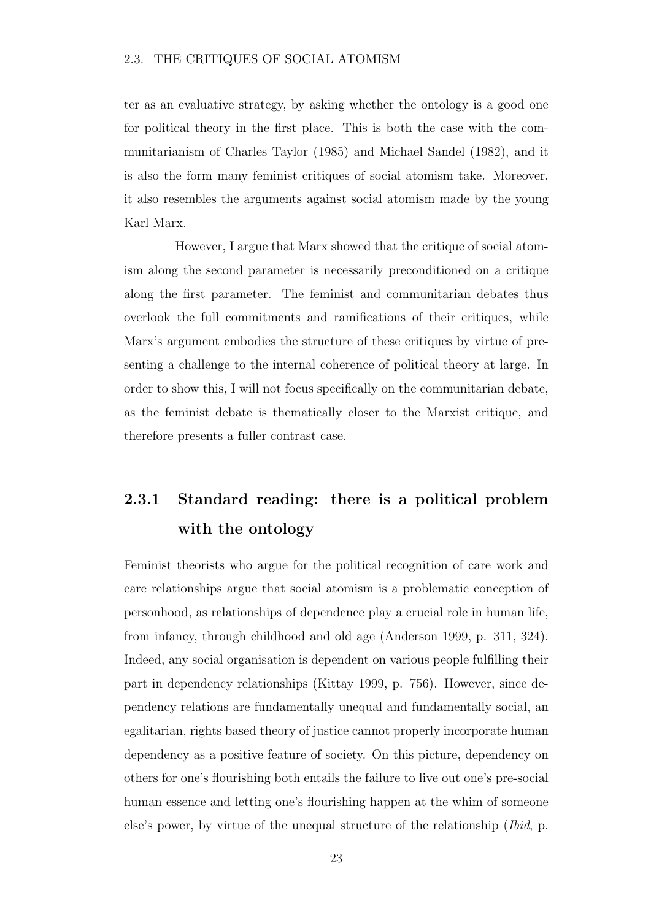ter as an evaluative strategy, by asking whether the ontology is a good one for political theory in the first place. This is both the case with the communitarianism of Charles Taylor (1985) and Michael Sandel (1982), and it is also the form many feminist critiques of social atomism take. Moreover, it also resembles the arguments against social atomism made by the young Karl Marx.

However, I argue that Marx showed that the critique of social atomism along the second parameter is necessarily preconditioned on a critique along the first parameter. The feminist and communitarian debates thus overlook the full commitments and ramifications of their critiques, while Marx's argument embodies the structure of these critiques by virtue of presenting a challenge to the internal coherence of political theory at large. In order to show this, I will not focus specifically on the communitarian debate, as the feminist debate is thematically closer to the Marxist critique, and therefore presents a fuller contrast case.

### 2.3.1 Standard reading: there is a political problem with the ontology

Feminist theorists who argue for the political recognition of care work and care relationships argue that social atomism is a problematic conception of personhood, as relationships of dependence play a crucial role in human life, from infancy, through childhood and old age (Anderson 1999, p. 311, 324). Indeed, any social organisation is dependent on various people fulfilling their part in dependency relationships (Kittay 1999, p. 756). However, since dependency relations are fundamentally unequal and fundamentally social, an egalitarian, rights based theory of justice cannot properly incorporate human dependency as a positive feature of society. On this picture, dependency on others for one's flourishing both entails the failure to live out one's pre-social human essence and letting one's flourishing happen at the whim of someone else's power, by virtue of the unequal structure of the relationship (*Ibid*, p.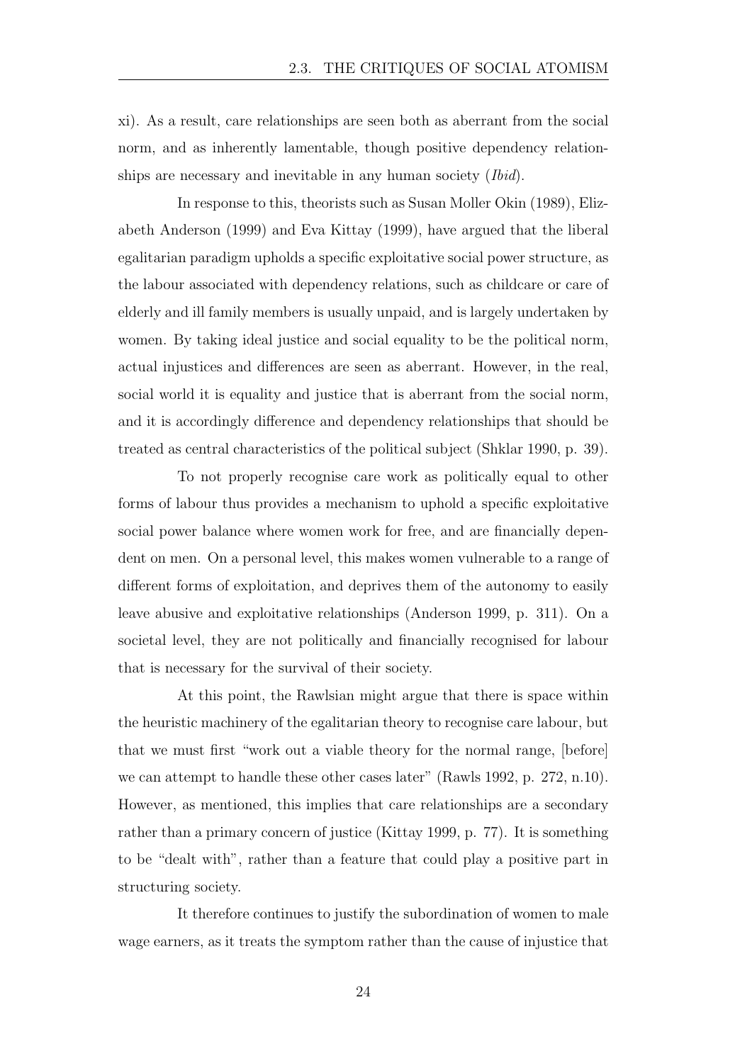xi). As a result, care relationships are seen both as aberrant from the social norm, and as inherently lamentable, though positive dependency relationships are necessary and inevitable in any human society (*Ibid*).

In response to this, theorists such as Susan Moller Okin (1989), Elizabeth Anderson (1999) and Eva Kittay (1999), have argued that the liberal egalitarian paradigm upholds a specific exploitative social power structure, as the labour associated with dependency relations, such as childcare or care of elderly and ill family members is usually unpaid, and is largely undertaken by women. By taking ideal justice and social equality to be the political norm, actual injustices and differences are seen as aberrant. However, in the real, social world it is equality and justice that is aberrant from the social norm, and it is accordingly difference and dependency relationships that should be treated as central characteristics of the political subject (Shklar 1990, p. 39).

To not properly recognise care work as politically equal to other forms of labour thus provides a mechanism to uphold a specific exploitative social power balance where women work for free, and are financially dependent on men. On a personal level, this makes women vulnerable to a range of different forms of exploitation, and deprives them of the autonomy to easily leave abusive and exploitative relationships (Anderson 1999, p. 311). On a societal level, they are not politically and financially recognised for labour that is necessary for the survival of their society.

At this point, the Rawlsian might argue that there is space within the heuristic machinery of the egalitarian theory to recognise care labour, but that we must first "work out a viable theory for the normal range, [before] we can attempt to handle these other cases later" (Rawls 1992, p. 272, n.10). However, as mentioned, this implies that care relationships are a secondary rather than a primary concern of justice (Kittay 1999, p. 77). It is something to be "dealt with", rather than a feature that could play a positive part in structuring society.

It therefore continues to justify the subordination of women to male wage earners, as it treats the symptom rather than the cause of injustice that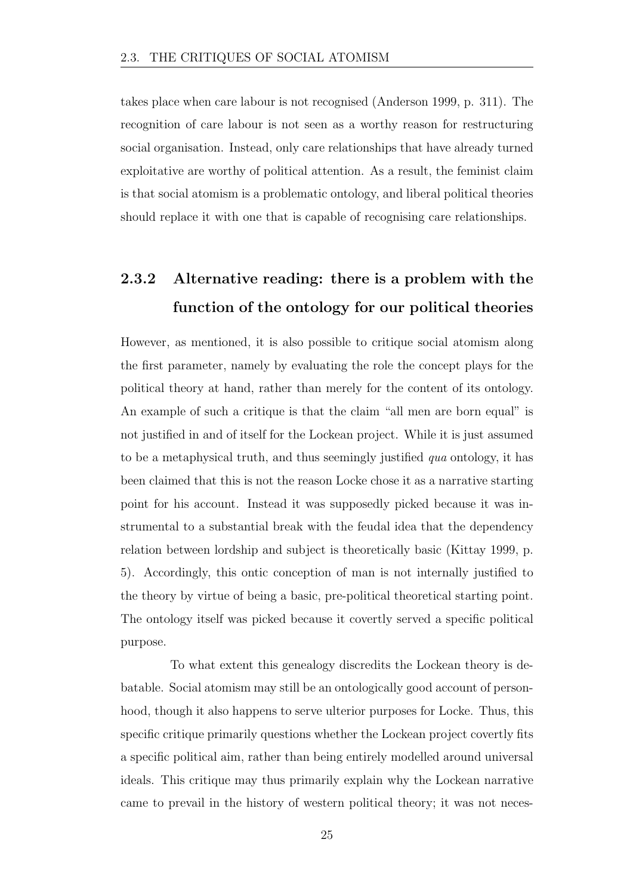takes place when care labour is not recognised (Anderson 1999, p. 311). The recognition of care labour is not seen as a worthy reason for restructuring social organisation. Instead, only care relationships that have already turned exploitative are worthy of political attention. As a result, the feminist claim is that social atomism is a problematic ontology, and liberal political theories should replace it with one that is capable of recognising care relationships.

### 2.3.2 Alternative reading: there is a problem with the function of the ontology for our political theories

However, as mentioned, it is also possible to critique social atomism along the first parameter, namely by evaluating the role the concept plays for the political theory at hand, rather than merely for the content of its ontology. An example of such a critique is that the claim "all men are born equal" is not justified in and of itself for the Lockean project. While it is just assumed to be a metaphysical truth, and thus seemingly justified *qua* ontology, it has been claimed that this is not the reason Locke chose it as a narrative starting point for his account. Instead it was supposedly picked because it was instrumental to a substantial break with the feudal idea that the dependency relation between lordship and subject is theoretically basic (Kittay 1999, p. 5). Accordingly, this ontic conception of man is not internally justified to the theory by virtue of being a basic, pre-political theoretical starting point. The ontology itself was picked because it covertly served a specific political purpose.

To what extent this genealogy discredits the Lockean theory is debatable. Social atomism may still be an ontologically good account of personhood, though it also happens to serve ulterior purposes for Locke. Thus, this specific critique primarily questions whether the Lockean project covertly fits a specific political aim, rather than being entirely modelled around universal ideals. This critique may thus primarily explain why the Lockean narrative came to prevail in the history of western political theory; it was not neces-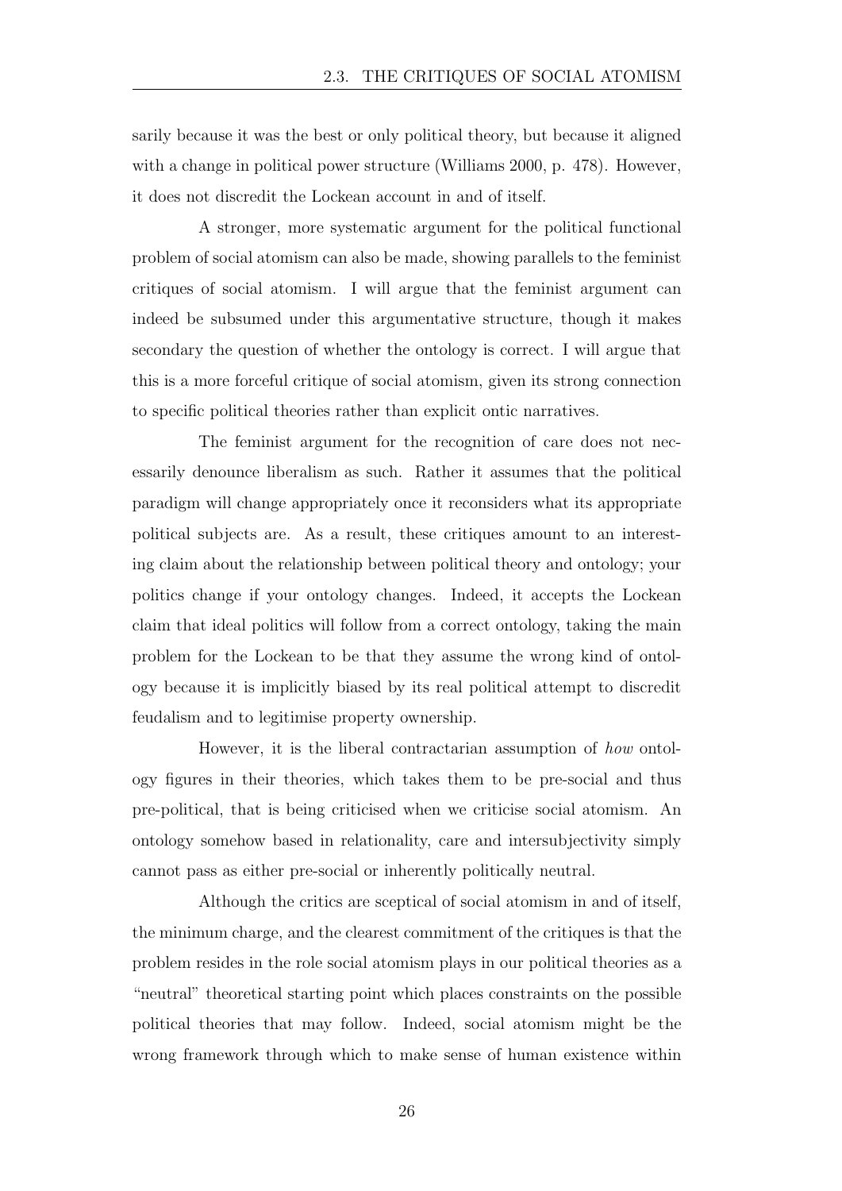sarily because it was the best or only political theory, but because it aligned with a change in political power structure (Williams 2000, p. 478). However, it does not discredit the Lockean account in and of itself.

A stronger, more systematic argument for the political functional problem of social atomism can also be made, showing parallels to the feminist critiques of social atomism. I will argue that the feminist argument can indeed be subsumed under this argumentative structure, though it makes secondary the question of whether the ontology is correct. I will argue that this is a more forceful critique of social atomism, given its strong connection to specific political theories rather than explicit ontic narratives.

The feminist argument for the recognition of care does not necessarily denounce liberalism as such. Rather it assumes that the political paradigm will change appropriately once it reconsiders what its appropriate political subjects are. As a result, these critiques amount to an interesting claim about the relationship between political theory and ontology; your politics change if your ontology changes. Indeed, it accepts the Lockean claim that ideal politics will follow from a correct ontology, taking the main problem for the Lockean to be that they assume the wrong kind of ontology because it is implicitly biased by its real political attempt to discredit feudalism and to legitimise property ownership.

However, it is the liberal contractarian assumption of *how* ontology figures in their theories, which takes them to be pre-social and thus pre-political, that is being criticised when we criticise social atomism. An ontology somehow based in relationality, care and intersubjectivity simply cannot pass as either pre-social or inherently politically neutral.

Although the critics are sceptical of social atomism in and of itself, the minimum charge, and the clearest commitment of the critiques is that the problem resides in the role social atomism plays in our political theories as a "neutral" theoretical starting point which places constraints on the possible political theories that may follow. Indeed, social atomism might be the wrong framework through which to make sense of human existence within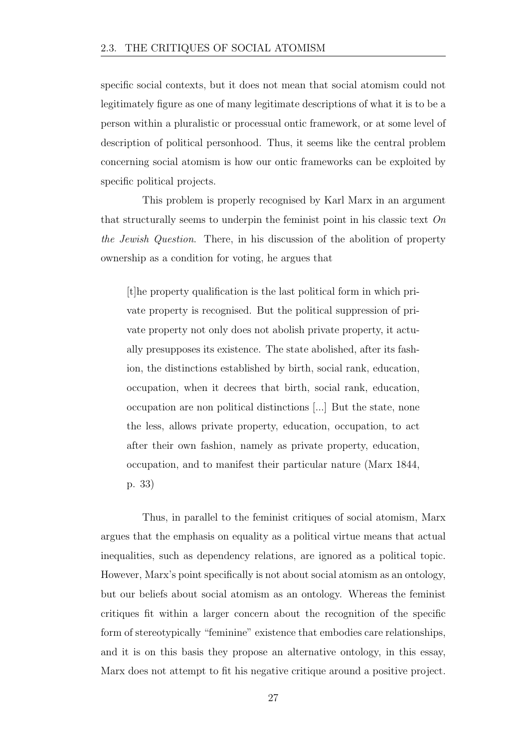specific social contexts, but it does not mean that social atomism could not legitimately figure as one of many legitimate descriptions of what it is to be a person within a pluralistic or processual ontic framework, or at some level of description of political personhood. Thus, it seems like the central problem concerning social atomism is how our ontic frameworks can be exploited by specific political projects.

This problem is properly recognised by Karl Marx in an argument that structurally seems to underpin the feminist point in his classic text *On the Jewish Question*. There, in his discussion of the abolition of property ownership as a condition for voting, he argues that

> [t]he property qualification is the last political form in which private property is recognised. But the political suppression of private property not only does not abolish private property, it actually presupposes its existence. The state abolished, after its fashion, the distinctions established by birth, social rank, education, occupation, when it decrees that birth, social rank, education, occupation are non political distinctions [...] But the state, none the less, allows private property, education, occupation, to act after their own fashion, namely as private property, education, occupation, and to manifest their particular nature (Marx 1844, p. 33)

Thus, in parallel to the feminist critiques of social atomism, Marx argues that the emphasis on equality as a political virtue means that actual inequalities, such as dependency relations, are ignored as a political topic. However, Marx's point specifically is not about social atomism as an ontology, but our beliefs about social atomism as an ontology. Whereas the feminist critiques fit within a larger concern about the recognition of the specific form of stereotypically "feminine" existence that embodies care relationships, and it is on this basis they propose an alternative ontology, in this essay, Marx does not attempt to fit his negative critique around a positive project.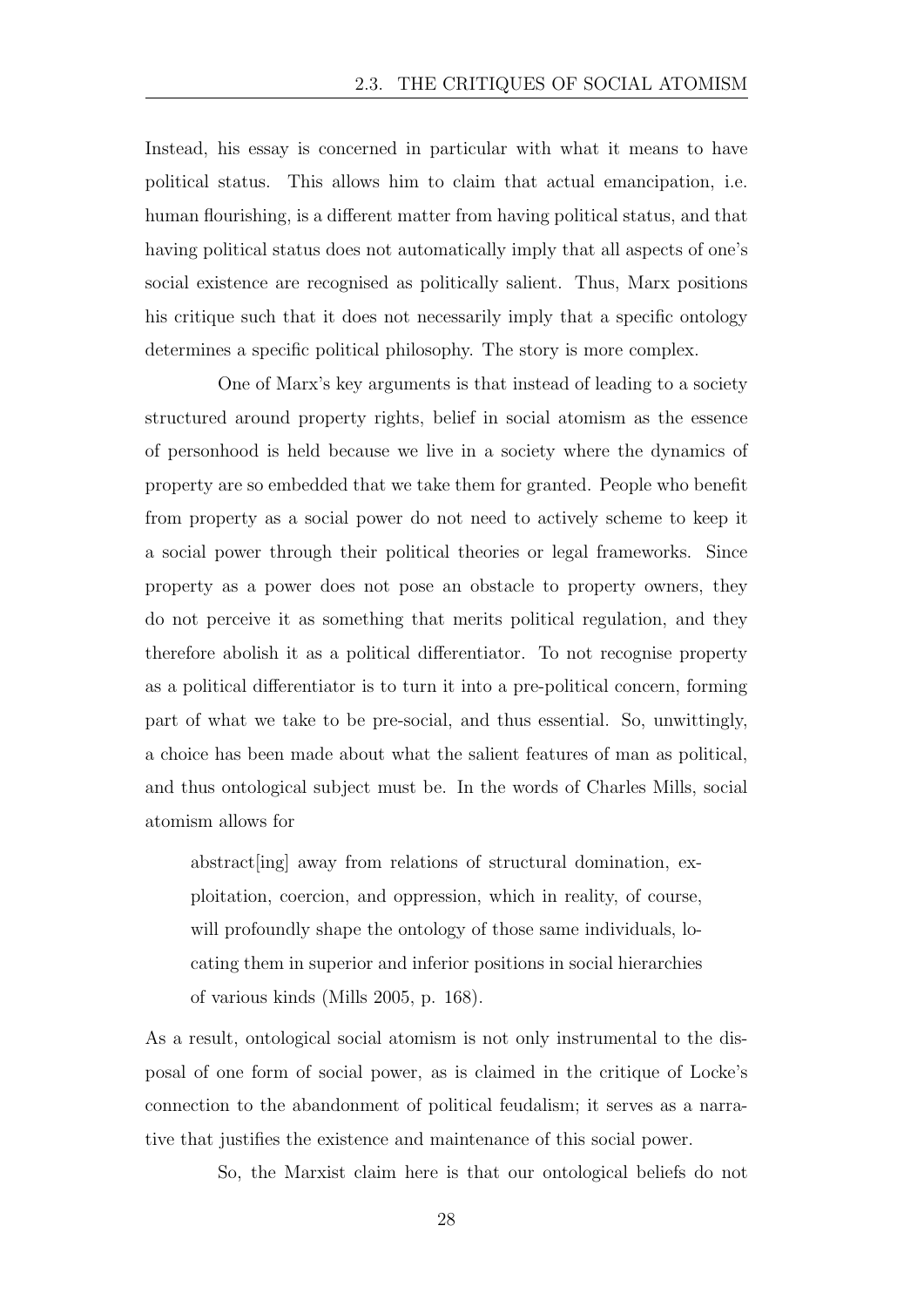Instead, his essay is concerned in particular with what it means to have political status. This allows him to claim that actual emancipation, i.e. human flourishing, is a different matter from having political status, and that having political status does not automatically imply that all aspects of one's social existence are recognised as politically salient. Thus, Marx positions his critique such that it does not necessarily imply that a specific ontology determines a specific political philosophy. The story is more complex.

One of Marx's key arguments is that instead of leading to a society structured around property rights, belief in social atomism as the essence of personhood is held because we live in a society where the dynamics of property are so embedded that we take them for granted. People who benefit from property as a social power do not need to actively scheme to keep it a social power through their political theories or legal frameworks. Since property as a power does not pose an obstacle to property owners, they do not perceive it as something that merits political regulation, and they therefore abolish it as a political differentiator. To not recognise property as a political differentiator is to turn it into a pre-political concern, forming part of what we take to be pre-social, and thus essential. So, unwittingly, a choice has been made about what the salient features of man as political, and thus ontological subject must be. In the words of Charles Mills, social atomism allows for

> abstract[ing] away from relations of structural domination, exploitation, coercion, and oppression, which in reality, of course, will profoundly shape the ontology of those same individuals, locating them in superior and inferior positions in social hierarchies of various kinds (Mills 2005, p. 168).

As a result, ontological social atomism is not only instrumental to the disposal of one form of social power, as is claimed in the critique of Locke's connection to the abandonment of political feudalism; it serves as a narrative that justifies the existence and maintenance of this social power.

So, the Marxist claim here is that our ontological beliefs do not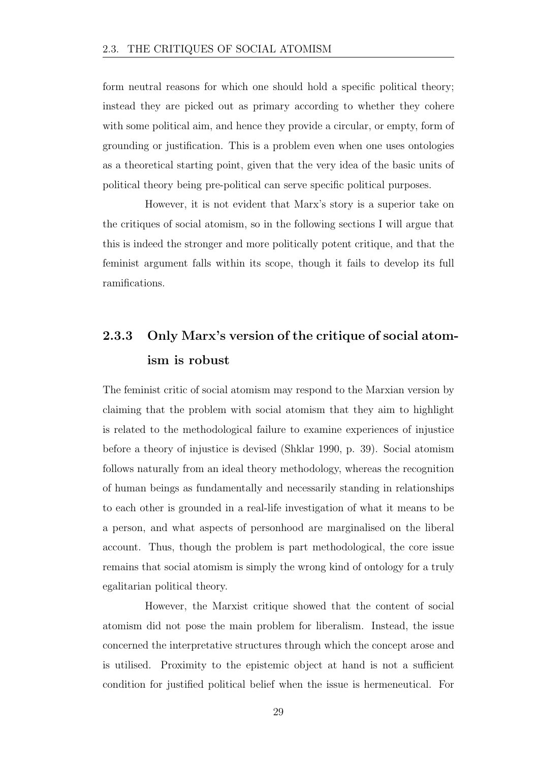form neutral reasons for which one should hold a specific political theory; instead they are picked out as primary according to whether they cohere with some political aim, and hence they provide a circular, or empty, form of grounding or justification. This is a problem even when one uses ontologies as a theoretical starting point, given that the very idea of the basic units of political theory being pre-political can serve specific political purposes.

However, it is not evident that Marx's story is a superior take on the critiques of social atomism, so in the following sections I will argue that this is indeed the stronger and more politically potent critique, and that the feminist argument falls within its scope, though it fails to develop its full ramifications.

### 2.3.3 Only Marx's version of the critique of social atomism is robust

The feminist critic of social atomism may respond to the Marxian version by claiming that the problem with social atomism that they aim to highlight is related to the methodological failure to examine experiences of injustice before a theory of injustice is devised (Shklar 1990, p. 39). Social atomism follows naturally from an ideal theory methodology, whereas the recognition of human beings as fundamentally and necessarily standing in relationships to each other is grounded in a real-life investigation of what it means to be a person, and what aspects of personhood are marginalised on the liberal account. Thus, though the problem is part methodological, the core issue remains that social atomism is simply the wrong kind of ontology for a truly egalitarian political theory.

However, the Marxist critique showed that the content of social atomism did not pose the main problem for liberalism. Instead, the issue concerned the interpretative structures through which the concept arose and is utilised. Proximity to the epistemic object at hand is not a sufficient condition for justified political belief when the issue is hermeneutical. For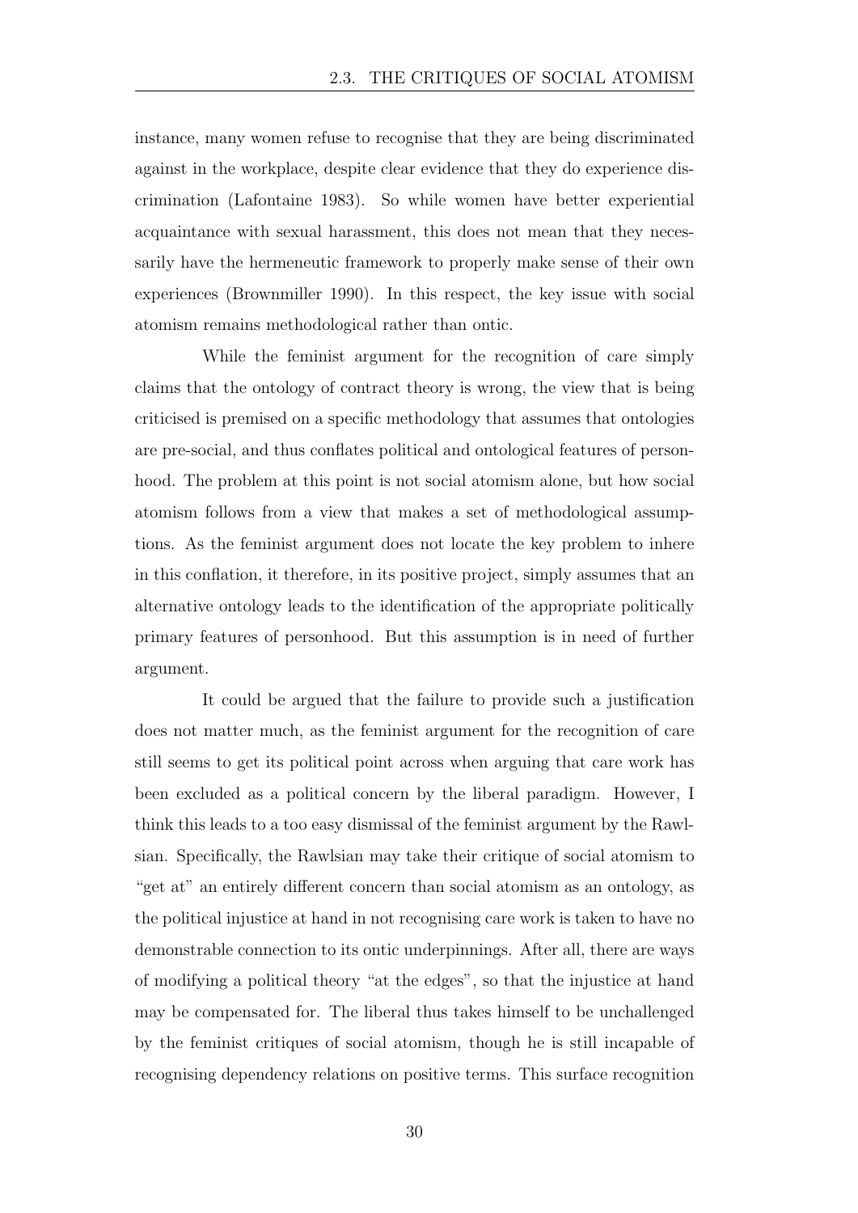instance, many women refuse to recognise that they are being discriminated against in the workplace, despite clear evidence that they do experience discrimination (Lafontaine 1983). So while women have better experiential acquaintance with sexual harassment, this does not mean that they necessarily have the hermeneutic framework to properly make sense of their own experiences (Brownmiller 1990). In this respect, the key issue with social atomism remains methodological rather than ontic.

While the feminist argument for the recognition of care simply claims that the ontology of contract theory is wrong, the view that is being criticised is premised on a specific methodology that assumes that ontologies are pre-social, and thus conflates political and ontological features of personhood. The problem at this point is not social atomism alone, but how social atomism follows from a view that makes a set of methodological assumptions. As the feminist argument does not locate the key problem to inhere in this conflation, it therefore, in its positive project, simply assumes that an alternative ontology leads to the identification of the appropriate politically primary features of personhood. But this assumption is in need of further argument.

It could be argued that the failure to provide such a justification does not matter much, as the feminist argument for the recognition of care still seems to get its political point across when arguing that care work has been excluded as a political concern by the liberal paradigm. However, I think this leads to a too easy dismissal of the feminist argument by the Rawlsian. Specifically, the Rawlsian may take their critique of social atomism to "get at" an entirely different concern than social atomism as an ontology, as the political injustice at hand in not recognising care work is taken to have no demonstrable connection to its ontic underpinnings. After all, there are ways of modifying a political theory "at the edges", so that the injustice at hand may be compensated for. The liberal thus takes himself to be unchallenged by the feminist critiques of social atomism, though he is still incapable of recognising dependency relations on positive terms. This surface recognition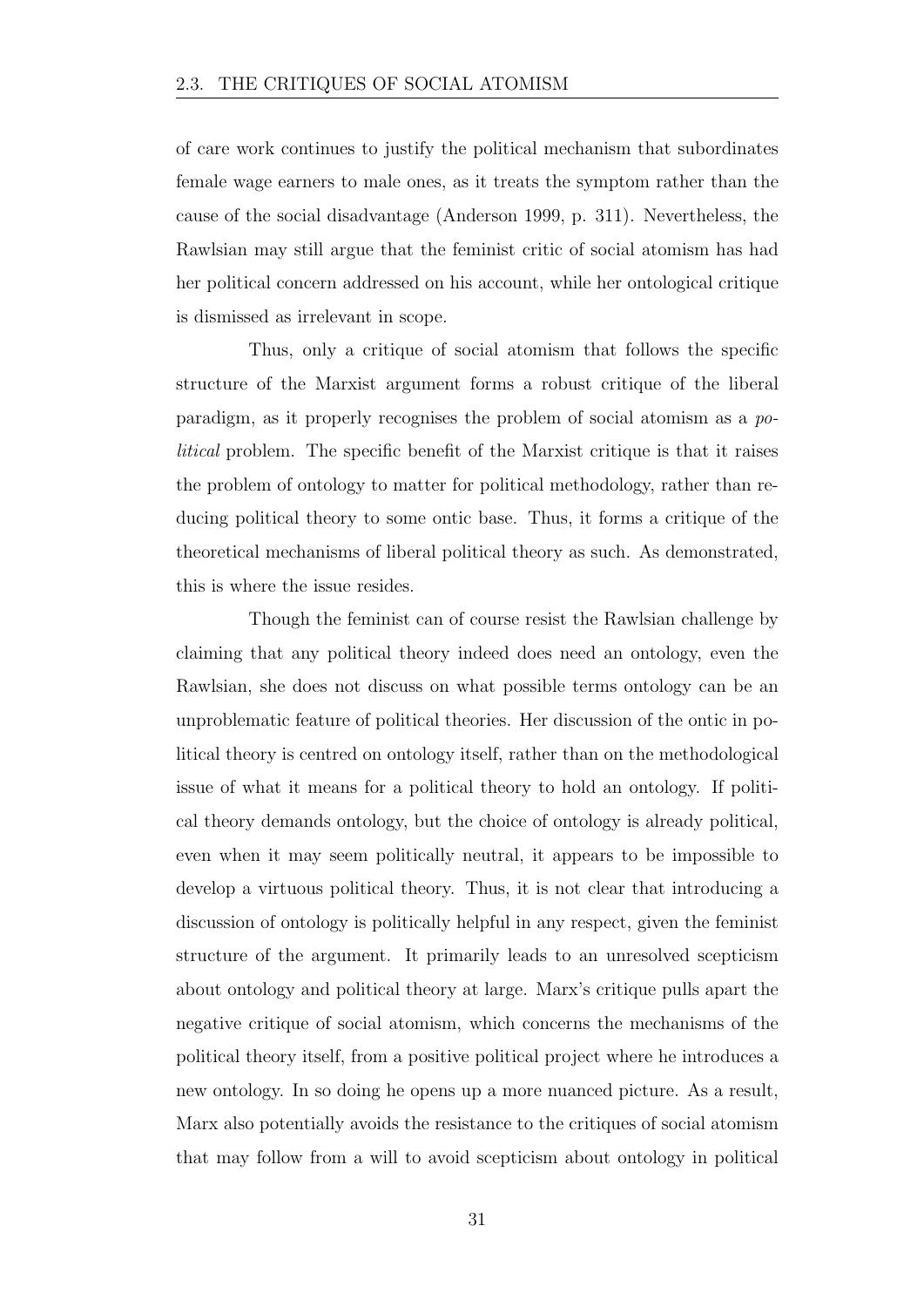of care work continues to justify the political mechanism that subordinates female wage earners to male ones, as it treats the symptom rather than the cause of the social disadvantage (Anderson 1999, p. 311). Nevertheless, the Rawlsian may still argue that the feminist critic of social atomism has had her political concern addressed on his account, while her ontological critique is dismissed as irrelevant in scope.

Thus, only a critique of social atomism that follows the specific structure of the Marxist argument forms a robust critique of the liberal paradigm, as it properly recognises the problem of social atomism as a *political* problem. The specific benefit of the Marxist critique is that it raises the problem of ontology to matter for political methodology, rather than reducing political theory to some ontic base. Thus, it forms a critique of the theoretical mechanisms of liberal political theory as such. As demonstrated, this is where the issue resides.

Though the feminist can of course resist the Rawlsian challenge by claiming that any political theory indeed does need an ontology, even the Rawlsian, she does not discuss on what possible terms ontology can be an unproblematic feature of political theories. Her discussion of the ontic in political theory is centred on ontology itself, rather than on the methodological issue of what it means for a political theory to hold an ontology. If political theory demands ontology, but the choice of ontology is already political, even when it may seem politically neutral, it appears to be impossible to develop a virtuous political theory. Thus, it is not clear that introducing a discussion of ontology is politically helpful in any respect, given the feminist structure of the argument. It primarily leads to an unresolved scepticism about ontology and political theory at large. Marx's critique pulls apart the negative critique of social atomism, which concerns the mechanisms of the political theory itself, from a positive political project where he introduces a new ontology. In so doing he opens up a more nuanced picture. As a result, Marx also potentially avoids the resistance to the critiques of social atomism that may follow from a will to avoid scepticism about ontology in political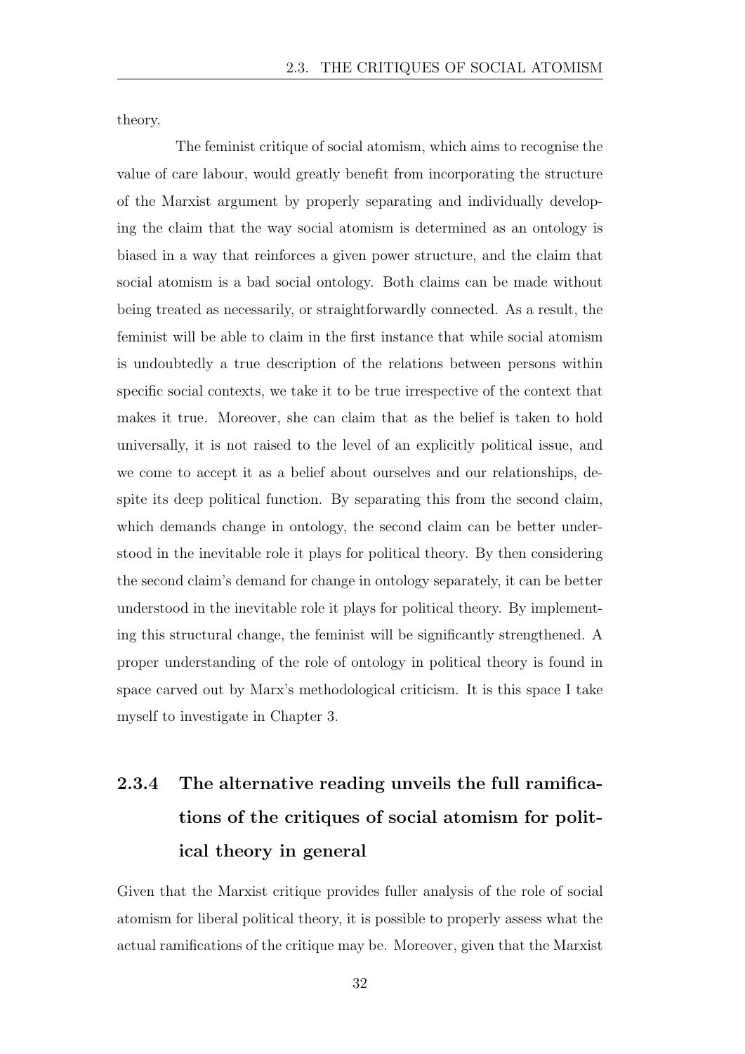theory.

The feminist critique of social atomism, which aims to recognise the value of care labour, would greatly benefit from incorporating the structure of the Marxist argument by properly separating and individually developing the claim that the way social atomism is determined as an ontology is biased in a way that reinforces a given power structure, and the claim that social atomism is a bad social ontology. Both claims can be made without being treated as necessarily, or straightforwardly connected. As a result, the feminist will be able to claim in the first instance that while social atomism is undoubtedly a true description of the relations between persons within specific social contexts, we take it to be true irrespective of the context that makes it true. Moreover, she can claim that as the belief is taken to hold universally, it is not raised to the level of an explicitly political issue, and we come to accept it as a belief about ourselves and our relationships, despite its deep political function. By separating this from the second claim, which demands change in ontology, the second claim can be better understood in the inevitable role it plays for political theory. By then considering the second claim's demand for change in ontology separately, it can be better understood in the inevitable role it plays for political theory. By implementing this structural change, the feminist will be significantly strengthened. A proper understanding of the role of ontology in political theory is found in space carved out by Marx's methodological criticism. It is this space I take myself to investigate in Chapter 3.

### 2.3.4 The alternative reading unveils the full ramifications of the critiques of social atomism for political theory in general

Given that the Marxist critique provides fuller analysis of the role of social atomism for liberal political theory, it is possible to properly assess what the actual ramifications of the critique may be. Moreover, given that the Marxist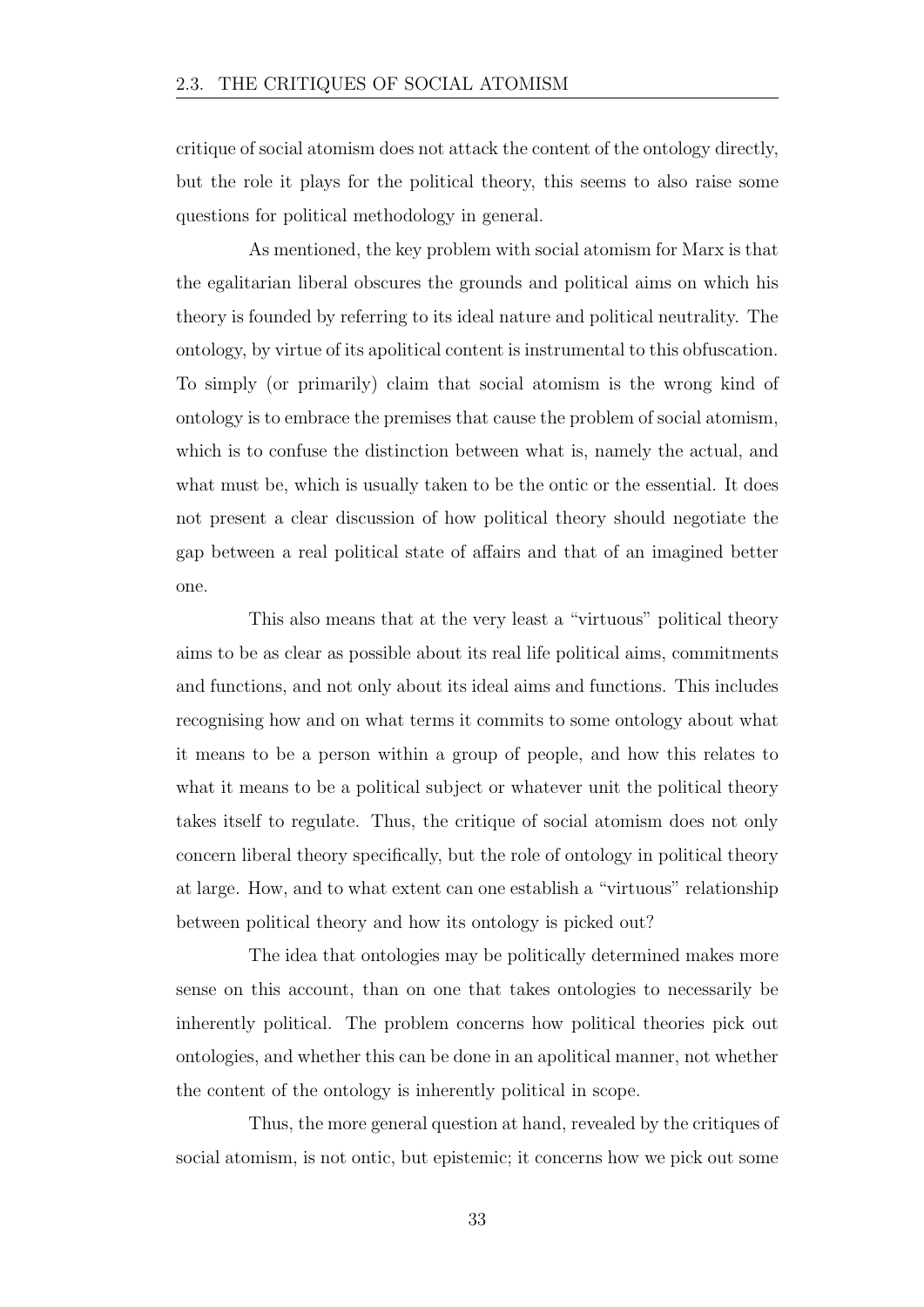critique of social atomism does not attack the content of the ontology directly, but the role it plays for the political theory, this seems to also raise some questions for political methodology in general.

As mentioned, the key problem with social atomism for Marx is that the egalitarian liberal obscures the grounds and political aims on which his theory is founded by referring to its ideal nature and political neutrality. The ontology, by virtue of its apolitical content is instrumental to this obfuscation. To simply (or primarily) claim that social atomism is the wrong kind of ontology is to embrace the premises that cause the problem of social atomism, which is to confuse the distinction between what is, namely the actual, and what must be, which is usually taken to be the ontic or the essential. It does not present a clear discussion of how political theory should negotiate the gap between a real political state of affairs and that of an imagined better one.

This also means that at the very least a "virtuous" political theory aims to be as clear as possible about its real life political aims, commitments and functions, and not only about its ideal aims and functions. This includes recognising how and on what terms it commits to some ontology about what it means to be a person within a group of people, and how this relates to what it means to be a political subject or whatever unit the political theory takes itself to regulate. Thus, the critique of social atomism does not only concern liberal theory specifically, but the role of ontology in political theory at large. How, and to what extent can one establish a "virtuous" relationship between political theory and how its ontology is picked out?

The idea that ontologies may be politically determined makes more sense on this account, than on one that takes ontologies to necessarily be inherently political. The problem concerns how political theories pick out ontologies, and whether this can be done in an apolitical manner, not whether the content of the ontology is inherently political in scope.

Thus, the more general question at hand, revealed by the critiques of social atomism, is not ontic, but epistemic; it concerns how we pick out some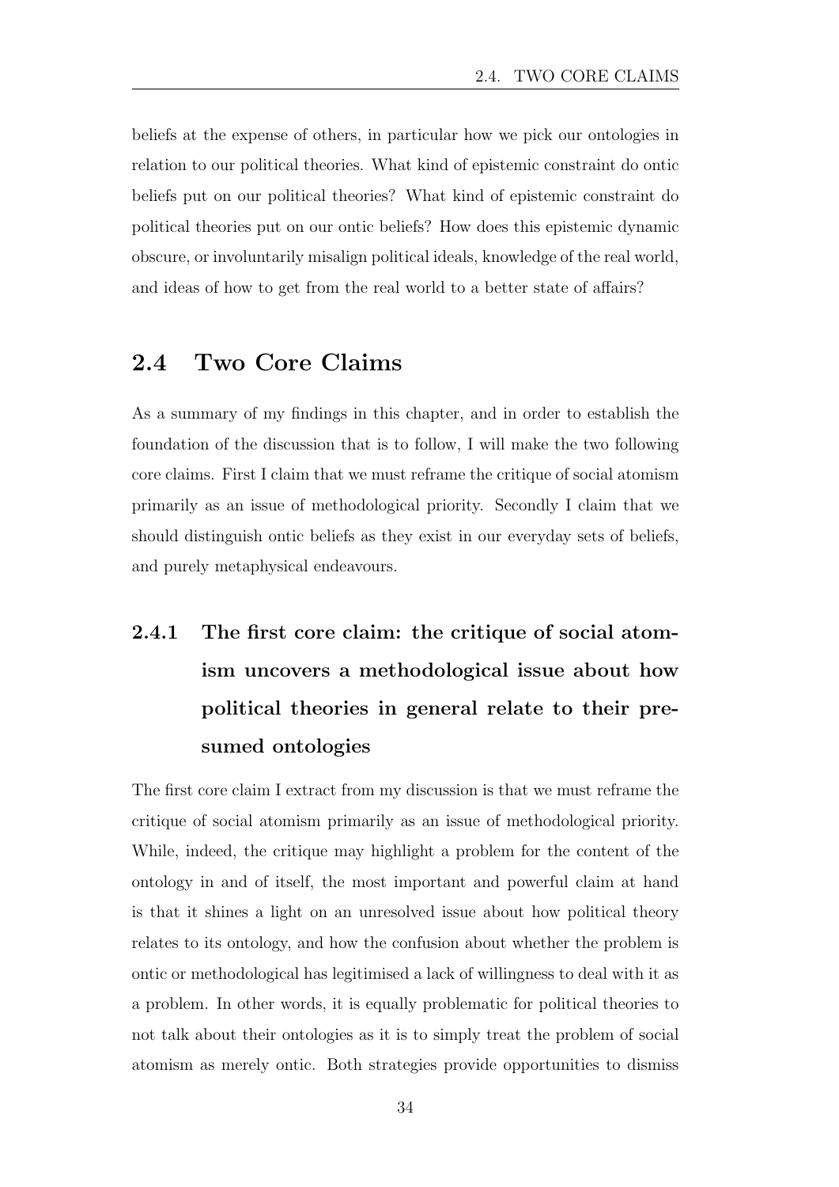beliefs at the expense of others, in particular how we pick our ontologies in relation to our political theories. What kind of epistemic constraint do ontic beliefs put on our political theories? What kind of epistemic constraint do political theories put on our ontic beliefs? How does this epistemic dynamic obscure, or involuntarily misalign political ideals, knowledge of the real world, and ideas of how to get from the real world to a better state of affairs?

## 2.4 Two Core Claims

As a summary of my findings in this chapter, and in order to establish the foundation of the discussion that is to follow, I will make the two following core claims. First I claim that we must reframe the critique of social atomism primarily as an issue of methodological priority. Secondly I claim that we should distinguish ontic beliefs as they exist in our everyday sets of beliefs, and purely metaphysical endeavours.

### 2.4.1 The first core claim: the critique of social atomism uncovers a methodological issue about how political theories in general relate to their presumed ontologies

The first core claim I extract from my discussion is that we must reframe the critique of social atomism primarily as an issue of methodological priority. While, indeed, the critique may highlight a problem for the content of the ontology in and of itself, the most important and powerful claim at hand is that it shines a light on an unresolved issue about how political theory relates to its ontology, and how the confusion about whether the problem is ontic or methodological has legitimised a lack of willingness to deal with it as a problem. In other words, it is equally problematic for political theories to not talk about their ontologies as it is to simply treat the problem of social atomism as merely ontic. Both strategies provide opportunities to dismiss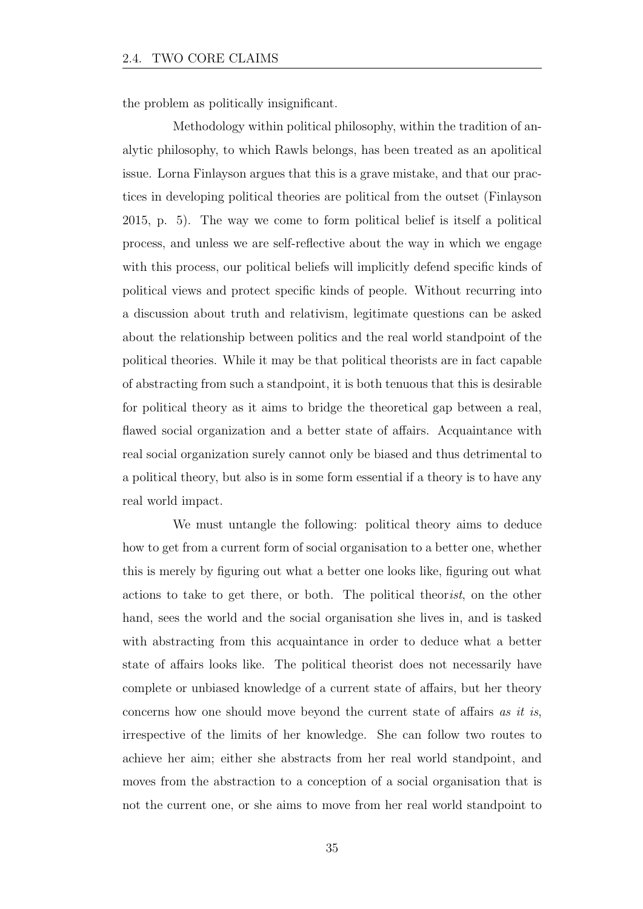the problem as politically insignificant.

Methodology within political philosophy, within the tradition of analytic philosophy, to which Rawls belongs, has been treated as an apolitical issue. Lorna Finlayson argues that this is a grave mistake, and that our practices in developing political theories are political from the outset (Finlayson 2015, p. 5). The way we come to form political belief is itself a political process, and unless we are self-reflective about the way in which we engage with this process, our political beliefs will implicitly defend specific kinds of political views and protect specific kinds of people. Without recurring into a discussion about truth and relativism, legitimate questions can be asked about the relationship between politics and the real world standpoint of the political theories. While it may be that political theorists are in fact capable of abstracting from such a standpoint, it is both tenuous that this is desirable for political theory as it aims to bridge the theoretical gap between a real, flawed social organization and a better state of affairs. Acquaintance with real social organization surely cannot only be biased and thus detrimental to a political theory, but also is in some form essential if a theory is to have any real world impact.

We must untangle the following: political theory aims to deduce how to get from a current form of social organisation to a better one, whether this is merely by figuring out what a better one looks like, figuring out what actions to take to get there, or both. The political theor*ist*, on the other hand, sees the world and the social organisation she lives in, and is tasked with abstracting from this acquaintance in order to deduce what a better state of affairs looks like. The political theorist does not necessarily have complete or unbiased knowledge of a current state of affairs, but her theory concerns how one should move beyond the current state of affairs *as it is*, irrespective of the limits of her knowledge. She can follow two routes to achieve her aim; either she abstracts from her real world standpoint, and moves from the abstraction to a conception of a social organisation that is not the current one, or she aims to move from her real world standpoint to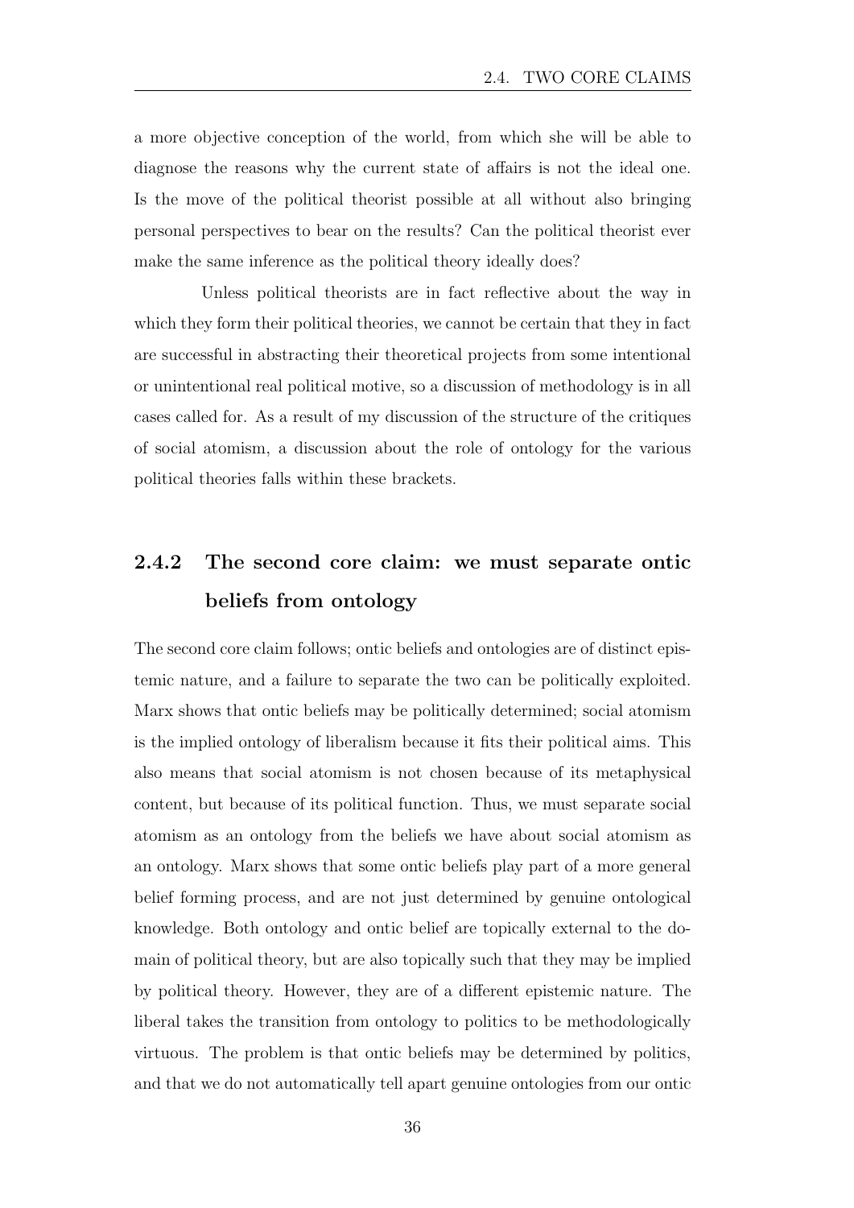a more objective conception of the world, from which she will be able to diagnose the reasons why the current state of affairs is not the ideal one. Is the move of the political theorist possible at all without also bringing personal perspectives to bear on the results? Can the political theorist ever make the same inference as the political theory ideally does?

Unless political theorists are in fact reflective about the way in which they form their political theories, we cannot be certain that they in fact are successful in abstracting their theoretical projects from some intentional or unintentional real political motive, so a discussion of methodology is in all cases called for. As a result of my discussion of the structure of the critiques of social atomism, a discussion about the role of ontology for the various political theories falls within these brackets.

### 2.4.2 The second core claim: we must separate ontic beliefs from ontology

The second core claim follows; ontic beliefs and ontologies are of distinct epistemic nature, and a failure to separate the two can be politically exploited. Marx shows that ontic beliefs may be politically determined; social atomism is the implied ontology of liberalism because it fits their political aims. This also means that social atomism is not chosen because of its metaphysical content, but because of its political function. Thus, we must separate social atomism as an ontology from the beliefs we have about social atomism as an ontology. Marx shows that some ontic beliefs play part of a more general belief forming process, and are not just determined by genuine ontological knowledge. Both ontology and ontic belief are topically external to the domain of political theory, but are also topically such that they may be implied by political theory. However, they are of a different epistemic nature. The liberal takes the transition from ontology to politics to be methodologically virtuous. The problem is that ontic beliefs may be determined by politics, and that we do not automatically tell apart genuine ontologies from our ontic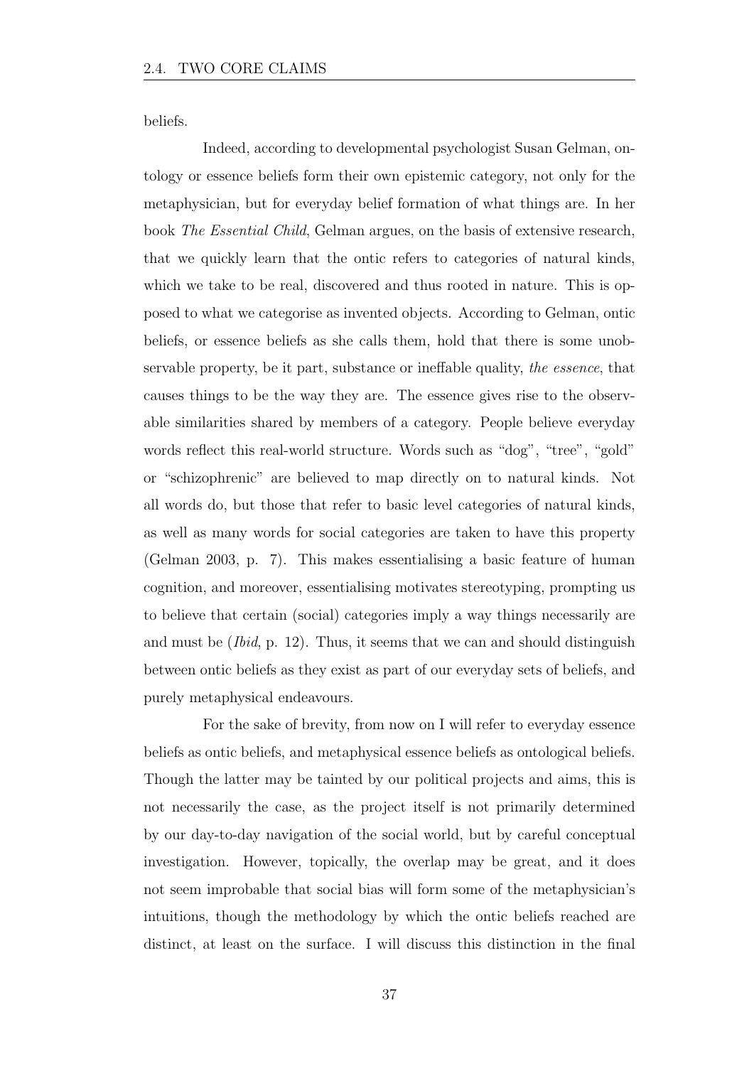beliefs.

Indeed, according to developmental psychologist Susan Gelman, ontology or essence beliefs form their own epistemic category, not only for the metaphysician, but for everyday belief formation of what things are. In her book *The Essential Child*, Gelman argues, on the basis of extensive research, that we quickly learn that the ontic refers to categories of natural kinds, which we take to be real, discovered and thus rooted in nature. This is opposed to what we categorise as invented objects. According to Gelman, ontic beliefs, or essence beliefs as she calls them, hold that there is some unobservable property, be it part, substance or ineffable quality, *the essence*, that causes things to be the way they are. The essence gives rise to the observable similarities shared by members of a category. People believe everyday words reflect this real-world structure. Words such as "dog", "tree", "gold" or "schizophrenic" are believed to map directly on to natural kinds. Not all words do, but those that refer to basic level categories of natural kinds, as well as many words for social categories are taken to have this property (Gelman 2003, p. 7). This makes essentialising a basic feature of human cognition, and moreover, essentialising motivates stereotyping, prompting us to believe that certain (social) categories imply a way things necessarily are and must be (*Ibid*, p. 12). Thus, it seems that we can and should distinguish between ontic beliefs as they exist as part of our everyday sets of beliefs, and purely metaphysical endeavours.

For the sake of brevity, from now on I will refer to everyday essence beliefs as ontic beliefs, and metaphysical essence beliefs as ontological beliefs. Though the latter may be tainted by our political projects and aims, this is not necessarily the case, as the project itself is not primarily determined by our day-to-day navigation of the social world, but by careful conceptual investigation. However, topically, the overlap may be great, and it does not seem improbable that social bias will form some of the metaphysician's intuitions, though the methodology by which the ontic beliefs reached are distinct, at least on the surface. I will discuss this distinction in the final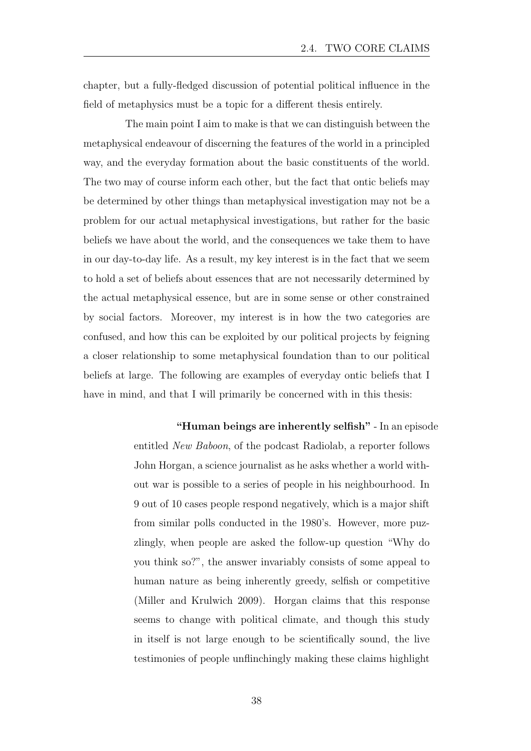chapter, but a fully-fledged discussion of potential political influence in the field of metaphysics must be a topic for a different thesis entirely.

The main point I aim to make is that we can distinguish between the metaphysical endeavour of discerning the features of the world in a principled way, and the everyday formation about the basic constituents of the world. The two may of course inform each other, but the fact that ontic beliefs may be determined by other things than metaphysical investigation may not be a problem for our actual metaphysical investigations, but rather for the basic beliefs we have about the world, and the consequences we take them to have in our day-to-day life. As a result, my key interest is in the fact that we seem to hold a set of beliefs about essences that are not necessarily determined by the actual metaphysical essence, but are in some sense or other constrained by social factors. Moreover, my interest is in how the two categories are confused, and how this can be exploited by our political projects by feigning a closer relationship to some metaphysical foundation than to our political beliefs at large. The following are examples of everyday ontic beliefs that I have in mind, and that I will primarily be concerned with in this thesis:

> **"Human beings are inherently selfish"** - In an episode entitled *New Baboon*, of the podcast Radiolab, a reporter follows John Horgan, a science journalist as he asks whether a world without war is possible to a series of people in his neighbourhood. In 9 out of 10 cases people respond negatively, which is a major shift from similar polls conducted in the 1980's. However, more puzzlingly, when people are asked the follow-up question "Why do you think so?", the answer invariably consists of some appeal to human nature as being inherently greedy, selfish or competitive (Miller and Krulwich 2009). Horgan claims that this response seems to change with political climate, and though this study in itself is not large enough to be scientifically sound, the live testimonies of people unflinchingly making these claims highlight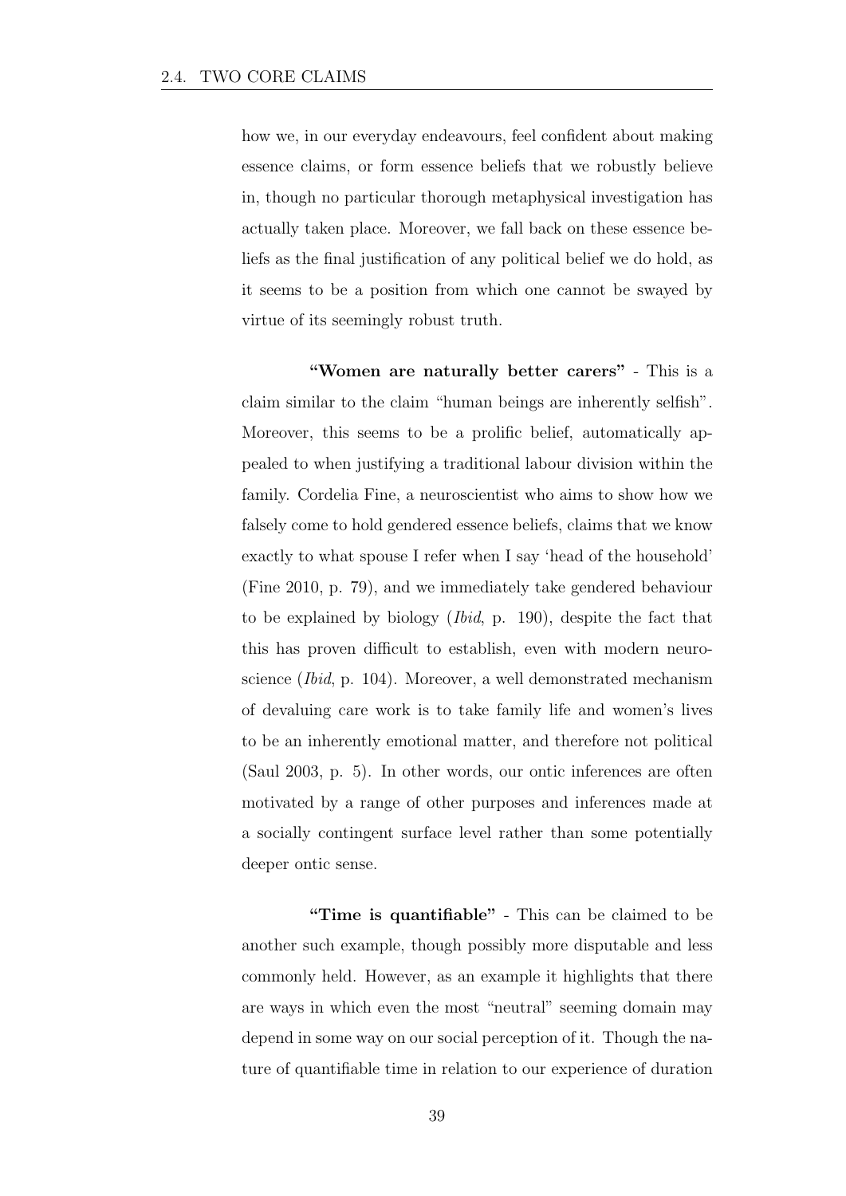how we, in our everyday endeavours, feel confident about making essence claims, or form essence beliefs that we robustly believe in, though no particular thorough metaphysical investigation has actually taken place. Moreover, we fall back on these essence beliefs as the final justification of any political belief we do hold, as it seems to be a position from which one cannot be swayed by virtue of its seemingly robust truth.

**"Women are naturally better carers"** - This is a claim similar to the claim "human beings are inherently selfish". Moreover, this seems to be a prolific belief, automatically appealed to when justifying a traditional labour division within the family. Cordelia Fine, a neuroscientist who aims to show how we falsely come to hold gendered essence beliefs, claims that we know exactly to what spouse I refer when I say 'head of the household' (Fine 2010, p. 79), and we immediately take gendered behaviour to be explained by biology (*Ibid*, p. 190), despite the fact that this has proven difficult to establish, even with modern neuroscience (*Ibid*, p. 104). Moreover, a well demonstrated mechanism of devaluing care work is to take family life and women's lives to be an inherently emotional matter, and therefore not political (Saul 2003, p. 5). In other words, our ontic inferences are often motivated by a range of other purposes and inferences made at a socially contingent surface level rather than some potentially deeper ontic sense.

**"Time is quantifiable"** - This can be claimed to be another such example, though possibly more disputable and less commonly held. However, as an example it highlights that there are ways in which even the most "neutral" seeming domain may depend in some way on our social perception of it. Though the nature of quantifiable time in relation to our experience of duration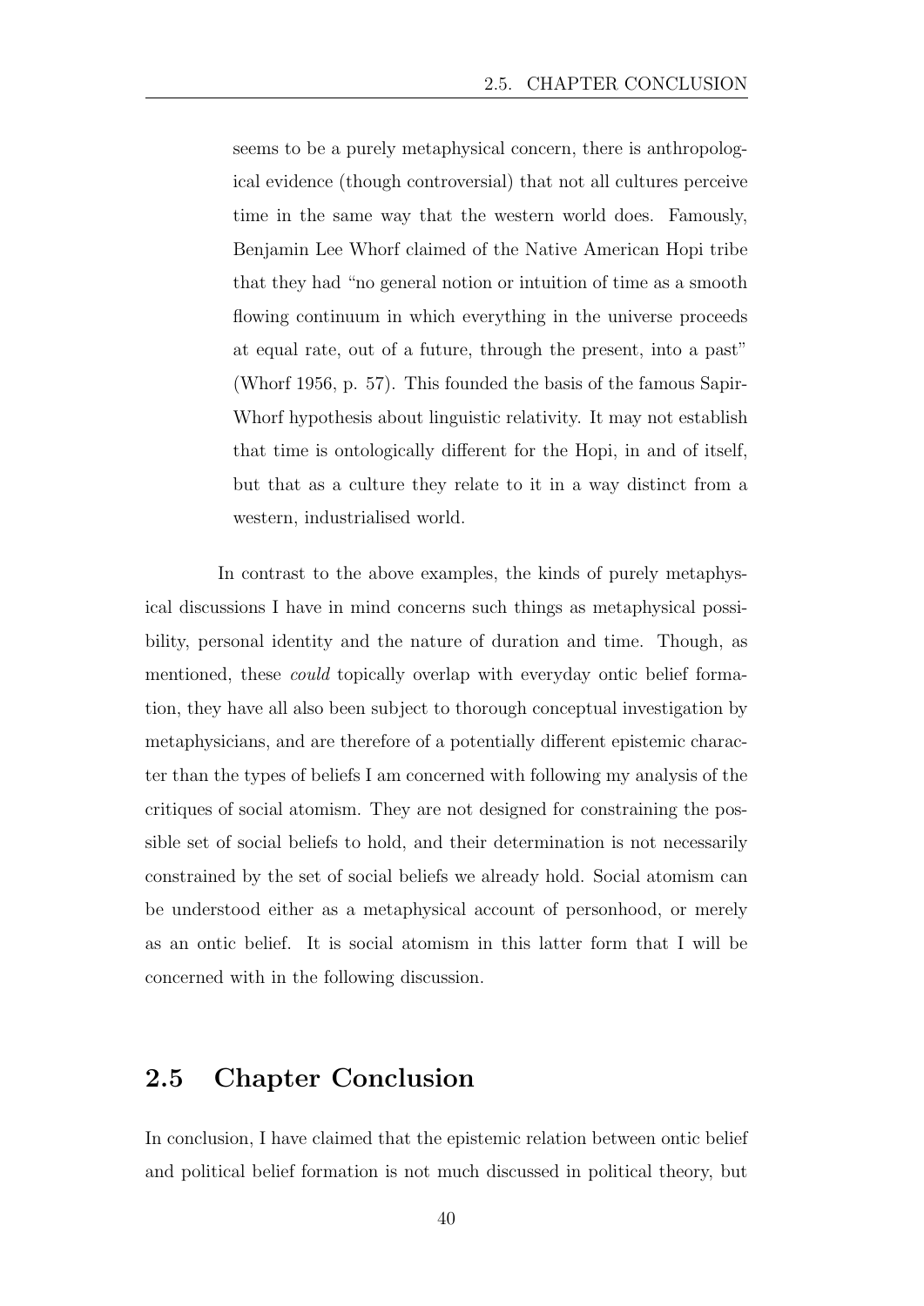seems to be a purely metaphysical concern, there is anthropological evidence (though controversial) that not all cultures perceive time in the same way that the western world does. Famously, Benjamin Lee Whorf claimed of the Native American Hopi tribe that they had "no general notion or intuition of time as a smooth flowing continuum in which everything in the universe proceeds at equal rate, out of a future, through the present, into a past" (Whorf 1956, p. 57). This founded the basis of the famous Sapir-Whorf hypothesis about linguistic relativity. It may not establish that time is ontologically different for the Hopi, in and of itself, but that as a culture they relate to it in a way distinct from a western, industrialised world.

In contrast to the above examples, the kinds of purely metaphysical discussions I have in mind concerns such things as metaphysical possibility, personal identity and the nature of duration and time. Though, as mentioned, these *could* topically overlap with everyday ontic belief formation, they have all also been subject to thorough conceptual investigation by metaphysicians, and are therefore of a potentially different epistemic character than the types of beliefs I am concerned with following my analysis of the critiques of social atomism. They are not designed for constraining the possible set of social beliefs to hold, and their determination is not necessarily constrained by the set of social beliefs we already hold. Social atomism can be understood either as a metaphysical account of personhood, or merely as an ontic belief. It is social atomism in this latter form that I will be concerned with in the following discussion.

## 2.5 Chapter Conclusion

In conclusion, I have claimed that the epistemic relation between ontic belief and political belief formation is not much discussed in political theory, but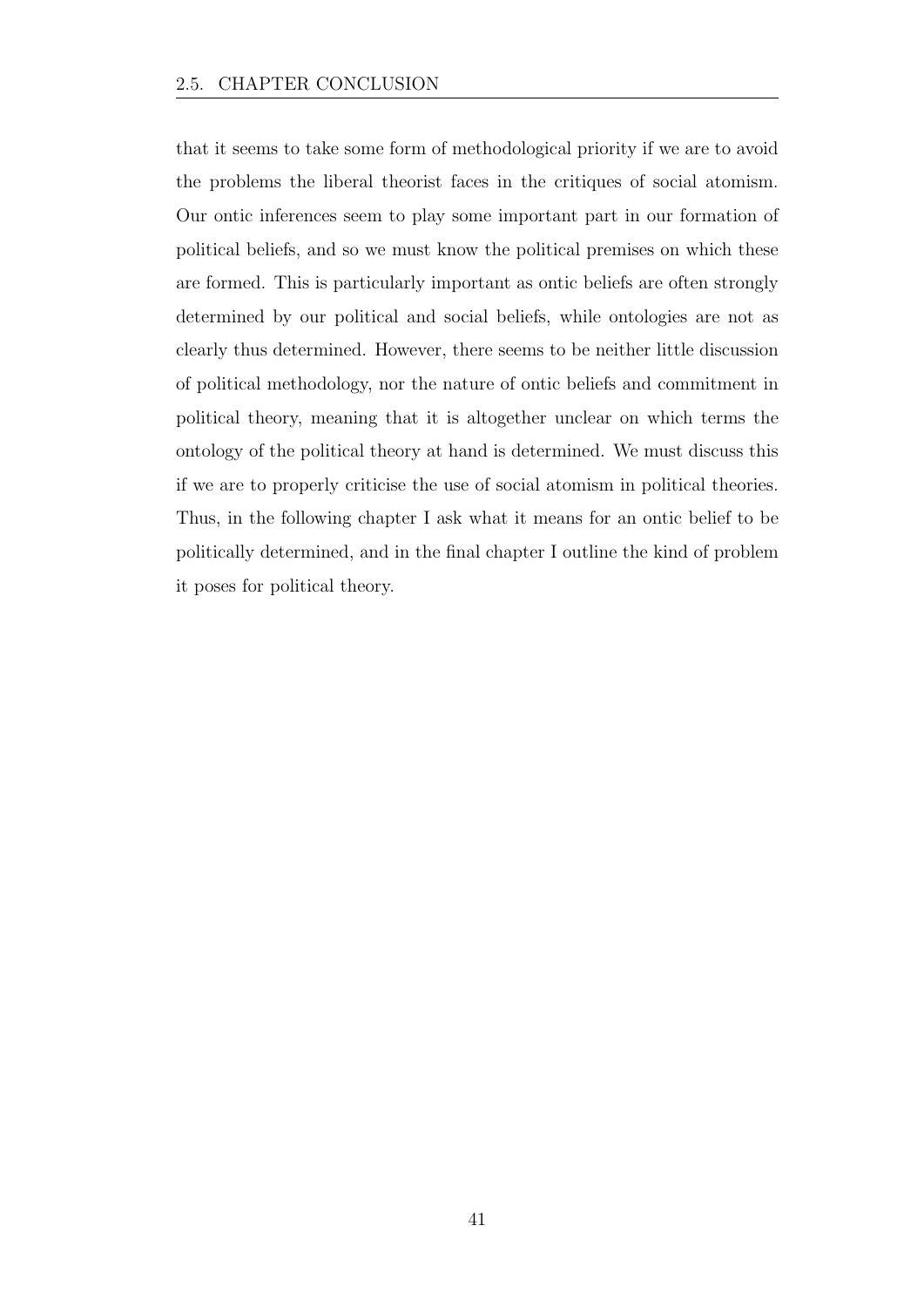that it seems to take some form of methodological priority if we are to avoid the problems the liberal theorist faces in the critiques of social atomism. Our ontic inferences seem to play some important part in our formation of political beliefs, and so we must know the political premises on which these are formed. This is particularly important as ontic beliefs are often strongly determined by our political and social beliefs, while ontologies are not as clearly thus determined. However, there seems to be neither little discussion of political methodology, nor the nature of ontic beliefs and commitment in political theory, meaning that it is altogether unclear on which terms the ontology of the political theory at hand is determined. We must discuss this if we are to properly criticise the use of social atomism in political theories. Thus, in the following chapter I ask what it means for an ontic belief to be politically determined, and in the final chapter I outline the kind of problem it poses for political theory.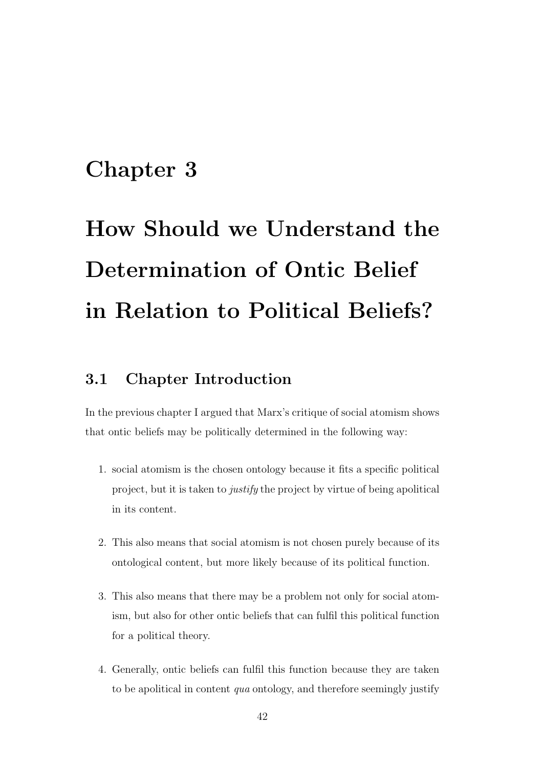# Chapter 3

# How Should we Understand the Determination of Ontic Belief in Relation to Political Beliefs?

## 3.1 Chapter Introduction

In the previous chapter I argued that Marx's critique of social atomism shows that ontic beliefs may be politically determined in the following way:

1. social atomism is the chosen ontology because it fits a specific political project, but it is taken to *justify* the project by virtue of being apolitical in its content.

2. This also means that social atomism is not chosen purely because of its ontological content, but more likely because of its political function.

3. This also means that there may be a problem not only for social atomism, but also for other ontic beliefs that can fulfil this political function for a political theory.

4. Generally, ontic beliefs can fulfil this function because they are taken to be apolitical in content *qua* ontology, and therefore seemingly justify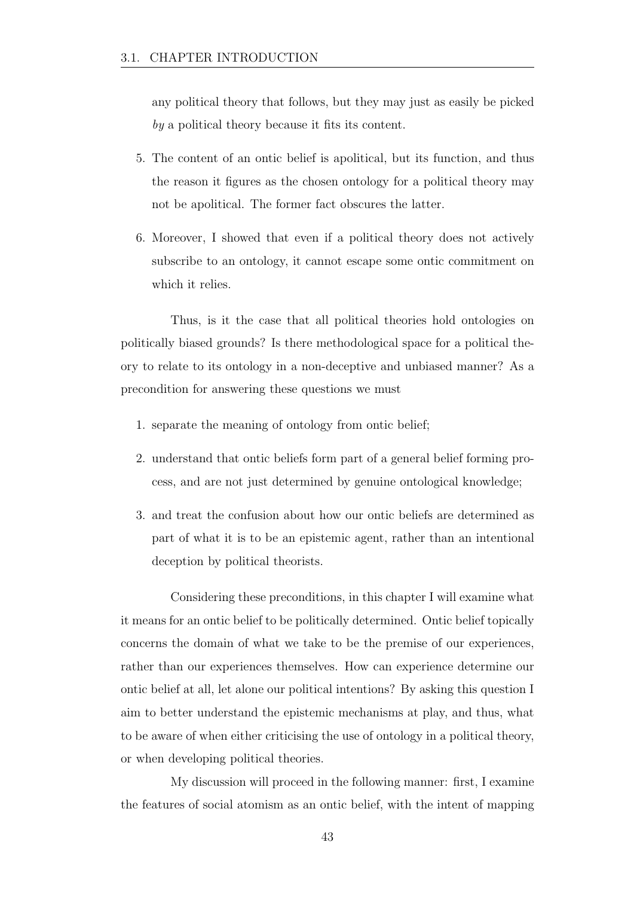any political theory that follows, but they may just as easily be picked *by* a political theory because it fits its content.

5. The content of an ontic belief is apolitical, but its function, and thus the reason it figures as the chosen ontology for a political theory may not be apolitical. The former fact obscures the latter.

6. Moreover, I showed that even if a political theory does not actively subscribe to an ontology, it cannot escape some ontic commitment on which it relies.

Thus, is it the case that all political theories hold ontologies on politically biased grounds? Is there methodological space for a political theory to relate to its ontology in a non-deceptive and unbiased manner? As a precondition for answering these questions we must

1. separate the meaning of ontology from ontic belief;

2. understand that ontic beliefs form part of a general belief forming process, and are not just determined by genuine ontological knowledge;

3. and treat the confusion about how our ontic beliefs are determined as part of what it is to be an epistemic agent, rather than an intentional deception by political theorists.

Considering these preconditions, in this chapter I will examine what it means for an ontic belief to be politically determined. Ontic belief topically concerns the domain of what we take to be the premise of our experiences, rather than our experiences themselves. How can experience determine our ontic belief at all, let alone our political intentions? By asking this question I aim to better understand the epistemic mechanisms at play, and thus, what to be aware of when either criticising the use of ontology in a political theory, or when developing political theories.

My discussion will proceed in the following manner: first, I examine the features of social atomism as an ontic belief, with the intent of mapping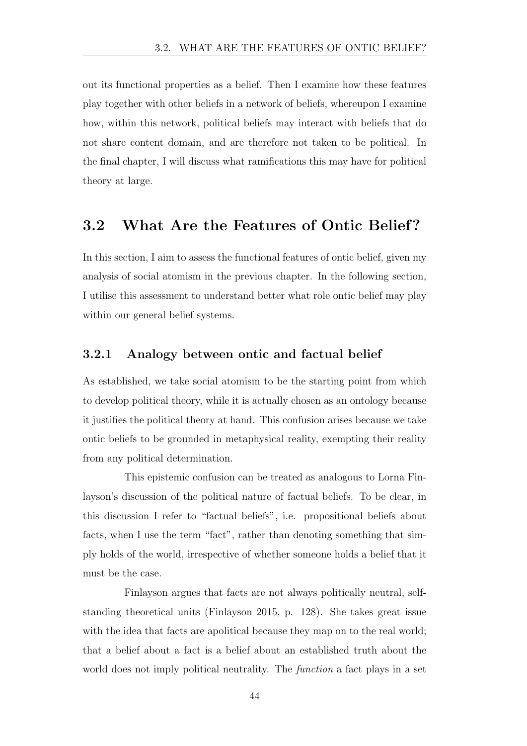out its functional properties as a belief. Then I examine how these features play together with other beliefs in a network of beliefs, whereupon I examine how, within this network, political beliefs may interact with beliefs that do not share content domain, and are therefore not taken to be political. In the final chapter, I will discuss what ramifications this may have for political theory at large.

## 3.2 What Are the Features of Ontic Belief?

In this section, I aim to assess the functional features of ontic belief, given my analysis of social atomism in the previous chapter. In the following section, I utilise this assessment to understand better what role ontic belief may play within our general belief systems.

### 3.2.1 Analogy between ontic and factual belief

As established, we take social atomism to be the starting point from which to develop political theory, while it is actually chosen as an ontology because it justifies the political theory at hand. This confusion arises because we take ontic beliefs to be grounded in metaphysical reality, exempting their reality from any political determination.

This epistemic confusion can be treated as analogous to Lorna Finlayson's discussion of the political nature of factual beliefs. To be clear, in this discussion I refer to "factual beliefs", i.e. propositional beliefs about facts, when I use the term "fact", rather than denoting something that simply holds of the world, irrespective of whether someone holds a belief that it must be the case.

Finlayson argues that facts are not always politically neutral, self-standing theoretical units (Finlayson 2015, p. 128). She takes great issue with the idea that facts are apolitical because they map on to the real world; that a belief about a fact is a belief about an established truth about the world does not imply political neutrality. The *function* a fact plays in a set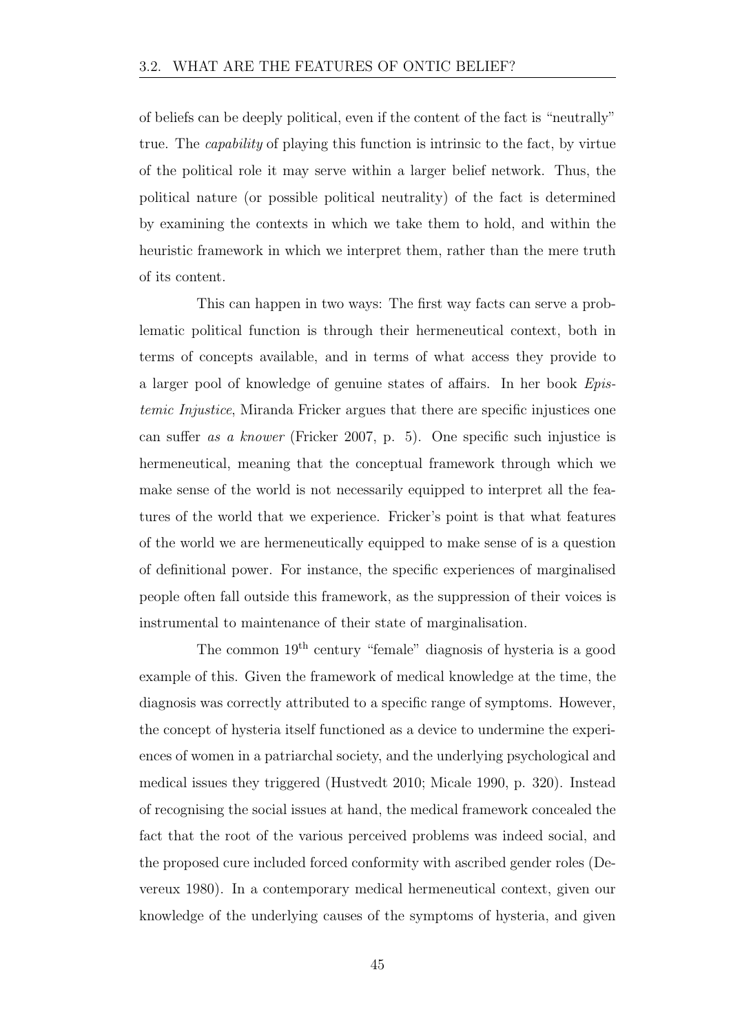of beliefs can be deeply political, even if the content of the fact is "neutrally" true. The *capability* of playing this function is intrinsic to the fact, by virtue of the political role it may serve within a larger belief network. Thus, the political nature (or possible political neutrality) of the fact is determined by examining the contexts in which we take them to hold, and within the heuristic framework in which we interpret them, rather than the mere truth of its content.

This can happen in two ways: The first way facts can serve a problematic political function is through their hermeneutical context, both in terms of concepts available, and in terms of what access they provide to a larger pool of knowledge of genuine states of affairs. In her book *Epistemic Injustice*, Miranda Fricker argues that there are specific injustices one can suffer *as a knower* (Fricker 2007, p. 5). One specific such injustice is hermeneutical, meaning that the conceptual framework through which we make sense of the world is not necessarily equipped to interpret all the features of the world that we experience. Fricker's point is that what features of the world we are hermeneutically equipped to make sense of is a question of definitional power. For instance, the specific experiences of marginalised people often fall outside this framework, as the suppression of their voices is instrumental to maintenance of their state of marginalisation.

The common 19th century "female" diagnosis of hysteria is a good example of this. Given the framework of medical knowledge at the time, the diagnosis was correctly attributed to a specific range of symptoms. However, the concept of hysteria itself functioned as a device to undermine the experiences of women in a patriarchal society, and the underlying psychological and medical issues they triggered (Hustvedt 2010; Micale 1990, p. 320). Instead of recognising the social issues at hand, the medical framework concealed the fact that the root of the various perceived problems was indeed social, and the proposed cure included forced conformity with ascribed gender roles (Devereux 1980). In a contemporary medical hermeneutical context, given our knowledge of the underlying causes of the symptoms of hysteria, and given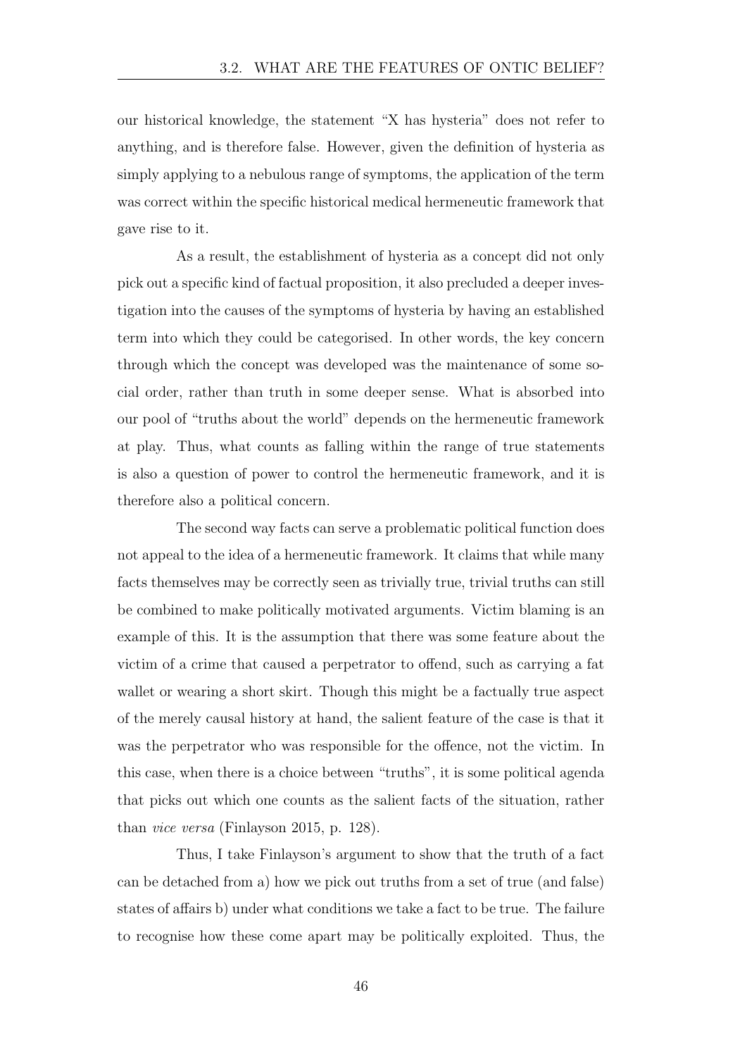our historical knowledge, the statement "X has hysteria" does not refer to anything, and is therefore false. However, given the definition of hysteria as simply applying to a nebulous range of symptoms, the application of the term was correct within the specific historical medical hermeneutic framework that gave rise to it.

As a result, the establishment of hysteria as a concept did not only pick out a specific kind of factual proposition, it also precluded a deeper investigation into the causes of the symptoms of hysteria by having an established term into which they could be categorised. In other words, the key concern through which the concept was developed was the maintenance of some social order, rather than truth in some deeper sense. What is absorbed into our pool of "truths about the world" depends on the hermeneutic framework at play. Thus, what counts as falling within the range of true statements is also a question of power to control the hermeneutic framework, and it is therefore also a political concern.

The second way facts can serve a problematic political function does not appeal to the idea of a hermeneutic framework. It claims that while many facts themselves may be correctly seen as trivially true, trivial truths can still be combined to make politically motivated arguments. Victim blaming is an example of this. It is the assumption that there was some feature about the victim of a crime that caused a perpetrator to offend, such as carrying a fat wallet or wearing a short skirt. Though this might be a factually true aspect of the merely causal history at hand, the salient feature of the case is that it was the perpetrator who was responsible for the offence, not the victim. In this case, when there is a choice between "truths", it is some political agenda that picks out which one counts as the salient facts of the situation, rather than *vice versa* (Finlayson 2015, p. 128).

Thus, I take Finlayson's argument to show that the truth of a fact can be detached from a) how we pick out truths from a set of true (and false) states of affairs b) under what conditions we take a fact to be true. The failure to recognise how these come apart may be politically exploited. Thus, the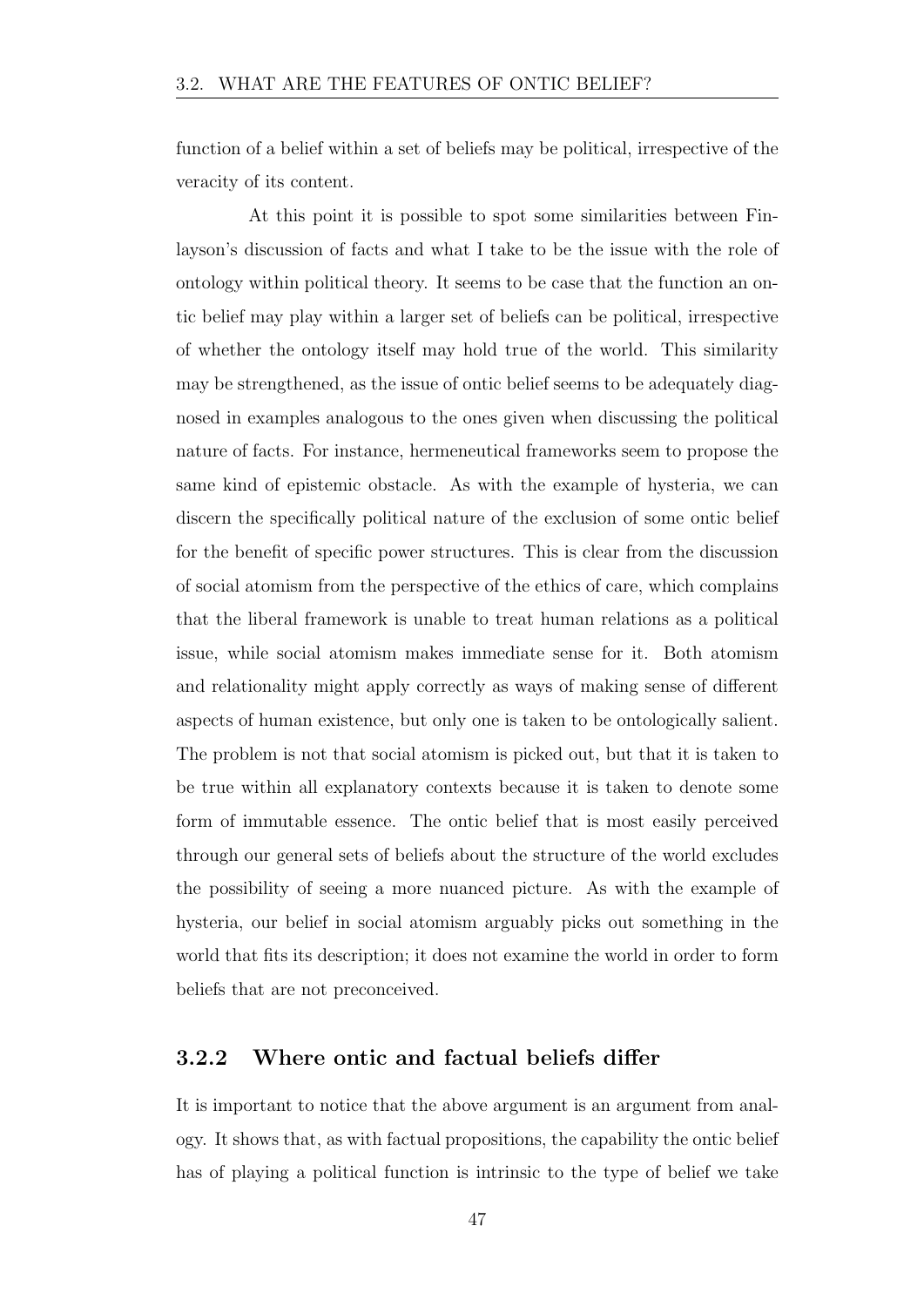function of a belief within a set of beliefs may be political, irrespective of the veracity of its content.

At this point it is possible to spot some similarities between Finlayson's discussion of facts and what I take to be the issue with the role of ontology within political theory. It seems to be case that the function an ontic belief may play within a larger set of beliefs can be political, irrespective of whether the ontology itself may hold true of the world. This similarity may be strengthened, as the issue of ontic belief seems to be adequately diagnosed in examples analogous to the ones given when discussing the political nature of facts. For instance, hermeneutical frameworks seem to propose the same kind of epistemic obstacle. As with the example of hysteria, we can discern the specifically political nature of the exclusion of some ontic belief for the benefit of specific power structures. This is clear from the discussion of social atomism from the perspective of the ethics of care, which complains that the liberal framework is unable to treat human relations as a political issue, while social atomism makes immediate sense for it. Both atomism and relationality might apply correctly as ways of making sense of different aspects of human existence, but only one is taken to be ontologically salient. The problem is not that social atomism is picked out, but that it is taken to be true within all explanatory contexts because it is taken to denote some form of immutable essence. The ontic belief that is most easily perceived through our general sets of beliefs about the structure of the world excludes the possibility of seeing a more nuanced picture. As with the example of hysteria, our belief in social atomism arguably picks out something in the world that fits its description; it does not examine the world in order to form beliefs that are not preconceived.

### 3.2.2 Where ontic and factual beliefs differ

It is important to notice that the above argument is an argument from analogy. It shows that, as with factual propositions, the capability the ontic belief has of playing a political function is intrinsic to the type of belief we take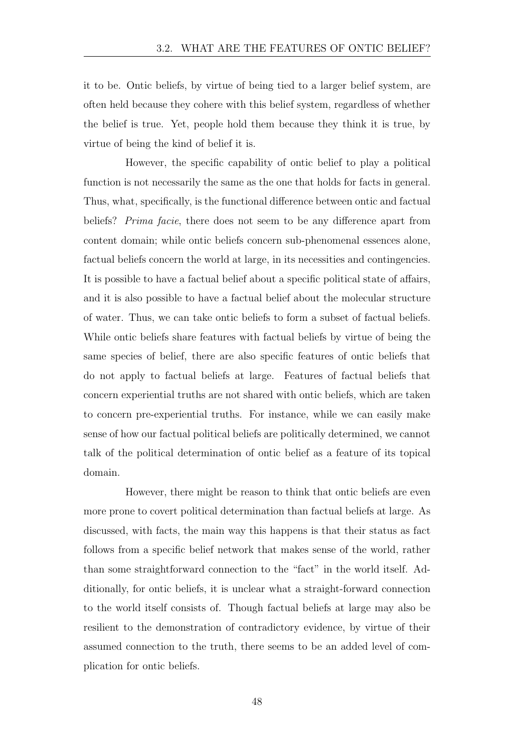it to be. Ontic beliefs, by virtue of being tied to a larger belief system, are often held because they cohere with this belief system, regardless of whether the belief is true. Yet, people hold them because they think it is true, by virtue of being the kind of belief it is.

However, the specific capability of ontic belief to play a political function is not necessarily the same as the one that holds for facts in general. Thus, what, specifically, is the functional difference between ontic and factual beliefs? *Prima facie*, there does not seem to be any difference apart from content domain; while ontic beliefs concern sub-phenomenal essences alone, factual beliefs concern the world at large, in its necessities and contingencies. It is possible to have a factual belief about a specific political state of affairs, and it is also possible to have a factual belief about the molecular structure of water. Thus, we can take ontic beliefs to form a subset of factual beliefs. While ontic beliefs share features with factual beliefs by virtue of being the same species of belief, there are also specific features of ontic beliefs that do not apply to factual beliefs at large. Features of factual beliefs that concern experiential truths are not shared with ontic beliefs, which are taken to concern pre-experiential truths. For instance, while we can easily make sense of how our factual political beliefs are politically determined, we cannot talk of the political determination of ontic belief as a feature of its topical domain.

However, there might be reason to think that ontic beliefs are even more prone to covert political determination than factual beliefs at large. As discussed, with facts, the main way this happens is that their status as fact follows from a specific belief network that makes sense of the world, rather than some straightforward connection to the "fact" in the world itself. Additionally, for ontic beliefs, it is unclear what a straight-forward connection to the world itself consists of. Though factual beliefs at large may also be resilient to the demonstration of contradictory evidence, by virtue of their assumed connection to the truth, there seems to be an added level of complication for ontic beliefs.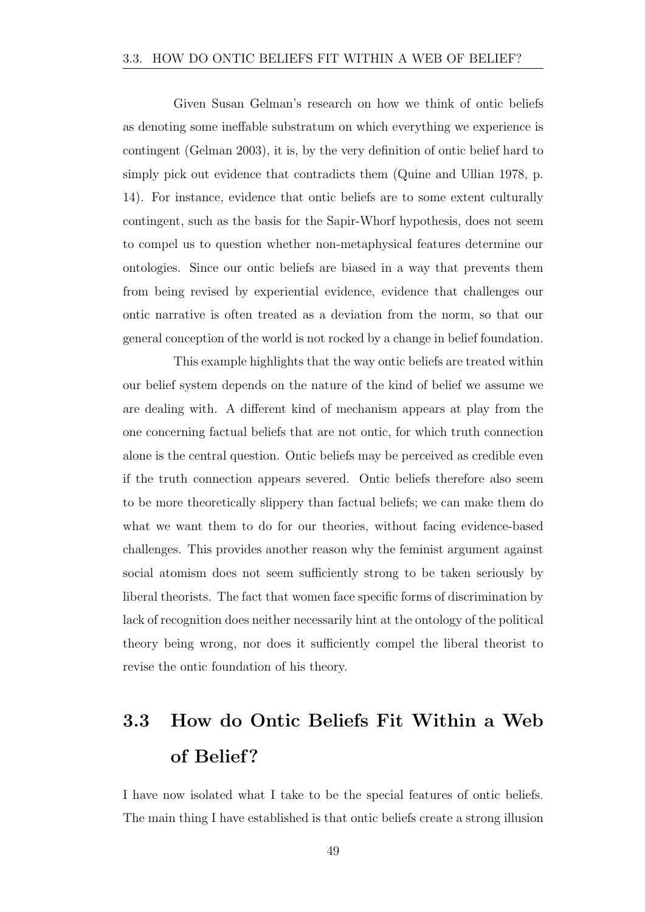Given Susan Gelman's research on how we think of ontic beliefs as denoting some ineffable substratum on which everything we experience is contingent (Gelman 2003), it is, by the very definition of ontic belief hard to simply pick out evidence that contradicts them (Quine and Ullian 1978, p. 14). For instance, evidence that ontic beliefs are to some extent culturally contingent, such as the basis for the Sapir-Whorf hypothesis, does not seem to compel us to question whether non-metaphysical features determine our ontologies. Since our ontic beliefs are biased in a way that prevents them from being revised by experiential evidence, evidence that challenges our ontic narrative is often treated as a deviation from the norm, so that our general conception of the world is not rocked by a change in belief foundation.

This example highlights that the way ontic beliefs are treated within our belief system depends on the nature of the kind of belief we assume we are dealing with. A different kind of mechanism appears at play from the one concerning factual beliefs that are not ontic, for which truth connection alone is the central question. Ontic beliefs may be perceived as credible even if the truth connection appears severed. Ontic beliefs therefore also seem to be more theoretically slippery than factual beliefs; we can make them do what we want them to do for our theories, without facing evidence-based challenges. This provides another reason why the feminist argument against social atomism does not seem sufficiently strong to be taken seriously by liberal theorists. The fact that women face specific forms of discrimination by lack of recognition does neither necessarily hint at the ontology of the political theory being wrong, nor does it sufficiently compel the liberal theorist to revise the ontic foundation of his theory.

## 3.3 How do Ontic Beliefs Fit Within a Web of Belief?

I have now isolated what I take to be the special features of ontic beliefs. The main thing I have established is that ontic beliefs create a strong illusion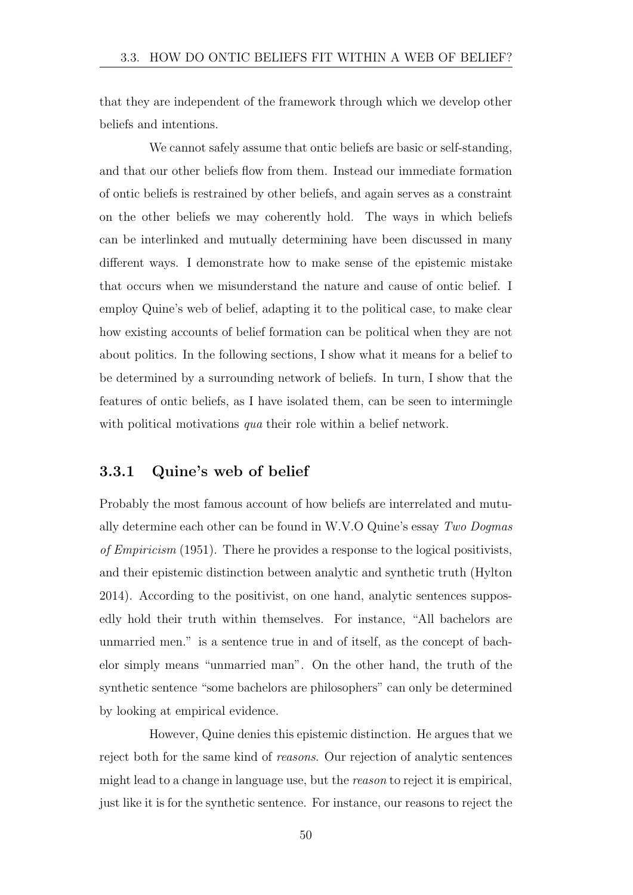that they are independent of the framework through which we develop other beliefs and intentions.

We cannot safely assume that ontic beliefs are basic or self-standing, and that our other beliefs flow from them. Instead our immediate formation of ontic beliefs is restrained by other beliefs, and again serves as a constraint on the other beliefs we may coherently hold. The ways in which beliefs can be interlinked and mutually determining have been discussed in many different ways. I demonstrate how to make sense of the epistemic mistake that occurs when we misunderstand the nature and cause of ontic belief. I employ Quine's web of belief, adapting it to the political case, to make clear how existing accounts of belief formation can be political when they are not about politics. In the following sections, I show what it means for a belief to be determined by a surrounding network of beliefs. In turn, I show that the features of ontic beliefs, as I have isolated them, can be seen to intermingle with political motivations *qua* their role within a belief network.

### 3.3.1 Quine's web of belief

Probably the most famous account of how beliefs are interrelated and mutually determine each other can be found in W.V.O Quine's essay *Two Dogmas of Empiricism* (1951). There he provides a response to the logical positivists, and their epistemic distinction between analytic and synthetic truth (Hylton 2014). According to the positivist, on one hand, analytic sentences supposedly hold their truth within themselves. For instance, "All bachelors are unmarried men." is a sentence true in and of itself, as the concept of bachelor simply means "unmarried man". On the other hand, the truth of the synthetic sentence "some bachelors are philosophers" can only be determined by looking at empirical evidence.

However, Quine denies this epistemic distinction. He argues that we reject both for the same kind of *reasons*. Our rejection of analytic sentences might lead to a change in language use, but the *reason* to reject it is empirical, just like it is for the synthetic sentence. For instance, our reasons to reject the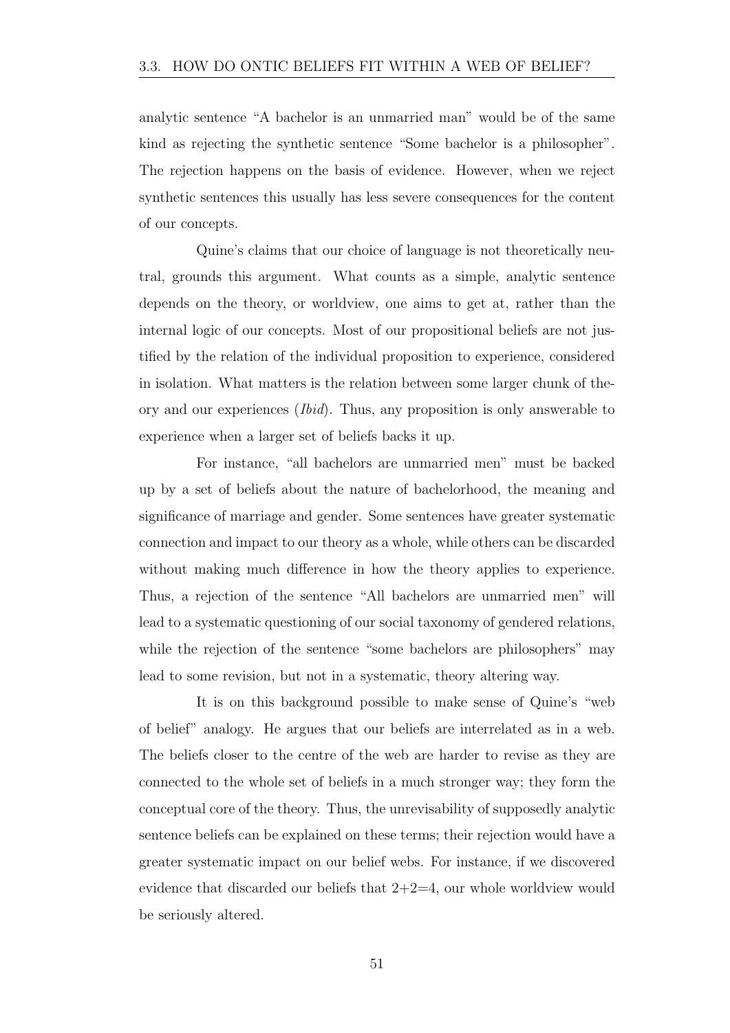analytic sentence "A bachelor is an unmarried man" would be of the same kind as rejecting the synthetic sentence "Some bachelor is a philosopher". The rejection happens on the basis of evidence. However, when we reject synthetic sentences this usually has less severe consequences for the content of our concepts.

Quine's claims that our choice of language is not theoretically neutral, grounds this argument. What counts as a simple, analytic sentence depends on the theory, or worldview, one aims to get at, rather than the internal logic of our concepts. Most of our propositional beliefs are not justified by the relation of the individual proposition to experience, considered in isolation. What matters is the relation between some larger chunk of theory and our experiences (*Ibid*). Thus, any proposition is only answerable to experience when a larger set of beliefs backs it up.

For instance, "all bachelors are unmarried men" must be backed up by a set of beliefs about the nature of bachelorhood, the meaning and significance of marriage and gender. Some sentences have greater systematic connection and impact to our theory as a whole, while others can be discarded without making much difference in how the theory applies to experience. Thus, a rejection of the sentence "All bachelors are unmarried men" will lead to a systematic questioning of our social taxonomy of gendered relations, while the rejection of the sentence "some bachelors are philosophers" may lead to some revision, but not in a systematic, theory altering way.

It is on this background possible to make sense of Quine's "web of belief" analogy. He argues that our beliefs are interrelated as in a web. The beliefs closer to the centre of the web are harder to revise as they are connected to the whole set of beliefs in a much stronger way; they form the conceptual core of the theory. Thus, the unrevisability of supposedly analytic sentence beliefs can be explained on these terms; their rejection would have a greater systematic impact on our belief webs. For instance, if we discovered evidence that discarded our beliefs that 2+2=4, our whole worldview would be seriously altered.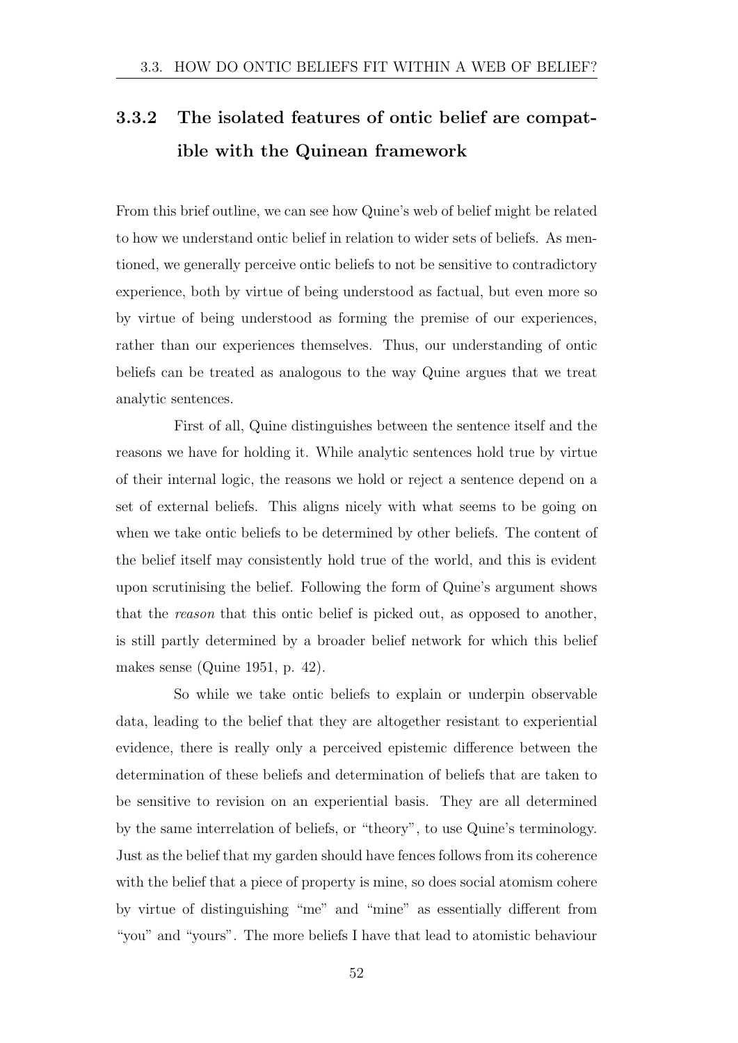### 3.3.2 The isolated features of ontic belief are compatible with the Quinean framework

From this brief outline, we can see how Quine's web of belief might be related to how we understand ontic belief in relation to wider sets of beliefs. As mentioned, we generally perceive ontic beliefs to not be sensitive to contradictory experience, both by virtue of being understood as factual, but even more so by virtue of being understood as forming the premise of our experiences, rather than our experiences themselves. Thus, our understanding of ontic beliefs can be treated as analogous to the way Quine argues that we treat analytic sentences.

First of all, Quine distinguishes between the sentence itself and the reasons we have for holding it. While analytic sentences hold true by virtue of their internal logic, the reasons we hold or reject a sentence depend on a set of external beliefs. This aligns nicely with what seems to be going on when we take ontic beliefs to be determined by other beliefs. The content of the belief itself may consistently hold true of the world, and this is evident upon scrutinising the belief. Following the form of Quine's argument shows that the *reason* that this ontic belief is picked out, as opposed to another, is still partly determined by a broader belief network for which this belief makes sense (Quine 1951, p. 42).

So while we take ontic beliefs to explain or underpin observable data, leading to the belief that they are altogether resistant to experiential evidence, there is really only a perceived epistemic difference between the determination of these beliefs and determination of beliefs that are taken to be sensitive to revision on an experiential basis. They are all determined by the same interrelation of beliefs, or "theory", to use Quine's terminology. Just as the belief that my garden should have fences follows from its coherence with the belief that a piece of property is mine, so does social atomism cohere by virtue of distinguishing "me" and "mine" as essentially different from "you" and "yours". The more beliefs I have that lead to atomistic behaviour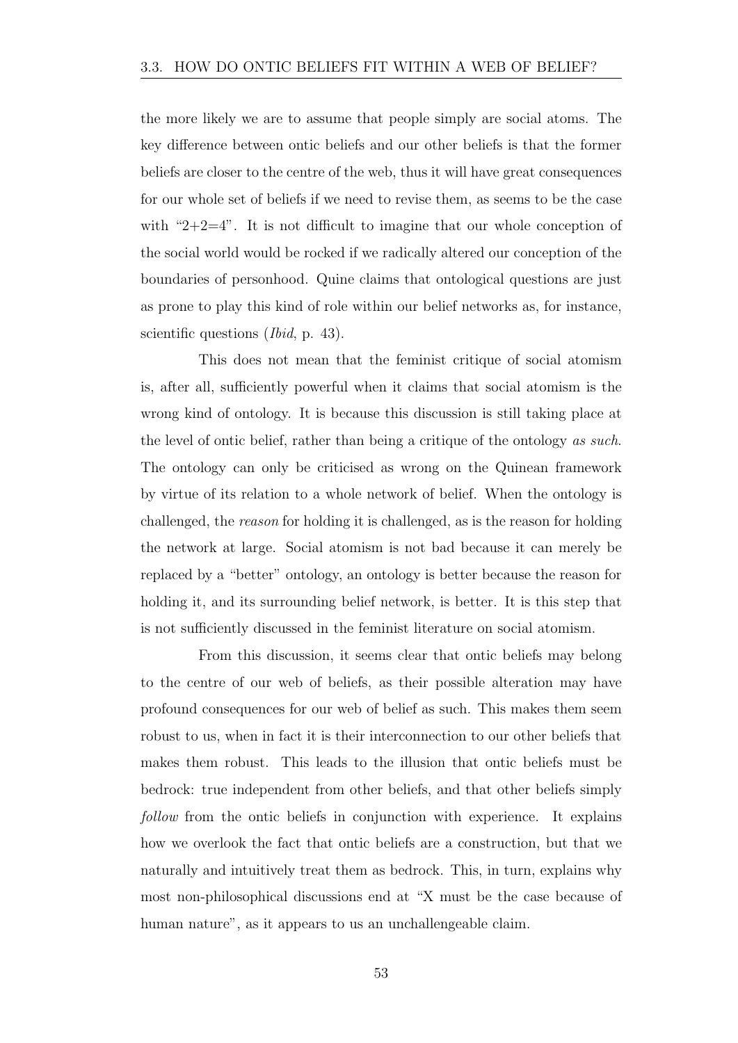the more likely we are to assume that people simply are social atoms. The key difference between ontic beliefs and our other beliefs is that the former beliefs are closer to the centre of the web, thus it will have great consequences for our whole set of beliefs if we need to revise them, as seems to be the case with "2+2=4". It is not difficult to imagine that our whole conception of the social world would be rocked if we radically altered our conception of the boundaries of personhood. Quine claims that ontological questions are just as prone to play this kind of role within our belief networks as, for instance, scientific questions (*Ibid*, p. 43).

This does not mean that the feminist critique of social atomism is, after all, sufficiently powerful when it claims that social atomism is the wrong kind of ontology. It is because this discussion is still taking place at the level of ontic belief, rather than being a critique of the ontology *as such*. The ontology can only be criticised as wrong on the Quinean framework by virtue of its relation to a whole network of belief. When the ontology is challenged, the *reason* for holding it is challenged, as is the reason for holding the network at large. Social atomism is not bad because it can merely be replaced by a "better" ontology, an ontology is better because the reason for holding it, and its surrounding belief network, is better. It is this step that is not sufficiently discussed in the feminist literature on social atomism.

From this discussion, it seems clear that ontic beliefs may belong to the centre of our web of beliefs, as their possible alteration may have profound consequences for our web of belief as such. This makes them seem robust to us, when in fact it is their interconnection to our other beliefs that makes them robust. This leads to the illusion that ontic beliefs must be bedrock: true independent from other beliefs, and that other beliefs simply *follow* from the ontic beliefs in conjunction with experience. It explains how we overlook the fact that ontic beliefs are a construction, but that we naturally and intuitively treat them as bedrock. This, in turn, explains why most non-philosophical discussions end at "X must be the case because of human nature", as it appears to us an unchallengeable claim.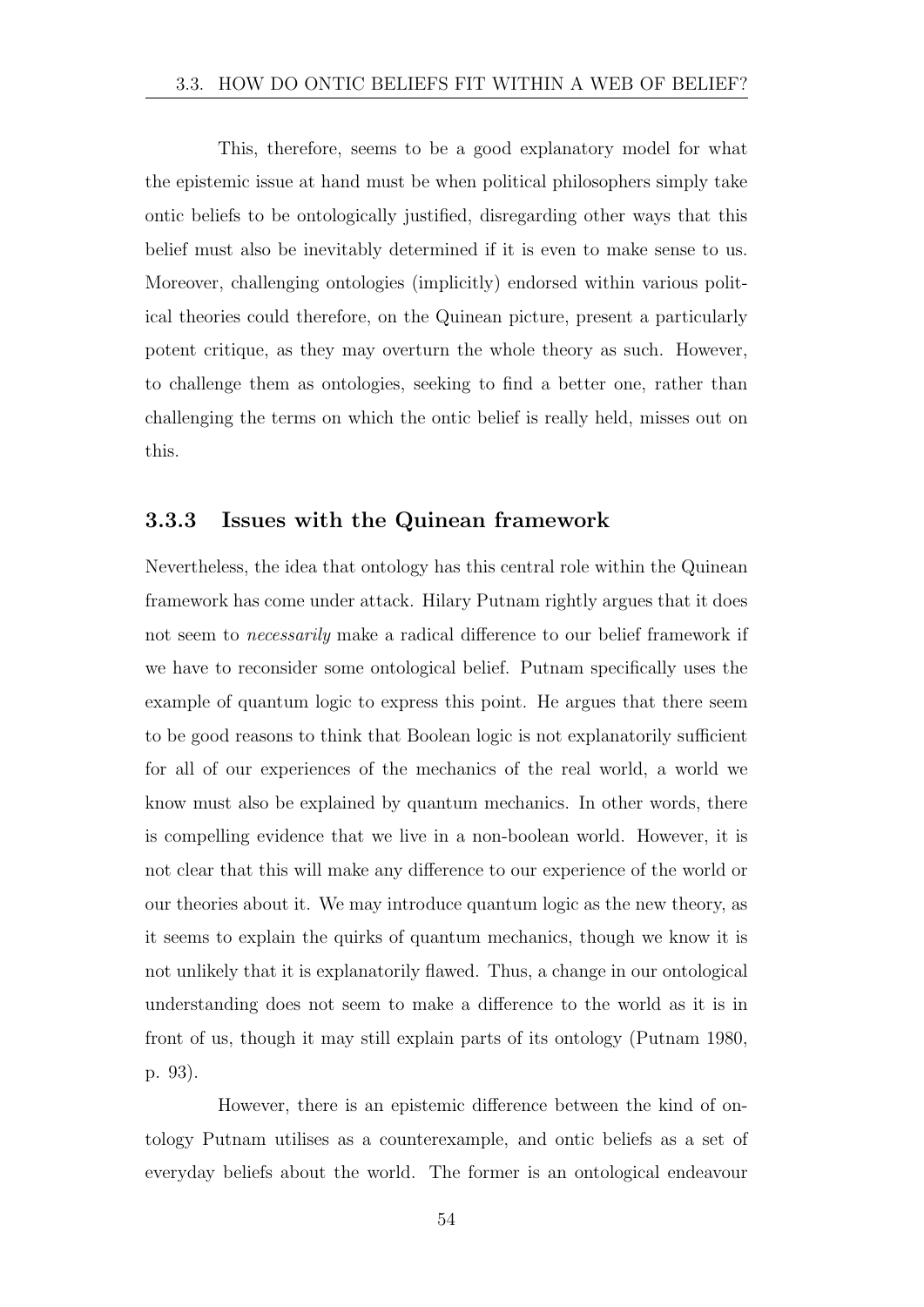This, therefore, seems to be a good explanatory model for what the epistemic issue at hand must be when political philosophers simply take ontic beliefs to be ontologically justified, disregarding other ways that this belief must also be inevitably determined if it is even to make sense to us. Moreover, challenging ontologies (implicitly) endorsed within various political theories could therefore, on the Quinean picture, present a particularly potent critique, as they may overturn the whole theory as such. However, to challenge them as ontologies, seeking to find a better one, rather than challenging the terms on which the ontic belief is really held, misses out on this.

### 3.3.3 Issues with the Quinean framework

Nevertheless, the idea that ontology has this central role within the Quinean framework has come under attack. Hilary Putnam rightly argues that it does not seem to *necessarily* make a radical difference to our belief framework if we have to reconsider some ontological belief. Putnam specifically uses the example of quantum logic to express this point. He argues that there seem to be good reasons to think that Boolean logic is not explanatorily sufficient for all of our experiences of the mechanics of the real world, a world we know must also be explained by quantum mechanics. In other words, there is compelling evidence that we live in a non-boolean world. However, it is not clear that this will make any difference to our experience of the world or our theories about it. We may introduce quantum logic as the new theory, as it seems to explain the quirks of quantum mechanics, though we know it is not unlikely that it is explanatorily flawed. Thus, a change in our ontological understanding does not seem to make a difference to the world as it is in front of us, though it may still explain parts of its ontology (Putnam 1980, p. 93).

However, there is an epistemic difference between the kind of ontology Putnam utilises as a counterexample, and ontic beliefs as a set of everyday beliefs about the world. The former is an ontological endeavour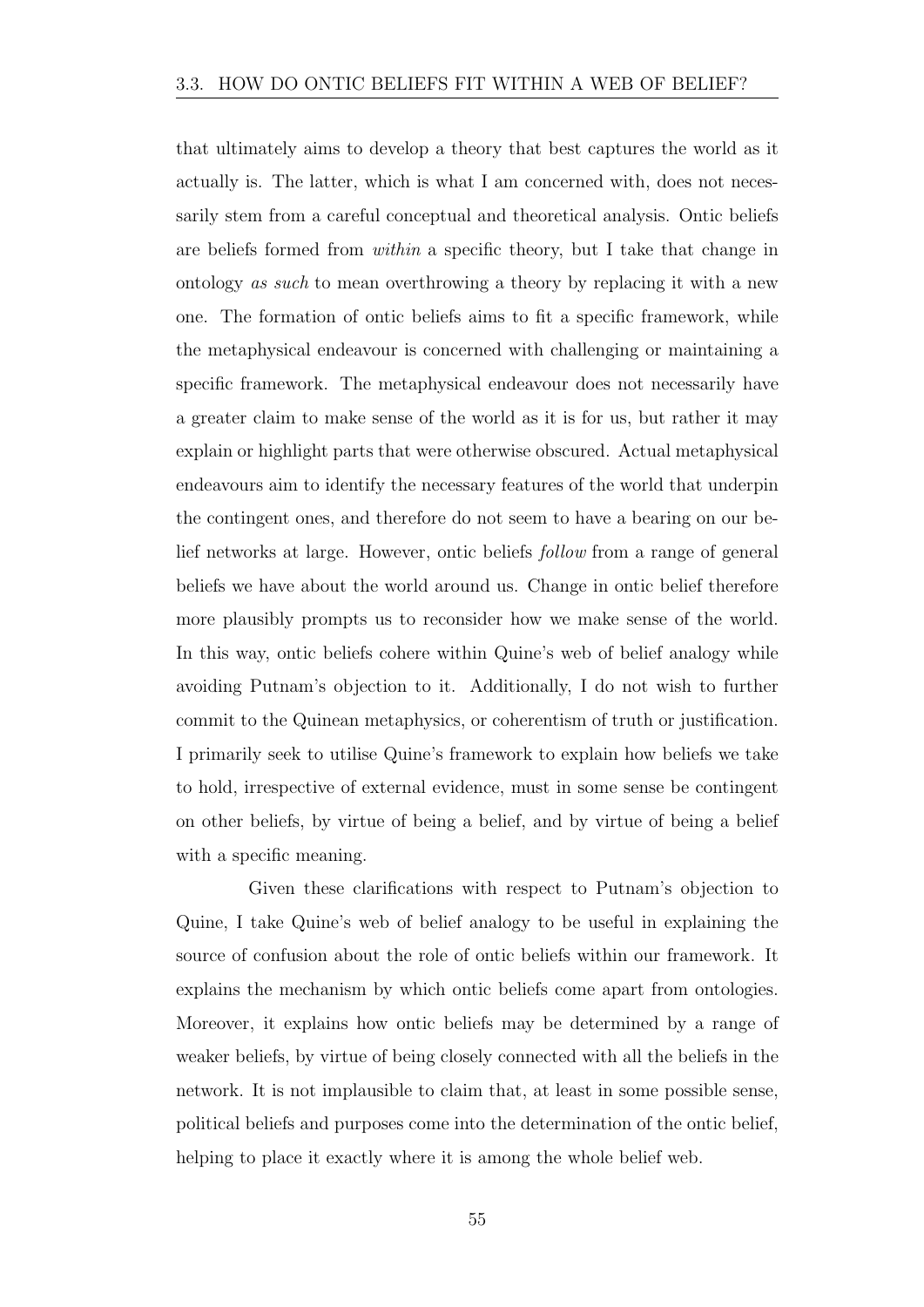that ultimately aims to develop a theory that best captures the world as it actually is. The latter, which is what I am concerned with, does not necessarily stem from a careful conceptual and theoretical analysis. Ontic beliefs are beliefs formed from *within* a specific theory, but I take that change in ontology *as such* to mean overthrowing a theory by replacing it with a new one. The formation of ontic beliefs aims to fit a specific framework, while the metaphysical endeavour is concerned with challenging or maintaining a specific framework. The metaphysical endeavour does not necessarily have a greater claim to make sense of the world as it is for us, but rather it may explain or highlight parts that were otherwise obscured. Actual metaphysical endeavours aim to identify the necessary features of the world that underpin the contingent ones, and therefore do not seem to have a bearing on our belief networks at large. However, ontic beliefs *follow* from a range of general beliefs we have about the world around us. Change in ontic belief therefore more plausibly prompts us to reconsider how we make sense of the world. In this way, ontic beliefs cohere within Quine's web of belief analogy while avoiding Putnam's objection to it. Additionally, I do not wish to further commit to the Quinean metaphysics, or coherentism of truth or justification. I primarily seek to utilise Quine's framework to explain how beliefs we take to hold, irrespective of external evidence, must in some sense be contingent on other beliefs, by virtue of being a belief, and by virtue of being a belief with a specific meaning.

Given these clarifications with respect to Putnam's objection to Quine, I take Quine's web of belief analogy to be useful in explaining the source of confusion about the role of ontic beliefs within our framework. It explains the mechanism by which ontic beliefs come apart from ontologies. Moreover, it explains how ontic beliefs may be determined by a range of weaker beliefs, by virtue of being closely connected with all the beliefs in the network. It is not implausible to claim that, at least in some possible sense, political beliefs and purposes come into the determination of the ontic belief, helping to place it exactly where it is among the whole belief web.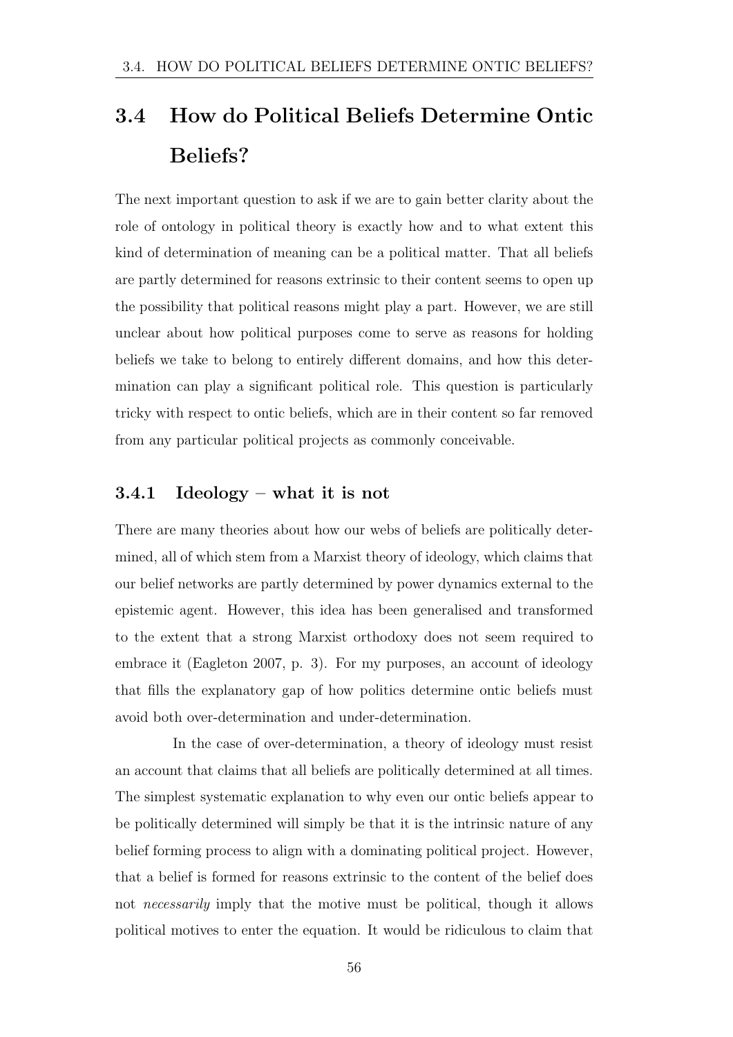## 3.4 How do Political Beliefs Determine Ontic Beliefs?

The next important question to ask if we are to gain better clarity about the role of ontology in political theory is exactly how and to what extent this kind of determination of meaning can be a political matter. That all beliefs are partly determined for reasons extrinsic to their content seems to open up the possibility that political reasons might play a part. However, we are still unclear about how political purposes come to serve as reasons for holding beliefs we take to belong to entirely different domains, and how this determination can play a significant political role. This question is particularly tricky with respect to ontic beliefs, which are in their content so far removed from any particular political projects as commonly conceivable.

### 3.4.1 Ideology – what it is not

There are many theories about how our webs of beliefs are politically determined, all of which stem from a Marxist theory of ideology, which claims that our belief networks are partly determined by power dynamics external to the epistemic agent. However, this idea has been generalised and transformed to the extent that a strong Marxist orthodoxy does not seem required to embrace it (Eagleton 2007, p. 3). For my purposes, an account of ideology that fills the explanatory gap of how politics determine ontic beliefs must avoid both over-determination and under-determination.

In the case of over-determination, a theory of ideology must resist an account that claims that all beliefs are politically determined at all times. The simplest systematic explanation to why even our ontic beliefs appear to be politically determined will simply be that it is the intrinsic nature of any belief forming process to align with a dominating political project. However, that a belief is formed for reasons extrinsic to the content of the belief does not *necessarily* imply that the motive must be political, though it allows political motives to enter the equation. It would be ridiculous to claim that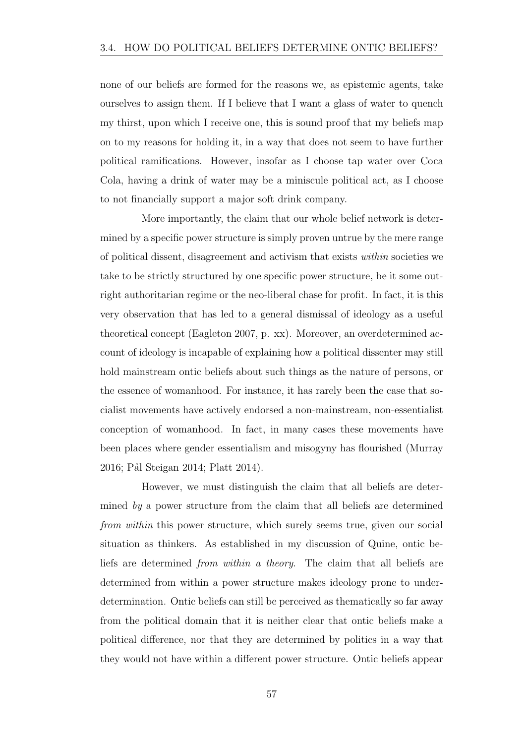none of our beliefs are formed for the reasons we, as epistemic agents, take ourselves to assign them. If I believe that I want a glass of water to quench my thirst, upon which I receive one, this is sound proof that my beliefs map on to my reasons for holding it, in a way that does not seem to have further political ramifications. However, insofar as I choose tap water over Coca Cola, having a drink of water may be a miniscule political act, as I choose to not financially support a major soft drink company.

More importantly, the claim that our whole belief network is determined by a specific power structure is simply proven untrue by the mere range of political dissent, disagreement and activism that exists *within* societies we take to be strictly structured by one specific power structure, be it some outright authoritarian regime or the neo-liberal chase for profit. In fact, it is this very observation that has led to a general dismissal of ideology as a useful theoretical concept (Eagleton 2007, p. xx). Moreover, an overdetermined account of ideology is incapable of explaining how a political dissenter may still hold mainstream ontic beliefs about such things as the nature of persons, or the essence of womanhood. For instance, it has rarely been the case that socialist movements have actively endorsed a non-mainstream, non-essentialist conception of womanhood. In fact, in many cases these movements have been places where gender essentialism and misogyny has flourished (Murray 2016; Pål Steigan 2014; Platt 2014).

However, we must distinguish the claim that all beliefs are determined *by* a power structure from the claim that all beliefs are determined *from within* this power structure, which surely seems true, given our social situation as thinkers. As established in my discussion of Quine, ontic beliefs are determined *from within a theory*. The claim that all beliefs are determined from within a power structure makes ideology prone to underdetermination. Ontic beliefs can still be perceived as thematically so far away from the political domain that it is neither clear that ontic beliefs make a political difference, nor that they are determined by politics in a way that they would not have within a different power structure. Ontic beliefs appear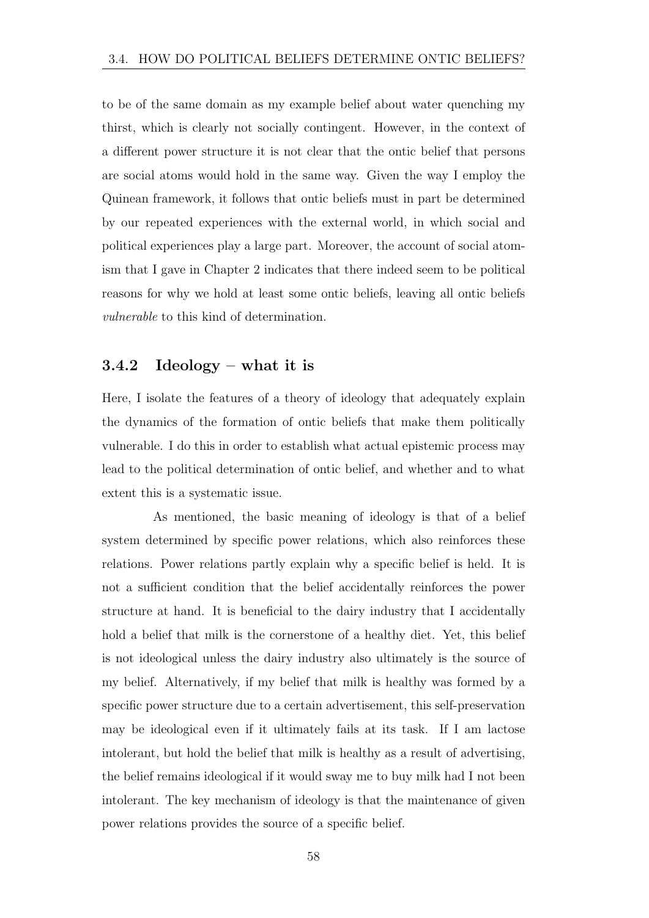to be of the same domain as my example belief about water quenching my thirst, which is clearly not socially contingent. However, in the context of a different power structure it is not clear that the ontic belief that persons are social atoms would hold in the same way. Given the way I employ the Quinean framework, it follows that ontic beliefs must in part be determined by our repeated experiences with the external world, in which social and political experiences play a large part. Moreover, the account of social atomism that I gave in Chapter 2 indicates that there indeed seem to be political reasons for why we hold at least some ontic beliefs, leaving all ontic beliefs *vulnerable* to this kind of determination.

### 3.4.2 Ideology – what it is

Here, I isolate the features of a theory of ideology that adequately explain the dynamics of the formation of ontic beliefs that make them politically vulnerable. I do this in order to establish what actual epistemic process may lead to the political determination of ontic belief, and whether and to what extent this is a systematic issue.

As mentioned, the basic meaning of ideology is that of a belief system determined by specific power relations, which also reinforces these relations. Power relations partly explain why a specific belief is held. It is not a sufficient condition that the belief accidentally reinforces the power structure at hand. It is beneficial to the dairy industry that I accidentally hold a belief that milk is the cornerstone of a healthy diet. Yet, this belief is not ideological unless the dairy industry also ultimately is the source of my belief. Alternatively, if my belief that milk is healthy was formed by a specific power structure due to a certain advertisement, this self-preservation may be ideological even if it ultimately fails at its task. If I am lactose intolerant, but hold the belief that milk is healthy as a result of advertising, the belief remains ideological if it would sway me to buy milk had I not been intolerant. The key mechanism of ideology is that the maintenance of given power relations provides the source of a specific belief.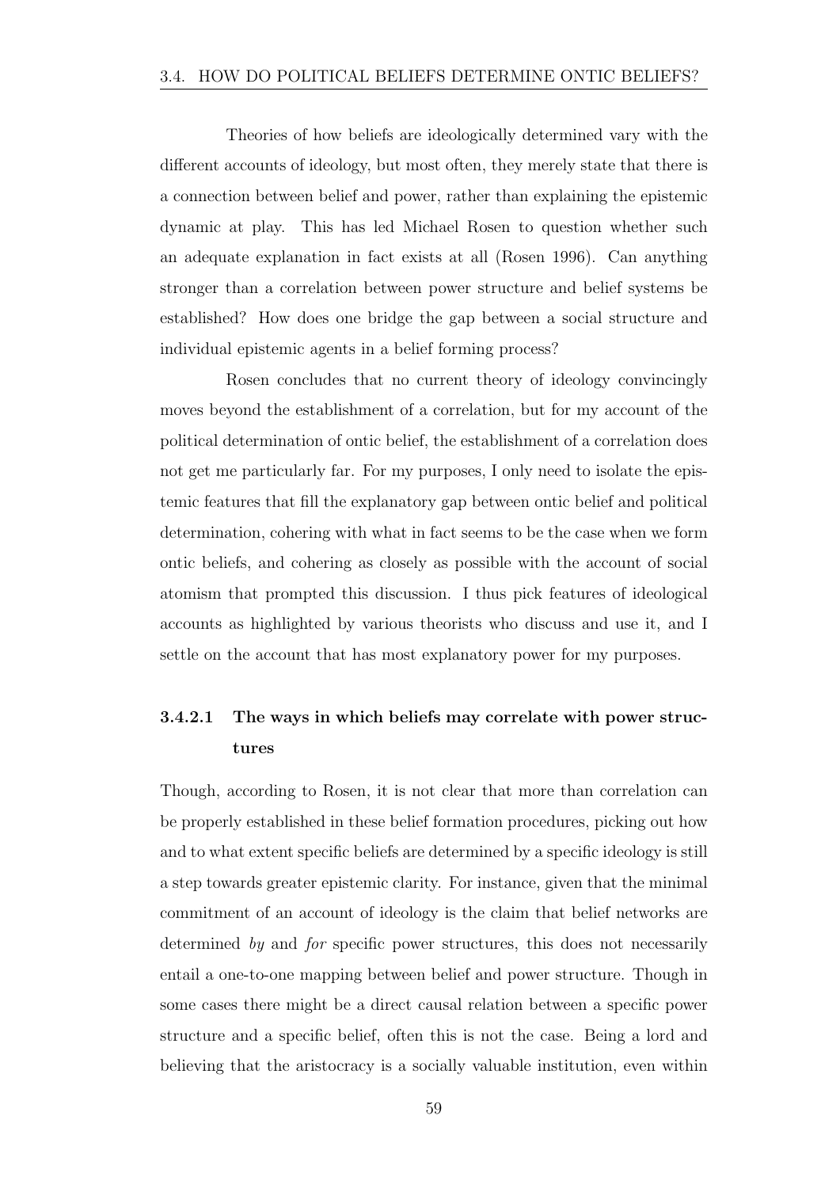Theories of how beliefs are ideologically determined vary with the different accounts of ideology, but most often, they merely state that there is a connection between belief and power, rather than explaining the epistemic dynamic at play. This has led Michael Rosen to question whether such an adequate explanation in fact exists at all (Rosen 1996). Can anything stronger than a correlation between power structure and belief systems be established? How does one bridge the gap between a social structure and individual epistemic agents in a belief forming process?

Rosen concludes that no current theory of ideology convincingly moves beyond the establishment of a correlation, but for my account of the political determination of ontic belief, the establishment of a correlation does not get me particularly far. For my purposes, I only need to isolate the epistemic features that fill the explanatory gap between ontic belief and political determination, cohering with what in fact seems to be the case when we form ontic beliefs, and cohering as closely as possible with the account of social atomism that prompted this discussion. I thus pick features of ideological accounts as highlighted by various theorists who discuss and use it, and I settle on the account that has most explanatory power for my purposes.

#### 3.4.2.1 The ways in which beliefs may correlate with power structures

Though, according to Rosen, it is not clear that more than correlation can be properly established in these belief formation procedures, picking out how and to what extent specific beliefs are determined by a specific ideology is still a step towards greater epistemic clarity. For instance, given that the minimal commitment of an account of ideology is the claim that belief networks are determined *by* and *for* specific power structures, this does not necessarily entail a one-to-one mapping between belief and power structure. Though in some cases there might be a direct causal relation between a specific power structure and a specific belief, often this is not the case. Being a lord and believing that the aristocracy is a socially valuable institution, even within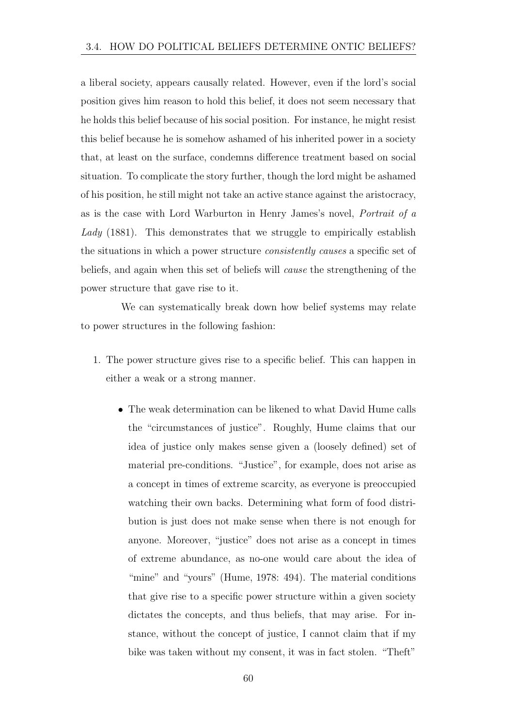a liberal society, appears causally related. However, even if the lord's social position gives him reason to hold this belief, it does not seem necessary that he holds this belief because of his social position. For instance, he might resist this belief because he is somehow ashamed of his inherited power in a society that, at least on the surface, condemns difference treatment based on social situation. To complicate the story further, though the lord might be ashamed of his position, he still might not take an active stance against the aristocracy, as is the case with Lord Warburton in Henry James's novel, *Portrait of a Lady* (1881). This demonstrates that we struggle to empirically establish the situations in which a power structure *consistently causes* a specific set of beliefs, and again when this set of beliefs will *cause* the strengthening of the power structure that gave rise to it.

We can systematically break down how belief systems may relate to power structures in the following fashion:

1. The power structure gives rise to a specific belief. This can happen in either a weak or a strong manner.

    - The weak determination can be likened to what David Hume calls the "circumstances of justice". Roughly, Hume claims that our idea of justice only makes sense given a (loosely defined) set of material pre-conditions. "Justice", for example, does not arise as a concept in times of extreme scarcity, as everyone is preoccupied watching their own backs. Determining what form of food distribution is just does not make sense when there is not enough for anyone. Moreover, "justice" does not arise as a concept in times of extreme abundance, as no-one would care about the idea of "mine" and "yours" (Hume, 1978: 494). The material conditions that give rise to a specific power structure within a given society dictates the concepts, and thus beliefs, that may arise. For instance, without the concept of justice, I cannot claim that if my bike was taken without my consent, it was in fact stolen. "Theft"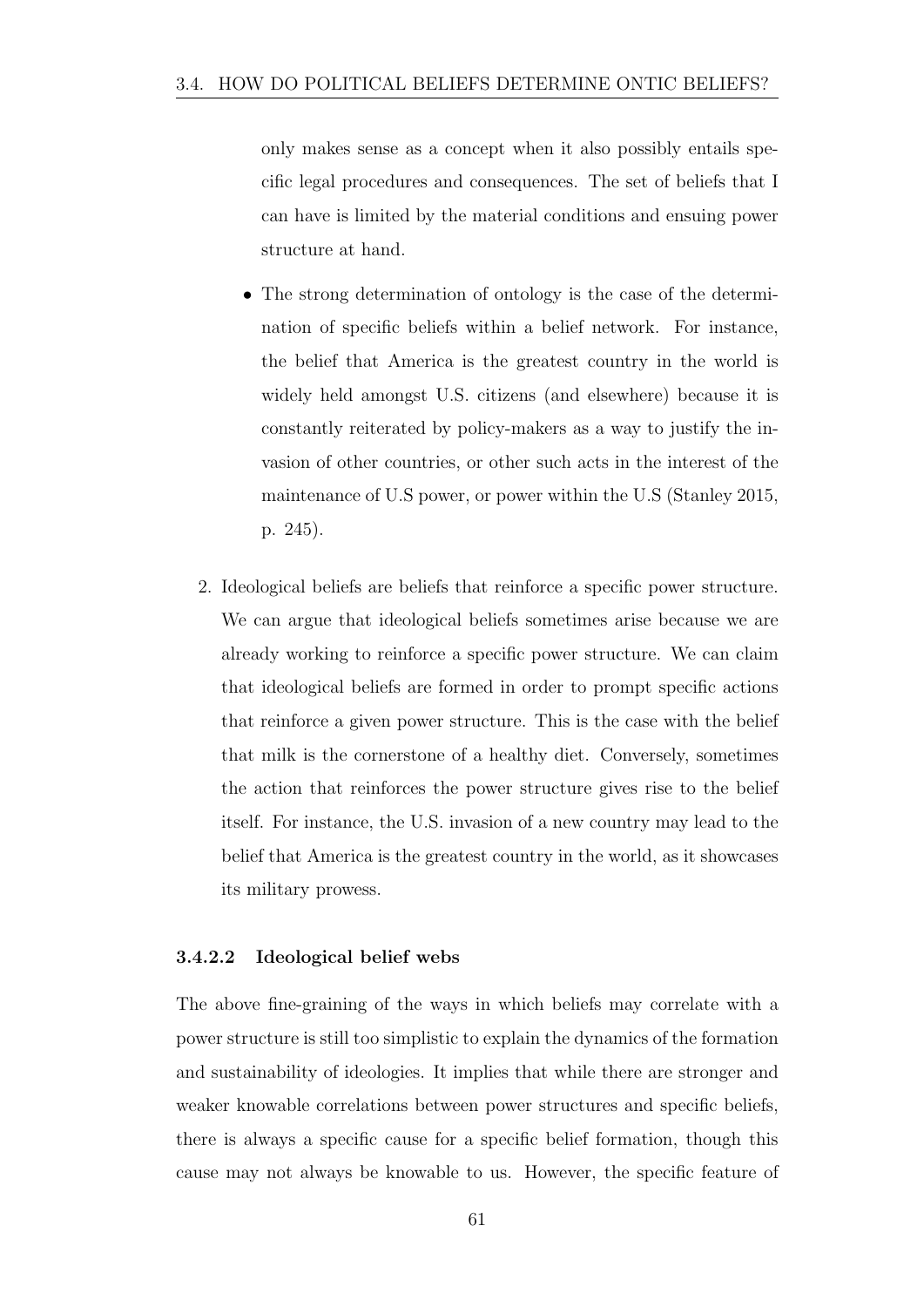only makes sense as a concept when it also possibly entails specific legal procedures and consequences. The set of beliefs that I can have is limited by the material conditions and ensuing power structure at hand.

- The strong determination of ontology is the case of the determination of specific beliefs within a belief network. For instance, the belief that America is the greatest country in the world is widely held amongst U.S. citizens (and elsewhere) because it is constantly reiterated by policy-makers as a way to justify the invasion of other countries, or other such acts in the interest of the maintenance of U.S power, or power within the U.S (Stanley 2015, p. 245).

2. Ideological beliefs are beliefs that reinforce a specific power structure. We can argue that ideological beliefs sometimes arise because we are already working to reinforce a specific power structure. We can claim that ideological beliefs are formed in order to prompt specific actions that reinforce a given power structure. This is the case with the belief that milk is the cornerstone of a healthy diet. Conversely, sometimes the action that reinforces the power structure gives rise to the belief itself. For instance, the U.S. invasion of a new country may lead to the belief that America is the greatest country in the world, as it showcases its military prowess.

#### 3.4.2.2 Ideological belief webs

The above fine-graining of the ways in which beliefs may correlate with a power structure is still too simplistic to explain the dynamics of the formation and sustainability of ideologies. It implies that while there are stronger and weaker knowable correlations between power structures and specific beliefs, there is always a specific cause for a specific belief formation, though this cause may not always be knowable to us. However, the specific feature of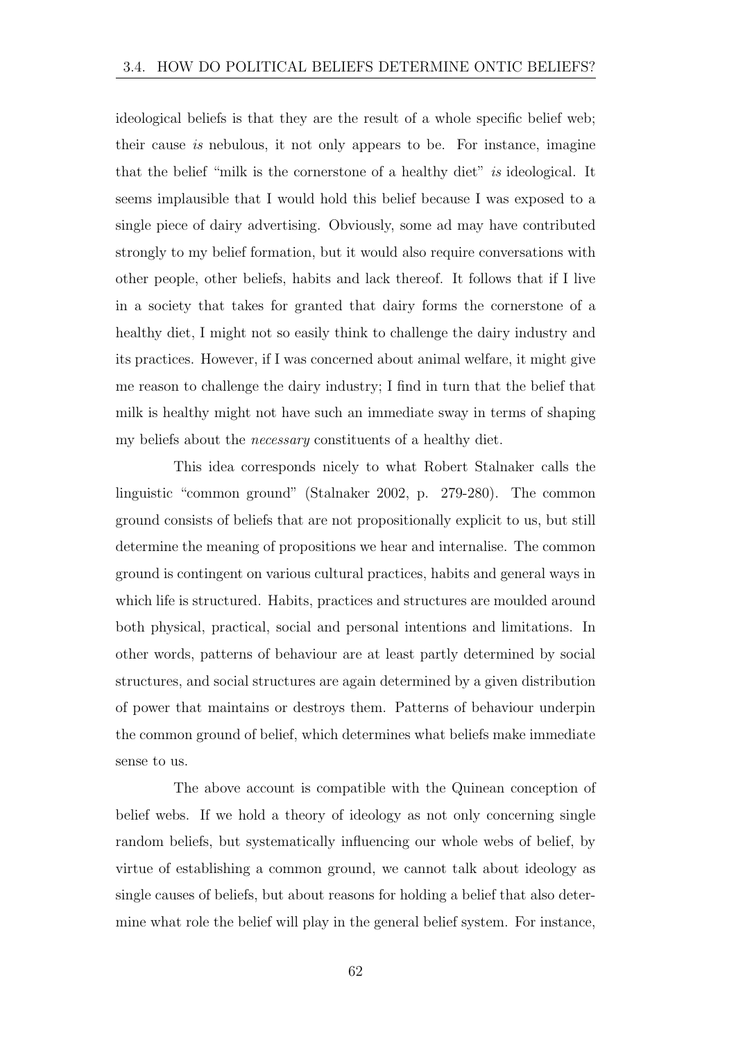ideological beliefs is that they are the result of a whole specific belief web; their cause *is* nebulous, it not only appears to be. For instance, imagine that the belief "milk is the cornerstone of a healthy diet" *is* ideological. It seems implausible that I would hold this belief because I was exposed to a single piece of dairy advertising. Obviously, some ad may have contributed strongly to my belief formation, but it would also require conversations with other people, other beliefs, habits and lack thereof. It follows that if I live in a society that takes for granted that dairy forms the cornerstone of a healthy diet, I might not so easily think to challenge the dairy industry and its practices. However, if I was concerned about animal welfare, it might give me reason to challenge the dairy industry; I find in turn that the belief that milk is healthy might not have such an immediate sway in terms of shaping my beliefs about the *necessary* constituents of a healthy diet.

This idea corresponds nicely to what Robert Stalnaker calls the linguistic "common ground" (Stalnaker 2002, p. 279-280). The common ground consists of beliefs that are not propositionally explicit to us, but still determine the meaning of propositions we hear and internalise. The common ground is contingent on various cultural practices, habits and general ways in which life is structured. Habits, practices and structures are moulded around both physical, practical, social and personal intentions and limitations. In other words, patterns of behaviour are at least partly determined by social structures, and social structures are again determined by a given distribution of power that maintains or destroys them. Patterns of behaviour underpin the common ground of belief, which determines what beliefs make immediate sense to us.

The above account is compatible with the Quinean conception of belief webs. If we hold a theory of ideology as not only concerning single random beliefs, but systematically influencing our whole webs of belief, by virtue of establishing a common ground, we cannot talk about ideology as single causes of beliefs, but about reasons for holding a belief that also determine what role the belief will play in the general belief system. For instance,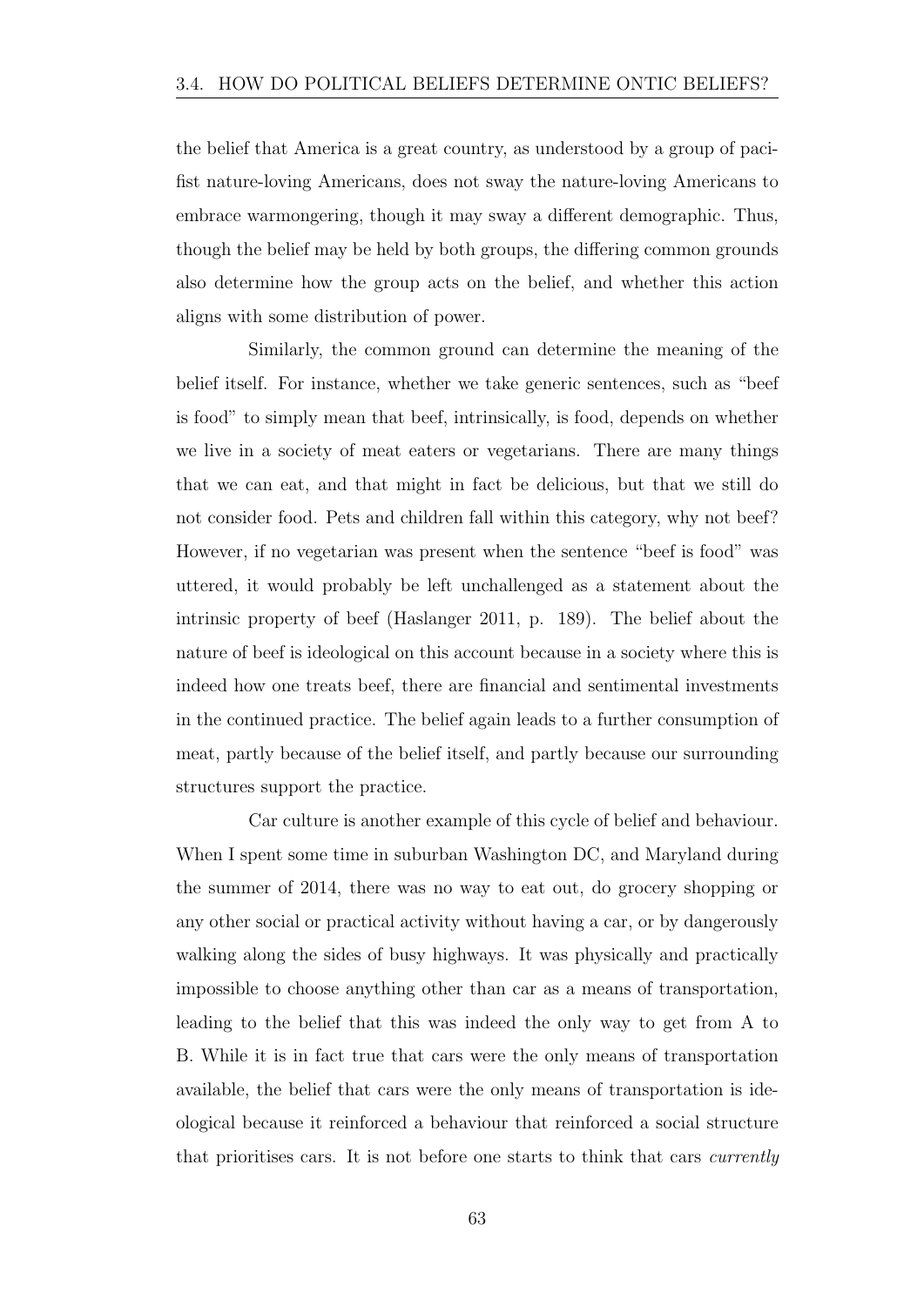the belief that America is a great country, as understood by a group of pacifist nature-loving Americans, does not sway the nature-loving Americans to embrace warmongering, though it may sway a different demographic. Thus, though the belief may be held by both groups, the differing common grounds also determine how the group acts on the belief, and whether this action aligns with some distribution of power.

Similarly, the common ground can determine the meaning of the belief itself. For instance, whether we take generic sentences, such as "beef is food" to simply mean that beef, intrinsically, is food, depends on whether we live in a society of meat eaters or vegetarians. There are many things that we can eat, and that might in fact be delicious, but that we still do not consider food. Pets and children fall within this category, why not beef? However, if no vegetarian was present when the sentence "beef is food" was uttered, it would probably be left unchallenged as a statement about the intrinsic property of beef (Haslanger 2011, p. 189). The belief about the nature of beef is ideological on this account because in a society where this is indeed how one treats beef, there are financial and sentimental investments in the continued practice. The belief again leads to a further consumption of meat, partly because of the belief itself, and partly because our surrounding structures support the practice.

Car culture is another example of this cycle of belief and behaviour. When I spent some time in suburban Washington DC, and Maryland during the summer of 2014, there was no way to eat out, do grocery shopping or any other social or practical activity without having a car, or by dangerously walking along the sides of busy highways. It was physically and practically impossible to choose anything other than car as a means of transportation, leading to the belief that this was indeed the only way to get from A to B. While it is in fact true that cars were the only means of transportation available, the belief that cars were the only means of transportation is ideological because it reinforced a behaviour that reinforced a social structure that prioritises cars. It is not before one starts to think that cars *currently*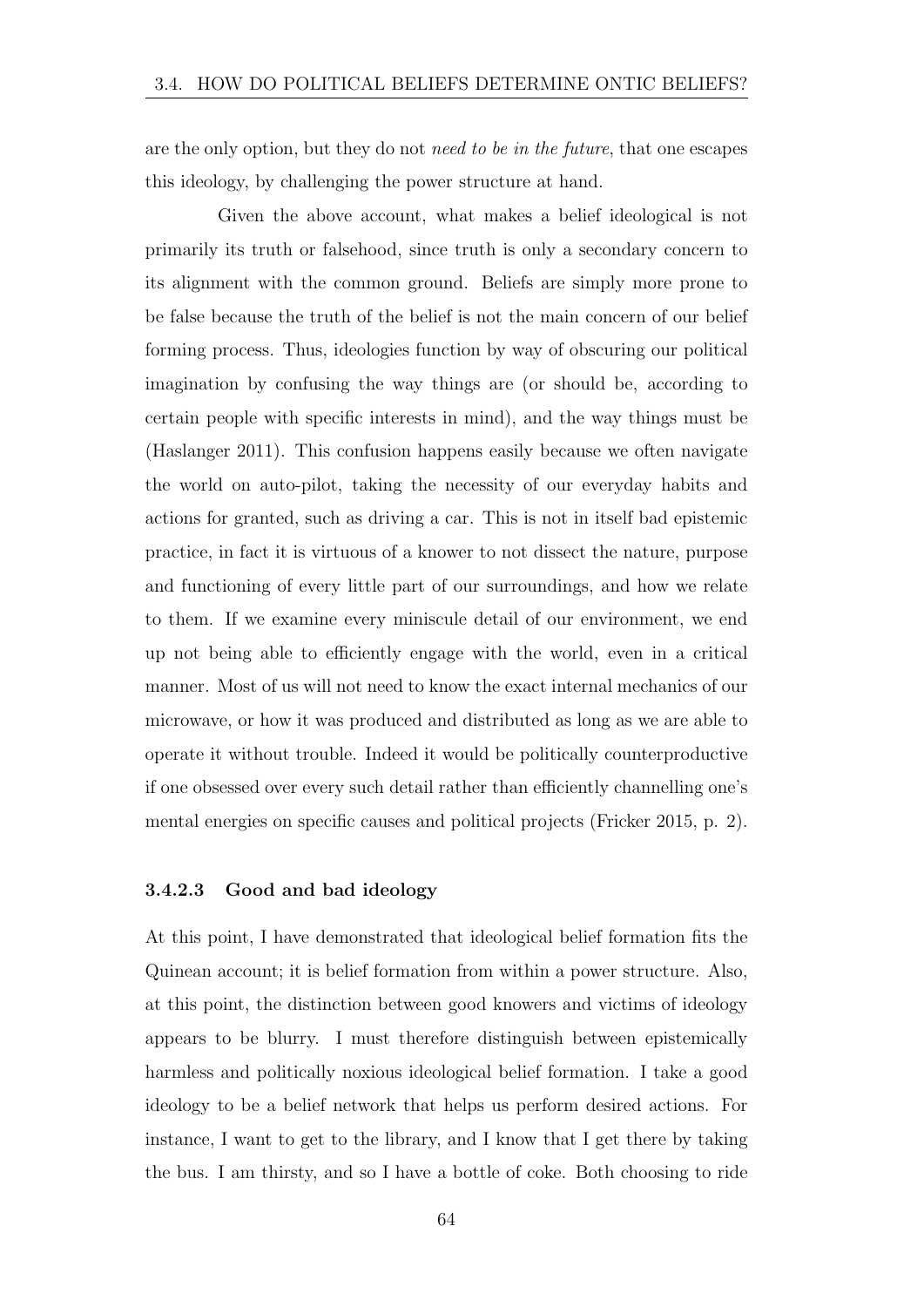are the only option, but they do not *need to be in the future*, that one escapes this ideology, by challenging the power structure at hand.

Given the above account, what makes a belief ideological is not primarily its truth or falsehood, since truth is only a secondary concern to its alignment with the common ground. Beliefs are simply more prone to be false because the truth of the belief is not the main concern of our belief forming process. Thus, ideologies function by way of obscuring our political imagination by confusing the way things are (or should be, according to certain people with specific interests in mind), and the way things must be (Haslanger 2011). This confusion happens easily because we often navigate the world on auto-pilot, taking the necessity of our everyday habits and actions for granted, such as driving a car. This is not in itself bad epistemic practice, in fact it is virtuous of a knower to not dissect the nature, purpose and functioning of every little part of our surroundings, and how we relate to them. If we examine every miniscule detail of our environment, we end up not being able to efficiently engage with the world, even in a critical manner. Most of us will not need to know the exact internal mechanics of our microwave, or how it was produced and distributed as long as we are able to operate it without trouble. Indeed it would be politically counterproductive if one obsessed over every such detail rather than efficiently channelling one's mental energies on specific causes and political projects (Fricker 2015, p. 2).

#### 3.4.2.3 Good and bad ideology

At this point, I have demonstrated that ideological belief formation fits the Quinean account; it is belief formation from within a power structure. Also, at this point, the distinction between good knowers and victims of ideology appears to be blurry. I must therefore distinguish between epistemically harmless and politically noxious ideological belief formation. I take a good ideology to be a belief network that helps us perform desired actions. For instance, I want to get to the library, and I know that I get there by taking the bus. I am thirsty, and so I have a bottle of coke. Both choosing to ride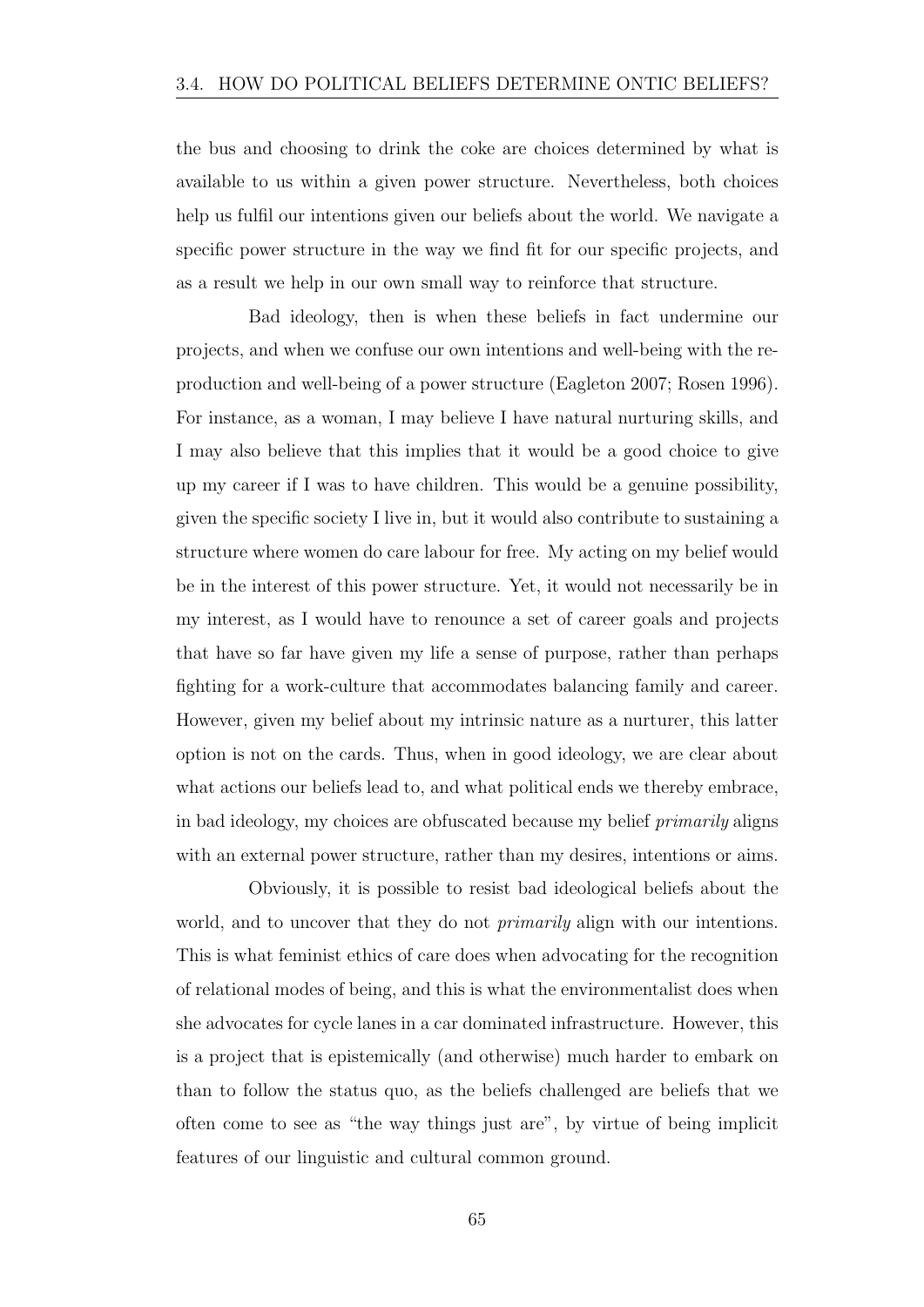the bus and choosing to drink the coke are choices determined by what is available to us within a given power structure. Nevertheless, both choices help us fulfil our intentions given our beliefs about the world. We navigate a specific power structure in the way we find fit for our specific projects, and as a result we help in our own small way to reinforce that structure.

Bad ideology, then is when these beliefs in fact undermine our projects, and when we confuse our own intentions and well-being with the reproduction and well-being of a power structure (Eagleton 2007; Rosen 1996). For instance, as a woman, I may believe I have natural nurturing skills, and I may also believe that this implies that it would be a good choice to give up my career if I was to have children. This would be a genuine possibility, given the specific society I live in, but it would also contribute to sustaining a structure where women do care labour for free. My acting on my belief would be in the interest of this power structure. Yet, it would not necessarily be in my interest, as I would have to renounce a set of career goals and projects that have so far have given my life a sense of purpose, rather than perhaps fighting for a work-culture that accommodates balancing family and career. However, given my belief about my intrinsic nature as a nurturer, this latter option is not on the cards. Thus, when in good ideology, we are clear about what actions our beliefs lead to, and what political ends we thereby embrace, in bad ideology, my choices are obfuscated because my belief *primarily* aligns with an external power structure, rather than my desires, intentions or aims.

Obviously, it is possible to resist bad ideological beliefs about the world, and to uncover that they do not *primarily* align with our intentions. This is what feminist ethics of care does when advocating for the recognition of relational modes of being, and this is what the environmentalist does when she advocates for cycle lanes in a car dominated infrastructure. However, this is a project that is epistemically (and otherwise) much harder to embark on than to follow the status quo, as the beliefs challenged are beliefs that we often come to see as "the way things just are", by virtue of being implicit features of our linguistic and cultural common ground.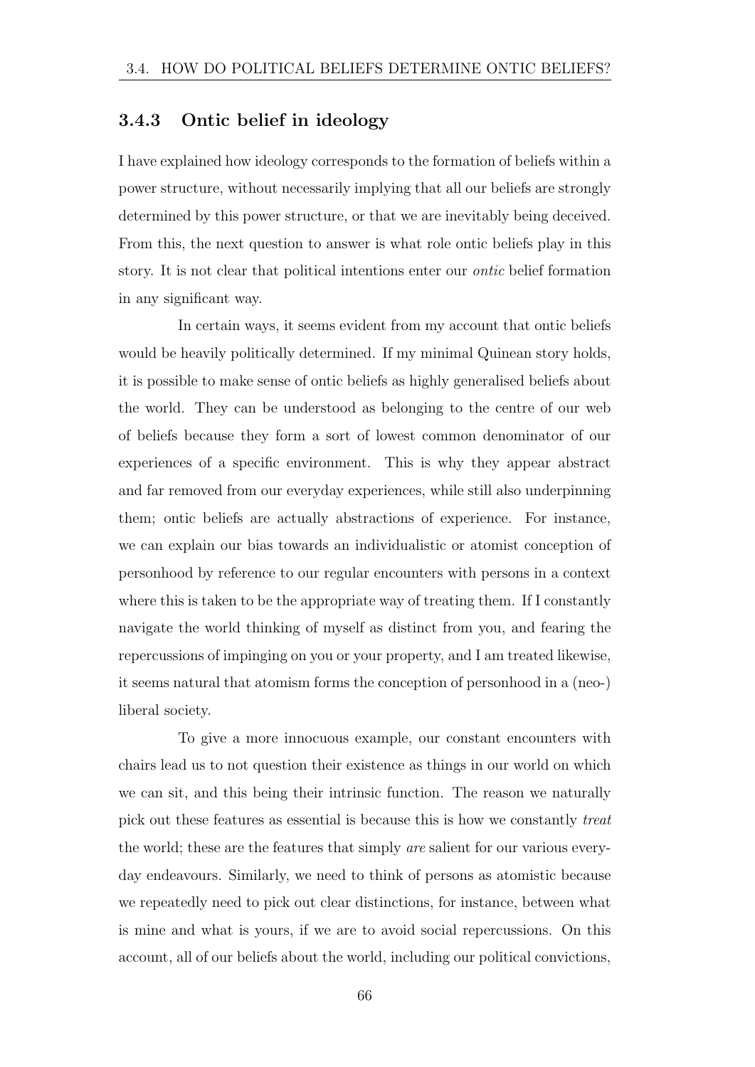### 3.4.3 Ontic belief in ideology

I have explained how ideology corresponds to the formation of beliefs within a power structure, without necessarily implying that all our beliefs are strongly determined by this power structure, or that we are inevitably being deceived. From this, the next question to answer is what role ontic beliefs play in this story. It is not clear that political intentions enter our *ontic* belief formation in any significant way.

In certain ways, it seems evident from my account that ontic beliefs would be heavily politically determined. If my minimal Quinean story holds, it is possible to make sense of ontic beliefs as highly generalised beliefs about the world. They can be understood as belonging to the centre of our web of beliefs because they form a sort of lowest common denominator of our experiences of a specific environment. This is why they appear abstract and far removed from our everyday experiences, while still also underpinning them; ontic beliefs are actually abstractions of experience. For instance, we can explain our bias towards an individualistic or atomist conception of personhood by reference to our regular encounters with persons in a context where this is taken to be the appropriate way of treating them. If I constantly navigate the world thinking of myself as distinct from you, and fearing the repercussions of impinging on you or your property, and I am treated likewise, it seems natural that atomism forms the conception of personhood in a (neo-) liberal society.

To give a more innocuous example, our constant encounters with chairs lead us to not question their existence as things in our world on which we can sit, and this being their intrinsic function. The reason we naturally pick out these features as essential is because this is how we constantly *treat* the world; these are the features that simply *are* salient for our various everyday endeavours. Similarly, we need to think of persons as atomistic because we repeatedly need to pick out clear distinctions, for instance, between what is mine and what is yours, if we are to avoid social repercussions. On this account, all of our beliefs about the world, including our political convictions,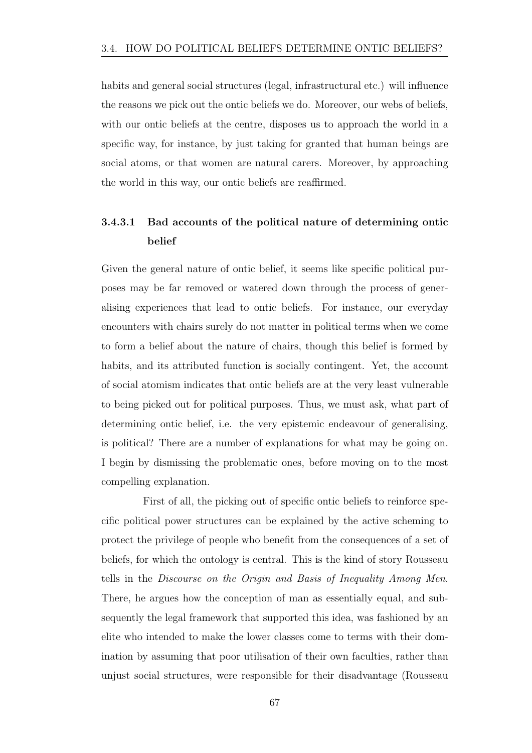habits and general social structures (legal, infrastructural etc.) will influence the reasons we pick out the ontic beliefs we do. Moreover, our webs of beliefs, with our ontic beliefs at the centre, disposes us to approach the world in a specific way, for instance, by just taking for granted that human beings are social atoms, or that women are natural carers. Moreover, by approaching the world in this way, our ontic beliefs are reaffirmed.

#### 3.4.3.1 Bad accounts of the political nature of determining ontic belief

Given the general nature of ontic belief, it seems like specific political purposes may be far removed or watered down through the process of generalising experiences that lead to ontic beliefs. For instance, our everyday encounters with chairs surely do not matter in political terms when we come to form a belief about the nature of chairs, though this belief is formed by habits, and its attributed function is socially contingent. Yet, the account of social atomism indicates that ontic beliefs are at the very least vulnerable to being picked out for political purposes. Thus, we must ask, what part of determining ontic belief, i.e. the very epistemic endeavour of generalising, is political? There are a number of explanations for what may be going on. I begin by dismissing the problematic ones, before moving on to the most compelling explanation.

First of all, the picking out of specific ontic beliefs to reinforce specific political power structures can be explained by the active scheming to protect the privilege of people who benefit from the consequences of a set of beliefs, for which the ontology is central. This is the kind of story Rousseau tells in the *Discourse on the Origin and Basis of Inequality Among Men.* There, he argues how the conception of man as essentially equal, and subsequently the legal framework that supported this idea, was fashioned by an elite who intended to make the lower classes come to terms with their domination by assuming that poor utilisation of their own faculties, rather than unjust social structures, were responsible for their disadvantage (Rousseau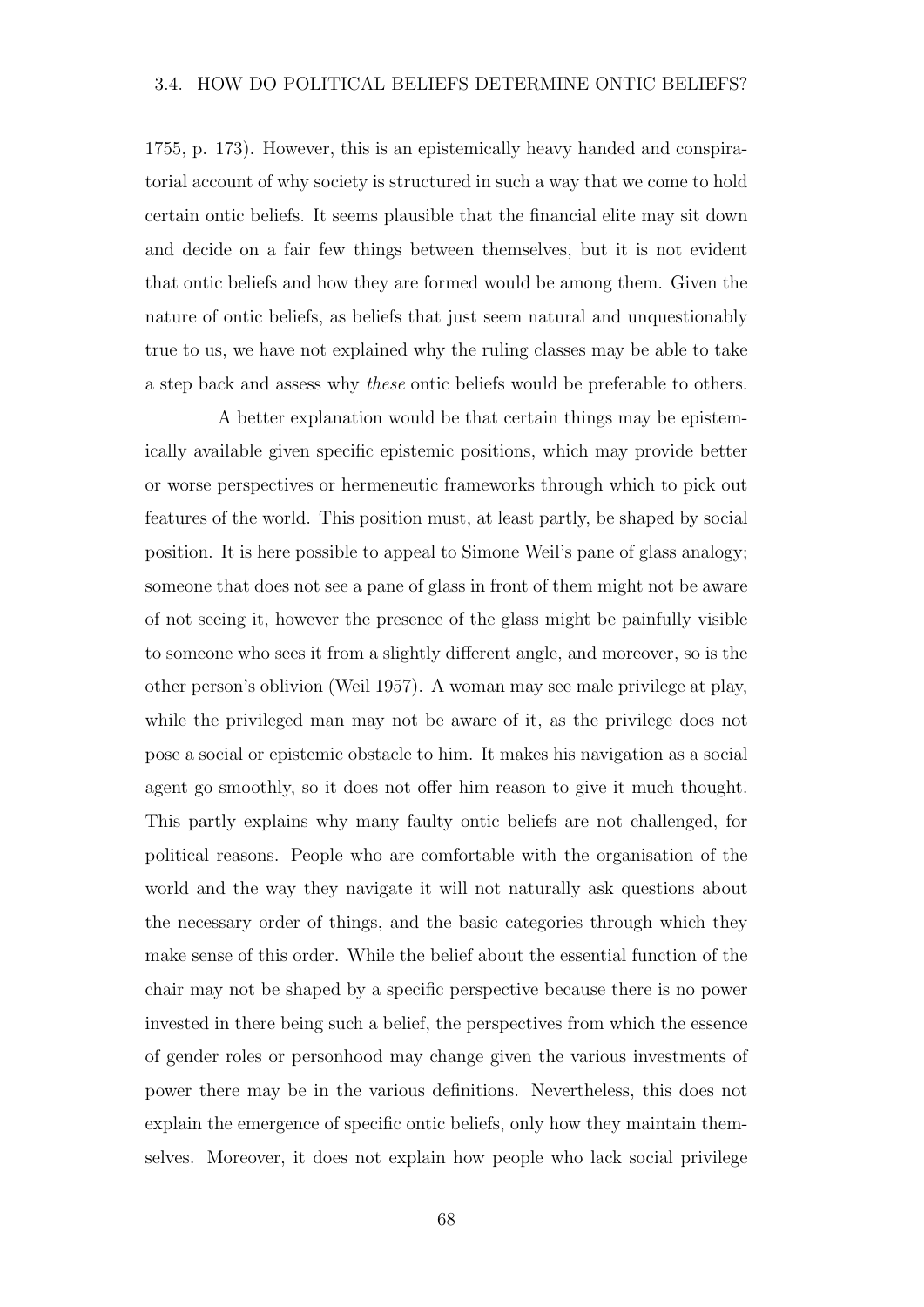1755, p. 173). However, this is an epistemically heavy handed and conspiratorial account of why society is structured in such a way that we come to hold certain ontic beliefs. It seems plausible that the financial elite may sit down and decide on a fair few things between themselves, but it is not evident that ontic beliefs and how they are formed would be among them. Given the nature of ontic beliefs, as beliefs that just seem natural and unquestionably true to us, we have not explained why the ruling classes may be able to take a step back and assess why *these* ontic beliefs would be preferable to others.

A better explanation would be that certain things may be epistemically available given specific epistemic positions, which may provide better or worse perspectives or hermeneutic frameworks through which to pick out features of the world. This position must, at least partly, be shaped by social position. It is here possible to appeal to Simone Weil's pane of glass analogy; someone that does not see a pane of glass in front of them might not be aware of not seeing it, however the presence of the glass might be painfully visible to someone who sees it from a slightly different angle, and moreover, so is the other person's oblivion (Weil 1957). A woman may see male privilege at play, while the privileged man may not be aware of it, as the privilege does not pose a social or epistemic obstacle to him. It makes his navigation as a social agent go smoothly, so it does not offer him reason to give it much thought. This partly explains why many faulty ontic beliefs are not challenged, for political reasons. People who are comfortable with the organisation of the world and the way they navigate it will not naturally ask questions about the necessary order of things, and the basic categories through which they make sense of this order. While the belief about the essential function of the chair may not be shaped by a specific perspective because there is no power invested in there being such a belief, the perspectives from which the essence of gender roles or personhood may change given the various investments of power there may be in the various definitions. Nevertheless, this does not explain the emergence of specific ontic beliefs, only how they maintain themselves. Moreover, it does not explain how people who lack social privilege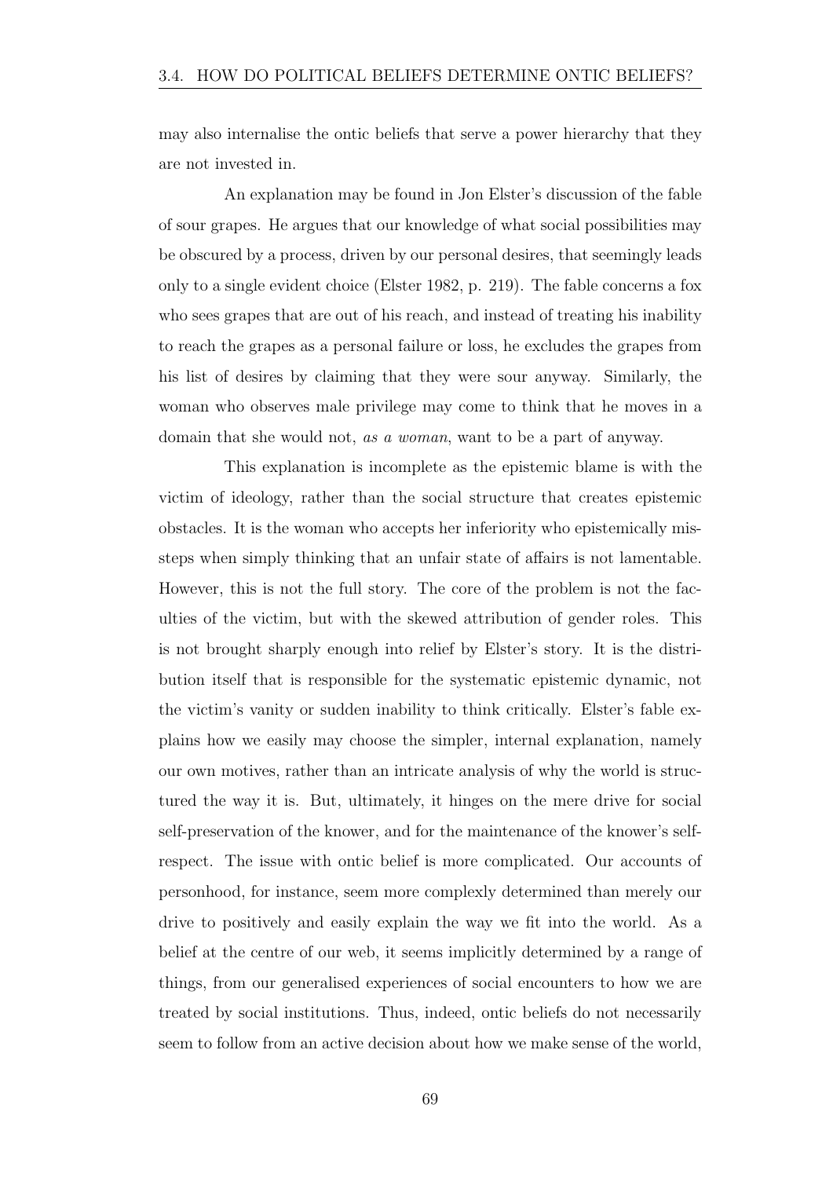may also internalise the ontic beliefs that serve a power hierarchy that they are not invested in.

An explanation may be found in Jon Elster's discussion of the fable of sour grapes. He argues that our knowledge of what social possibilities may be obscured by a process, driven by our personal desires, that seemingly leads only to a single evident choice (Elster 1982, p. 219). The fable concerns a fox who sees grapes that are out of his reach, and instead of treating his inability to reach the grapes as a personal failure or loss, he excludes the grapes from his list of desires by claiming that they were sour anyway. Similarly, the woman who observes male privilege may come to think that he moves in a domain that she would not, *as a woman*, want to be a part of anyway.

This explanation is incomplete as the epistemic blame is with the victim of ideology, rather than the social structure that creates epistemic obstacles. It is the woman who accepts her inferiority who epistemically missteps when simply thinking that an unfair state of affairs is not lamentable. However, this is not the full story. The core of the problem is not the faculties of the victim, but with the skewed attribution of gender roles. This is not brought sharply enough into relief by Elster's story. It is the distribution itself that is responsible for the systematic epistemic dynamic, not the victim's vanity or sudden inability to think critically. Elster's fable explains how we easily may choose the simpler, internal explanation, namely our own motives, rather than an intricate analysis of why the world is structured the way it is. But, ultimately, it hinges on the mere drive for social self-preservation of the knower, and for the maintenance of the knower's self-respect. The issue with ontic belief is more complicated. Our accounts of personhood, for instance, seem more complexly determined than merely our drive to positively and easily explain the way we fit into the world. As a belief at the centre of our web, it seems implicitly determined by a range of things, from our generalised experiences of social encounters to how we are treated by social institutions. Thus, indeed, ontic beliefs do not necessarily seem to follow from an active decision about how we make sense of the world,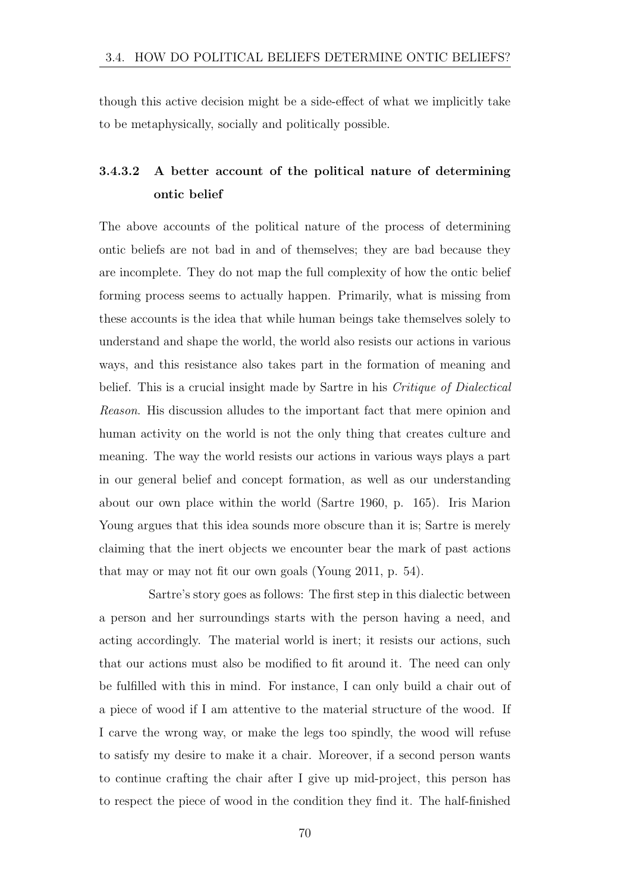though this active decision might be a side-effect of what we implicitly take to be metaphysically, socially and politically possible.

#### 3.4.3.2 A better account of the political nature of determining ontic belief

The above accounts of the political nature of the process of determining ontic beliefs are not bad in and of themselves; they are bad because they are incomplete. They do not map the full complexity of how the ontic belief forming process seems to actually happen. Primarily, what is missing from these accounts is the idea that while human beings take themselves solely to understand and shape the world, the world also resists our actions in various ways, and this resistance also takes part in the formation of meaning and belief. This is a crucial insight made by Sartre in his *Critique of Dialectical Reason*. His discussion alludes to the important fact that mere opinion and human activity on the world is not the only thing that creates culture and meaning. The way the world resists our actions in various ways plays a part in our general belief and concept formation, as well as our understanding about our own place within the world (Sartre 1960, p. 165). Iris Marion Young argues that this idea sounds more obscure than it is; Sartre is merely claiming that the inert objects we encounter bear the mark of past actions that may or may not fit our own goals (Young 2011, p. 54).

Sartre's story goes as follows: The first step in this dialectic between a person and her surroundings starts with the person having a need, and acting accordingly. The material world is inert; it resists our actions, such that our actions must also be modified to fit around it. The need can only be fulfilled with this in mind. For instance, I can only build a chair out of a piece of wood if I am attentive to the material structure of the wood. If I carve the wrong way, or make the legs too spindly, the wood will refuse to satisfy my desire to make it a chair. Moreover, if a second person wants to continue crafting the chair after I give up mid-project, this person has to respect the piece of wood in the condition they find it. The half-finished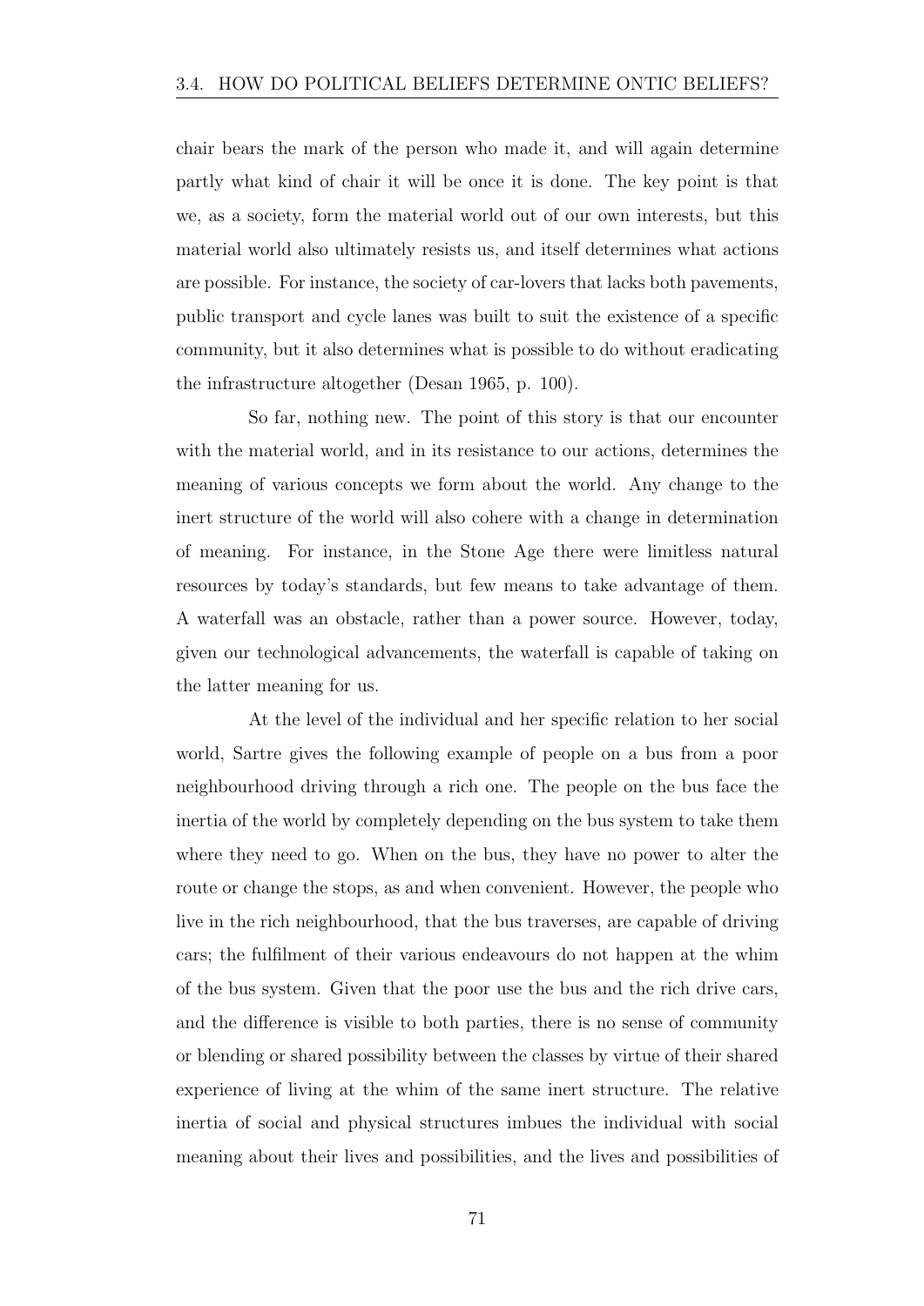chair bears the mark of the person who made it, and will again determine partly what kind of chair it will be once it is done. The key point is that we, as a society, form the material world out of our own interests, but this material world also ultimately resists us, and itself determines what actions are possible. For instance, the society of car-lovers that lacks both pavements, public transport and cycle lanes was built to suit the existence of a specific community, but it also determines what is possible to do without eradicating the infrastructure altogether (Desan 1965, p. 100).

So far, nothing new. The point of this story is that our encounter with the material world, and in its resistance to our actions, determines the meaning of various concepts we form about the world. Any change to the inert structure of the world will also cohere with a change in determination of meaning. For instance, in the Stone Age there were limitless natural resources by today's standards, but few means to take advantage of them. A waterfall was an obstacle, rather than a power source. However, today, given our technological advancements, the waterfall is capable of taking on the latter meaning for us.

At the level of the individual and her specific relation to her social world, Sartre gives the following example of people on a bus from a poor neighbourhood driving through a rich one. The people on the bus face the inertia of the world by completely depending on the bus system to take them where they need to go. When on the bus, they have no power to alter the route or change the stops, as and when convenient. However, the people who live in the rich neighbourhood, that the bus traverses, are capable of driving cars; the fulfilment of their various endeavours do not happen at the whim of the bus system. Given that the poor use the bus and the rich drive cars, and the difference is visible to both parties, there is no sense of community or blending or shared possibility between the classes by virtue of their shared experience of living at the whim of the same inert structure. The relative inertia of social and physical structures imbues the individual with social meaning about their lives and possibilities, and the lives and possibilities of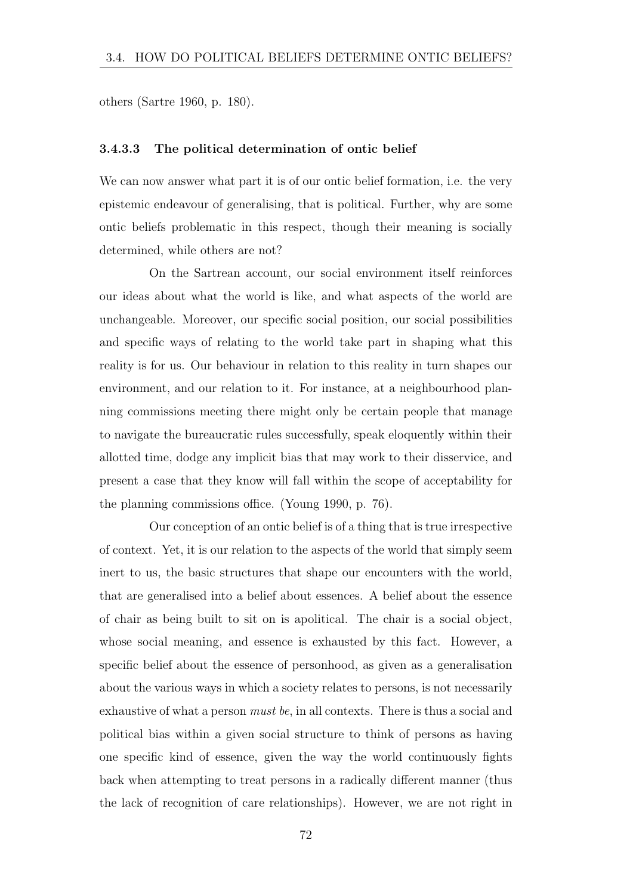others (Sartre 1960, p. 180).

#### 3.4.3.3 The political determination of ontic belief

We can now answer what part it is of our ontic belief formation, i.e. the very epistemic endeavour of generalising, that is political. Further, why are some ontic beliefs problematic in this respect, though their meaning is socially determined, while others are not?

On the Sartrean account, our social environment itself reinforces our ideas about what the world is like, and what aspects of the world are unchangeable. Moreover, our specific social position, our social possibilities and specific ways of relating to the world take part in shaping what this reality is for us. Our behaviour in relation to this reality in turn shapes our environment, and our relation to it. For instance, at a neighbourhood planning commissions meeting there might only be certain people that manage to navigate the bureaucratic rules successfully, speak eloquently within their allotted time, dodge any implicit bias that may work to their disservice, and present a case that they know will fall within the scope of acceptability for the planning commissions office. (Young 1990, p. 76).

Our conception of an ontic belief is of a thing that is true irrespective of context. Yet, it is our relation to the aspects of the world that simply seem inert to us, the basic structures that shape our encounters with the world, that are generalised into a belief about essences. A belief about the essence of chair as being built to sit on is apolitical. The chair is a social object, whose social meaning, and essence is exhausted by this fact. However, a specific belief about the essence of personhood, as given as a generalisation about the various ways in which a society relates to persons, is not necessarily exhaustive of what a person *must be*, in all contexts. There is thus a social and political bias within a given social structure to think of persons as having one specific kind of essence, given the way the world continuously fights back when attempting to treat persons in a radically different manner (thus the lack of recognition of care relationships). However, we are not right in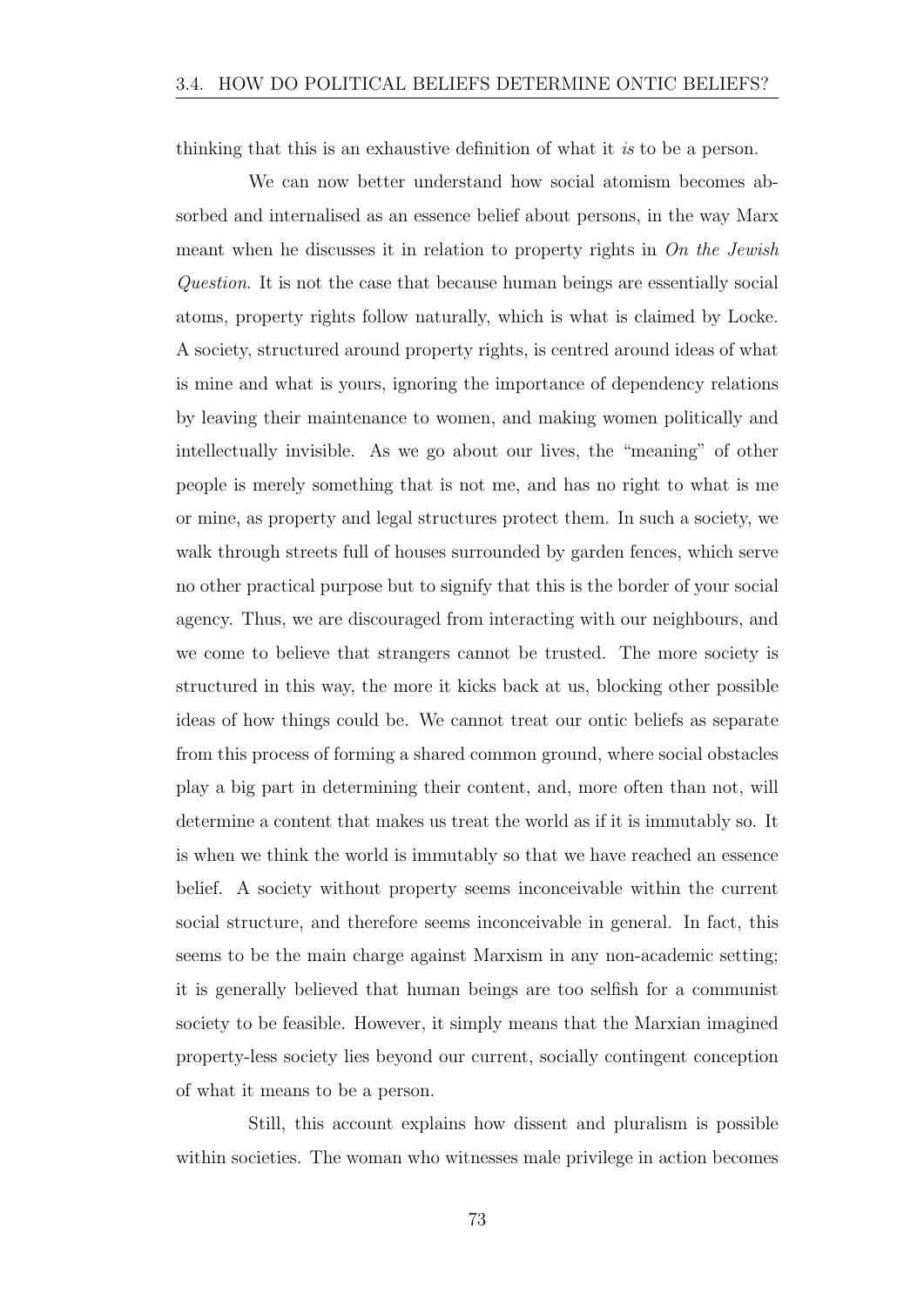thinking that this is an exhaustive definition of what it *is* to be a person.

We can now better understand how social atomism becomes absorbed and internalised as an essence belief about persons, in the way Marx meant when he discusses it in relation to property rights in *On the Jewish Question*. It is not the case that because human beings are essentially social atoms, property rights follow naturally, which is what is claimed by Locke. A society, structured around property rights, is centred around ideas of what is mine and what is yours, ignoring the importance of dependency relations by leaving their maintenance to women, and making women politically and intellectually invisible. As we go about our lives, the "meaning" of other people is merely something that is not me, and has no right to what is me or mine, as property and legal structures protect them. In such a society, we walk through streets full of houses surrounded by garden fences, which serve no other practical purpose but to signify that this is the border of your social agency. Thus, we are discouraged from interacting with our neighbours, and we come to believe that strangers cannot be trusted. The more society is structured in this way, the more it kicks back at us, blocking other possible ideas of how things could be. We cannot treat our ontic beliefs as separate from this process of forming a shared common ground, where social obstacles play a big part in determining their content, and, more often than not, will determine a content that makes us treat the world as if it is immutably so. It is when we think the world is immutably so that we have reached an essence belief. A society without property seems inconceivable within the current social structure, and therefore seems inconceivable in general. In fact, this seems to be the main charge against Marxism in any non-academic setting; it is generally believed that human beings are too selfish for a communist society to be feasible. However, it simply means that the Marxian imagined property-less society lies beyond our current, socially contingent conception of what it means to be a person.

Still, this account explains how dissent and pluralism is possible within societies. The woman who witnesses male privilege in action becomes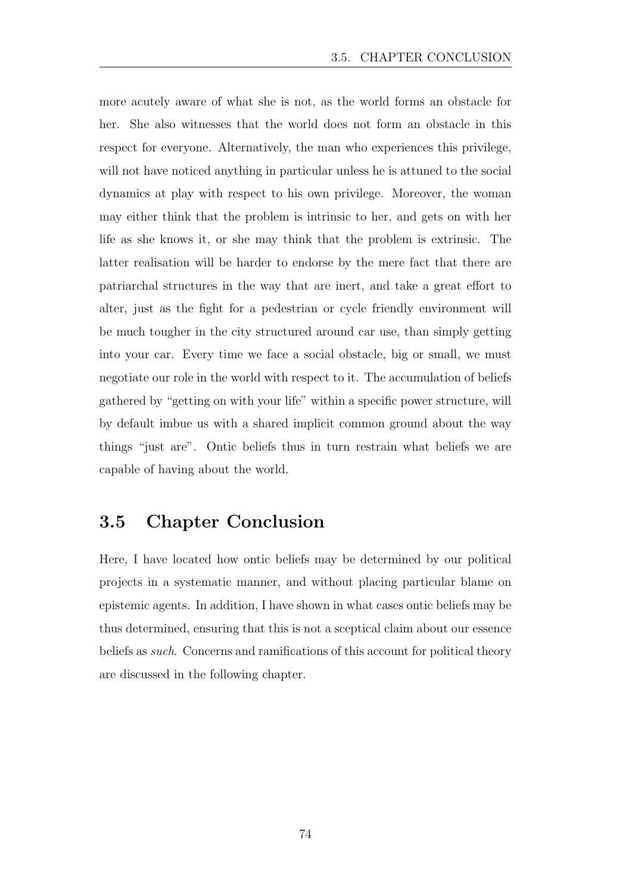more acutely aware of what she is not, as the world forms an obstacle for her. She also witnesses that the world does not form an obstacle in this respect for everyone. Alternatively, the man who experiences this privilege, will not have noticed anything in particular unless he is attuned to the social dynamics at play with respect to his own privilege. Moreover, the woman may either think that the problem is intrinsic to her, and gets on with her life as she knows it, or she may think that the problem is extrinsic. The latter realisation will be harder to endorse by the mere fact that there are patriarchal structures in the way that are inert, and take a great effort to alter, just as the fight for a pedestrian or cycle friendly environment will be much tougher in the city structured around car use, than simply getting into your car. Every time we face a social obstacle, big or small, we must negotiate our role in the world with respect to it. The accumulation of beliefs gathered by "getting on with your life" within a specific power structure, will by default imbue us with a shared implicit common ground about the way things "just are". Ontic beliefs thus in turn restrain what beliefs we are capable of having about the world.

## 3.5 Chapter Conclusion

Here, I have located how ontic beliefs may be determined by our political projects in a systematic manner, and without placing particular blame on epistemic agents. In addition, I have shown in what cases ontic beliefs may be thus determined, ensuring that this is not a sceptical claim about our essence beliefs as *such*. Concerns and ramifications of this account for political theory are discussed in the following chapter.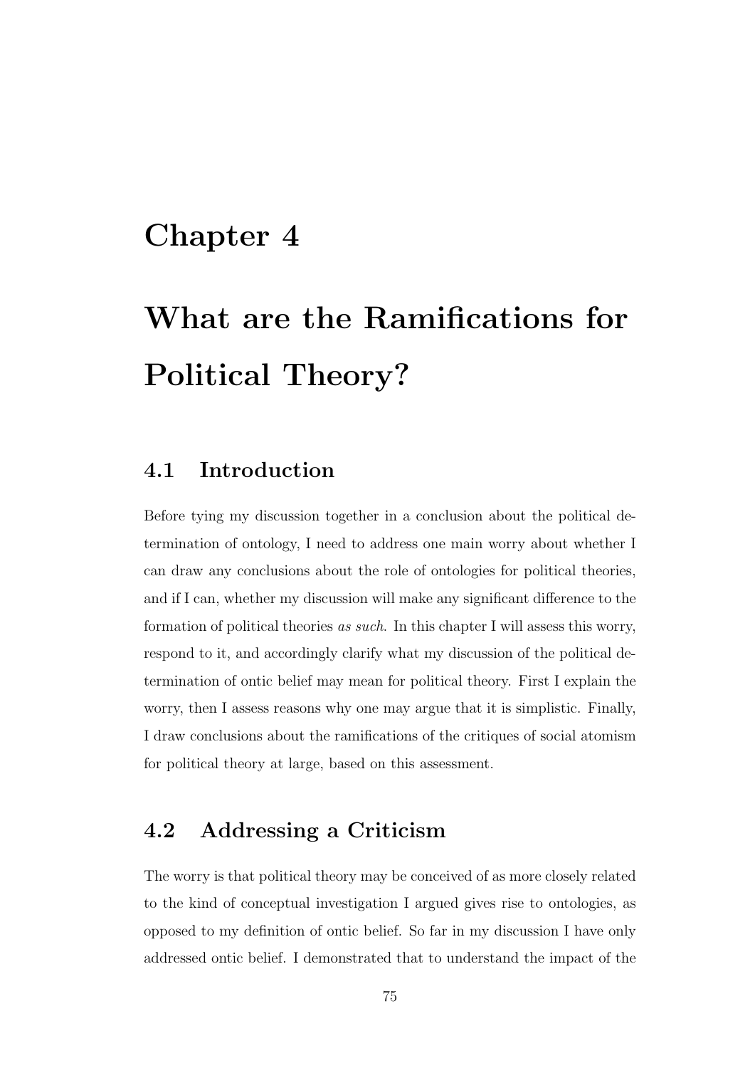# Chapter 4

# What are the Ramifications for Political Theory?

## 4.1 Introduction

Before tying my discussion together in a conclusion about the political determination of ontology, I need to address one main worry about whether I can draw any conclusions about the role of ontologies for political theories, and if I can, whether my discussion will make any significant difference to the formation of political theories *as such*. In this chapter I will assess this worry, respond to it, and accordingly clarify what my discussion of the political determination of ontic belief may mean for political theory. First I explain the worry, then I assess reasons why one may argue that it is simplistic. Finally, I draw conclusions about the ramifications of the critiques of social atomism for political theory at large, based on this assessment.

## 4.2 Addressing a Criticism

The worry is that political theory may be conceived of as more closely related to the kind of conceptual investigation I argued gives rise to ontologies, as opposed to my definition of ontic belief. So far in my discussion I have only addressed ontic belief. I demonstrated that to understand the impact of the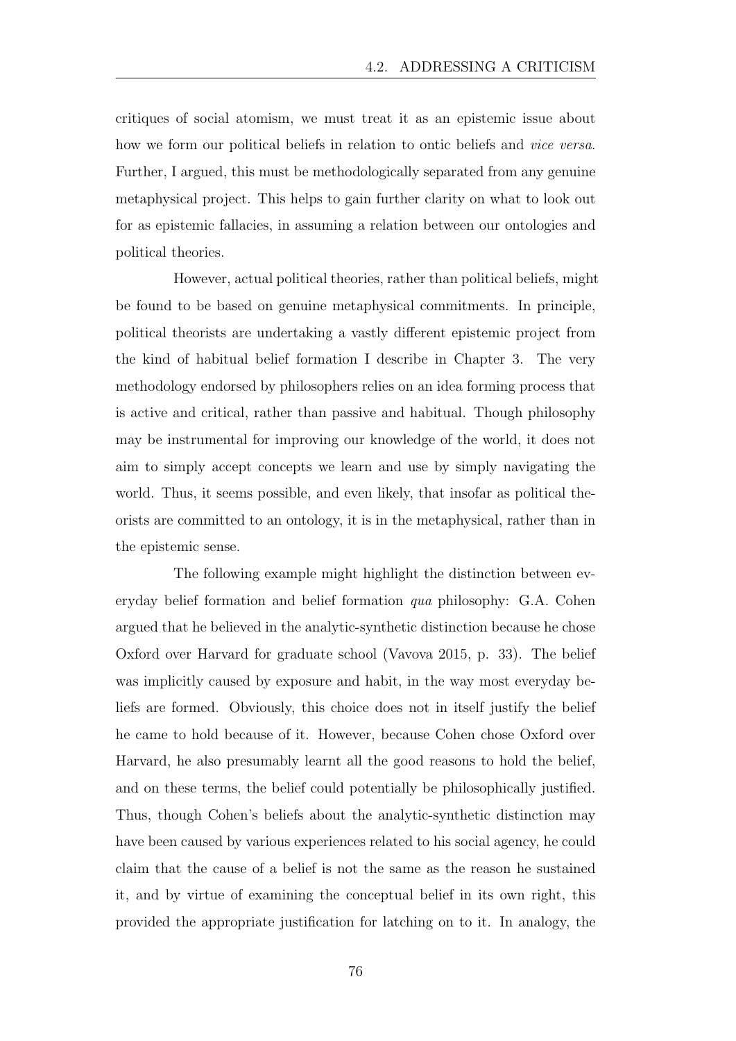critiques of social atomism, we must treat it as an epistemic issue about how we form our political beliefs in relation to ontic beliefs and *vice versa*. Further, I argued, this must be methodologically separated from any genuine metaphysical project. This helps to gain further clarity on what to look out for as epistemic fallacies, in assuming a relation between our ontologies and political theories.

However, actual political theories, rather than political beliefs, might be found to be based on genuine metaphysical commitments. In principle, political theorists are undertaking a vastly different epistemic project from the kind of habitual belief formation I describe in Chapter 3. The very methodology endorsed by philosophers relies on an idea forming process that is active and critical, rather than passive and habitual. Though philosophy may be instrumental for improving our knowledge of the world, it does not aim to simply accept concepts we learn and use by simply navigating the world. Thus, it seems possible, and even likely, that insofar as political theorists are committed to an ontology, it is in the metaphysical, rather than in the epistemic sense.

The following example might highlight the distinction between everyday belief formation and belief formation *qua* philosophy: G.A. Cohen argued that he believed in the analytic-synthetic distinction because he chose Oxford over Harvard for graduate school (Vavova 2015, p. 33). The belief was implicitly caused by exposure and habit, in the way most everyday beliefs are formed. Obviously, this choice does not in itself justify the belief he came to hold because of it. However, because Cohen chose Oxford over Harvard, he also presumably learnt all the good reasons to hold the belief, and on these terms, the belief could potentially be philosophically justified. Thus, though Cohen's beliefs about the analytic-synthetic distinction may have been caused by various experiences related to his social agency, he could claim that the cause of a belief is not the same as the reason he sustained it, and by virtue of examining the conceptual belief in its own right, this provided the appropriate justification for latching on to it. In analogy, the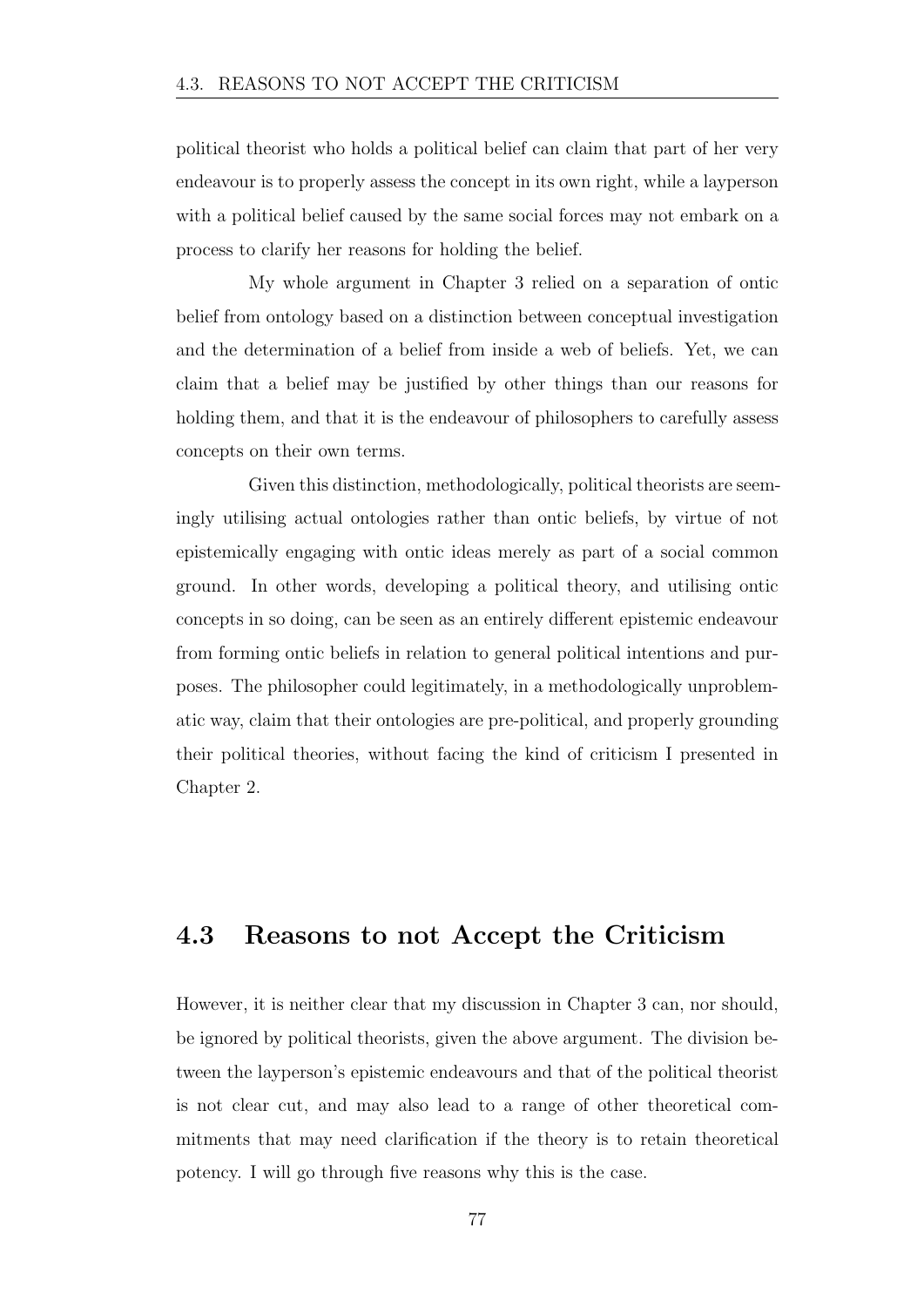political theorist who holds a political belief can claim that part of her very endeavour is to properly assess the concept in its own right, while a layperson with a political belief caused by the same social forces may not embark on a process to clarify her reasons for holding the belief.

My whole argument in Chapter 3 relied on a separation of ontic belief from ontology based on a distinction between conceptual investigation and the determination of a belief from inside a web of beliefs. Yet, we can claim that a belief may be justified by other things than our reasons for holding them, and that it is the endeavour of philosophers to carefully assess concepts on their own terms.

Given this distinction, methodologically, political theorists are seemingly utilising actual ontologies rather than ontic beliefs, by virtue of not epistemically engaging with ontic ideas merely as part of a social common ground. In other words, developing a political theory, and utilising ontic concepts in so doing, can be seen as an entirely different epistemic endeavour from forming ontic beliefs in relation to general political intentions and purposes. The philosopher could legitimately, in a methodologically unproblematic way, claim that their ontologies are pre-political, and properly grounding their political theories, without facing the kind of criticism I presented in Chapter 2.

## 4.3 Reasons to not Accept the Criticism

However, it is neither clear that my discussion in Chapter 3 can, nor should, be ignored by political theorists, given the above argument. The division between the layperson's epistemic endeavours and that of the political theorist is not clear cut, and may also lead to a range of other theoretical commitments that may need clarification if the theory is to retain theoretical potency. I will go through five reasons why this is the case.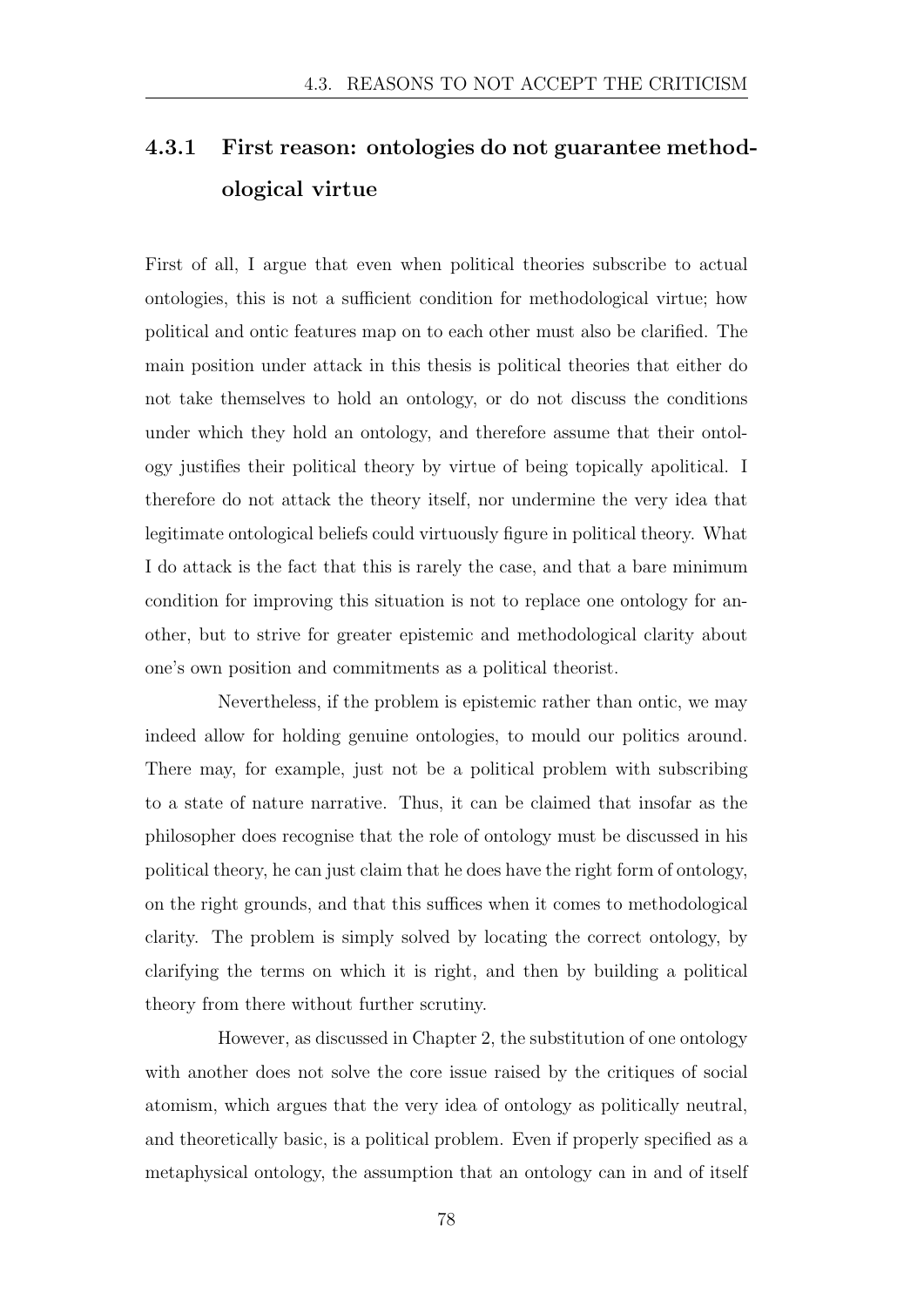### 4.3.1 First reason: ontologies do not guarantee methodological virtue

First of all, I argue that even when political theories subscribe to actual ontologies, this is not a sufficient condition for methodological virtue; how political and ontic features map on to each other must also be clarified. The main position under attack in this thesis is political theories that either do not take themselves to hold an ontology, or do not discuss the conditions under which they hold an ontology, and therefore assume that their ontology justifies their political theory by virtue of being topically apolitical. I therefore do not attack the theory itself, nor undermine the very idea that legitimate ontological beliefs could virtuously figure in political theory. What I do attack is the fact that this is rarely the case, and that a bare minimum condition for improving this situation is not to replace one ontology for another, but to strive for greater epistemic and methodological clarity about one's own position and commitments as a political theorist.

Nevertheless, if the problem is epistemic rather than ontic, we may indeed allow for holding genuine ontologies, to mould our politics around. There may, for example, just not be a political problem with subscribing to a state of nature narrative. Thus, it can be claimed that insofar as the philosopher does recognise that the role of ontology must be discussed in his political theory, he can just claim that he does have the right form of ontology, on the right grounds, and that this suffices when it comes to methodological clarity. The problem is simply solved by locating the correct ontology, by clarifying the terms on which it is right, and then by building a political theory from there without further scrutiny.

However, as discussed in Chapter 2, the substitution of one ontology with another does not solve the core issue raised by the critiques of social atomism, which argues that the very idea of ontology as politically neutral, and theoretically basic, is a political problem. Even if properly specified as a metaphysical ontology, the assumption that an ontology can in and of itself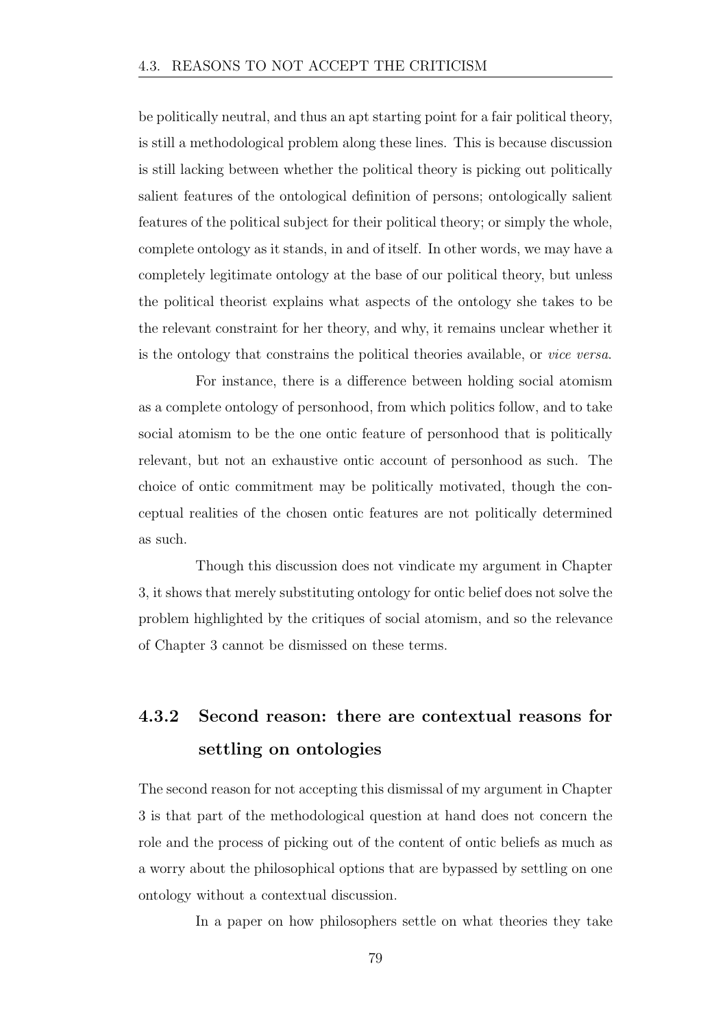be politically neutral, and thus an apt starting point for a fair political theory, is still a methodological problem along these lines. This is because discussion is still lacking between whether the political theory is picking out politically salient features of the ontological definition of persons; ontologically salient features of the political subject for their political theory; or simply the whole, complete ontology as it stands, in and of itself. In other words, we may have a completely legitimate ontology at the base of our political theory, but unless the political theorist explains what aspects of the ontology she takes to be the relevant constraint for her theory, and why, it remains unclear whether it is the ontology that constrains the political theories available, or *vice versa*.

For instance, there is a difference between holding social atomism as a complete ontology of personhood, from which politics follow, and to take social atomism to be the one ontic feature of personhood that is politically relevant, but not an exhaustive ontic account of personhood as such. The choice of ontic commitment may be politically motivated, though the conceptual realities of the chosen ontic features are not politically determined as such.

Though this discussion does not vindicate my argument in Chapter 3, it shows that merely substituting ontology for ontic belief does not solve the problem highlighted by the critiques of social atomism, and so the relevance of Chapter 3 cannot be dismissed on these terms.

### 4.3.2 Second reason: there are contextual reasons for settling on ontologies

The second reason for not accepting this dismissal of my argument in Chapter 3 is that part of the methodological question at hand does not concern the role and the process of picking out of the content of ontic beliefs as much as a worry about the philosophical options that are bypassed by settling on one ontology without a contextual discussion.

In a paper on how philosophers settle on what theories they take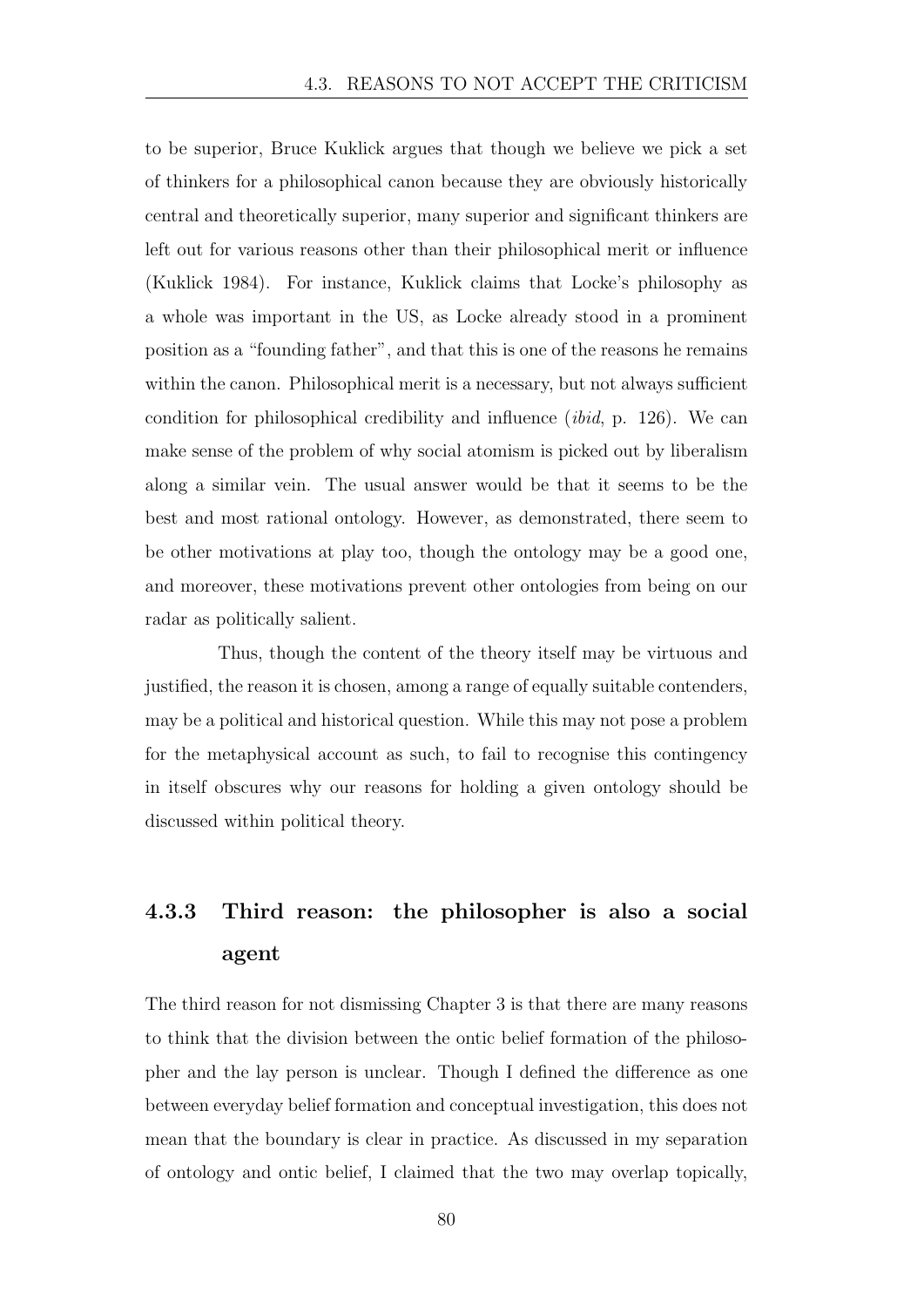to be superior, Bruce Kuklick argues that though we believe we pick a set of thinkers for a philosophical canon because they are obviously historically central and theoretically superior, many superior and significant thinkers are left out for various reasons other than their philosophical merit or influence (Kuklick 1984). For instance, Kuklick claims that Locke's philosophy as a whole was important in the US, as Locke already stood in a prominent position as a "founding father", and that this is one of the reasons he remains within the canon. Philosophical merit is a necessary, but not always sufficient condition for philosophical credibility and influence (*ibid*, p. 126). We can make sense of the problem of why social atomism is picked out by liberalism along a similar vein. The usual answer would be that it seems to be the best and most rational ontology. However, as demonstrated, there seem to be other motivations at play too, though the ontology may be a good one, and moreover, these motivations prevent other ontologies from being on our radar as politically salient.

Thus, though the content of the theory itself may be virtuous and justified, the reason it is chosen, among a range of equally suitable contenders, may be a political and historical question. While this may not pose a problem for the metaphysical account as such, to fail to recognise this contingency in itself obscures why our reasons for holding a given ontology should be discussed within political theory.

### 4.3.3 Third reason: the philosopher is also a social agent

The third reason for not dismissing Chapter 3 is that there are many reasons to think that the division between the ontic belief formation of the philosopher and the lay person is unclear. Though I defined the difference as one between everyday belief formation and conceptual investigation, this does not mean that the boundary is clear in practice. As discussed in my separation of ontology and ontic belief, I claimed that the two may overlap topically,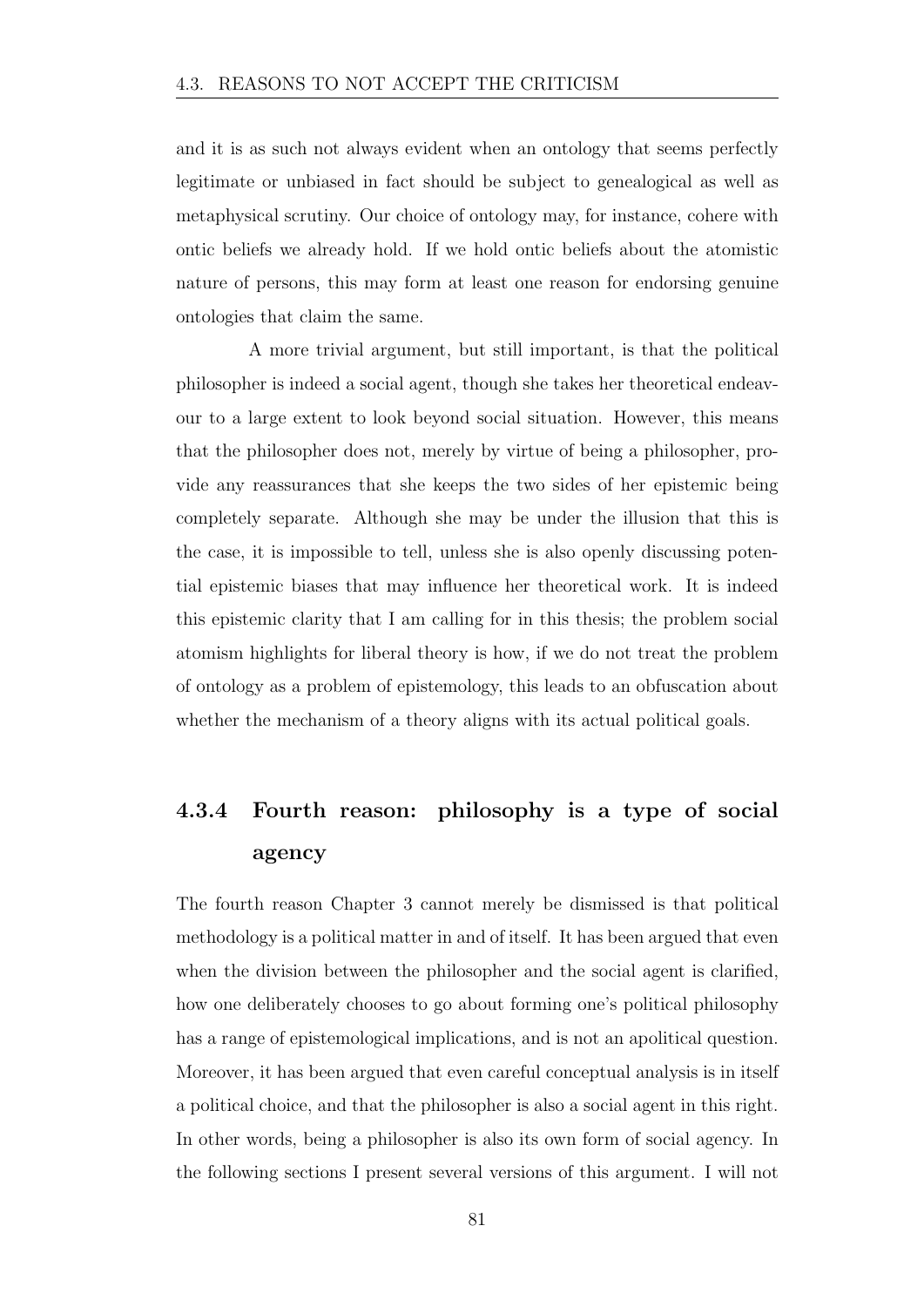and it is as such not always evident when an ontology that seems perfectly legitimate or unbiased in fact should be subject to genealogical as well as metaphysical scrutiny. Our choice of ontology may, for instance, cohere with ontic beliefs we already hold. If we hold ontic beliefs about the atomistic nature of persons, this may form at least one reason for endorsing genuine ontologies that claim the same.

A more trivial argument, but still important, is that the political philosopher is indeed a social agent, though she takes her theoretical endeavour to a large extent to look beyond social situation. However, this means that the philosopher does not, merely by virtue of being a philosopher, provide any reassurances that she keeps the two sides of her epistemic being completely separate. Although she may be under the illusion that this is the case, it is impossible to tell, unless she is also openly discussing potential epistemic biases that may influence her theoretical work. It is indeed this epistemic clarity that I am calling for in this thesis; the problem social atomism highlights for liberal theory is how, if we do not treat the problem of ontology as a problem of epistemology, this leads to an obfuscation about whether the mechanism of a theory aligns with its actual political goals.

### 4.3.4 Fourth reason: philosophy is a type of social agency

The fourth reason Chapter 3 cannot merely be dismissed is that political methodology is a political matter in and of itself. It has been argued that even when the division between the philosopher and the social agent is clarified, how one deliberately chooses to go about forming one's political philosophy has a range of epistemological implications, and is not an apolitical question. Moreover, it has been argued that even careful conceptual analysis is in itself a political choice, and that the philosopher is also a social agent in this right. In other words, being a philosopher is also its own form of social agency. In the following sections I present several versions of this argument. I will not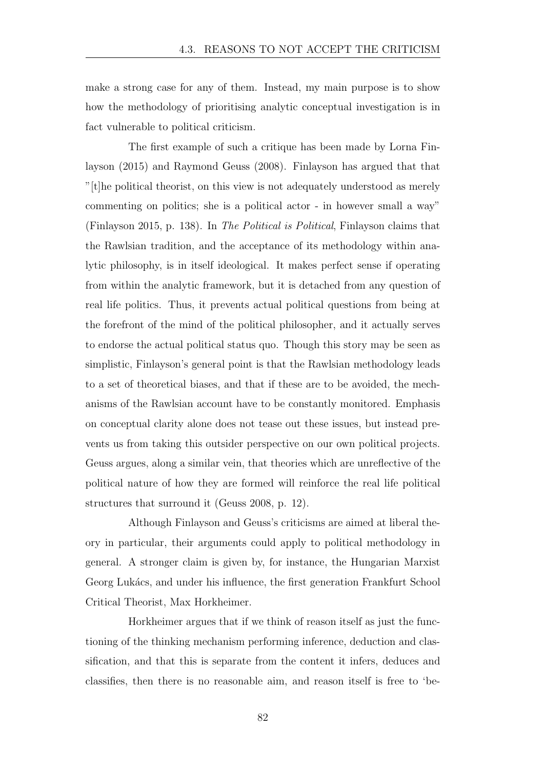make a strong case for any of them. Instead, my main purpose is to show how the methodology of prioritising analytic conceptual investigation is in fact vulnerable to political criticism.

The first example of such a critique has been made by Lorna Finlayson (2015) and Raymond Geuss (2008). Finlayson has argued that that "[t]he political theorist, on this view is not adequately understood as merely commenting on politics; she is a political actor - in however small a way" (Finlayson 2015, p. 138). In *The Political is Political*, Finlayson claims that the Rawlsian tradition, and the acceptance of its methodology within analytic philosophy, is in itself ideological. It makes perfect sense if operating from within the analytic framework, but it is detached from any question of real life politics. Thus, it prevents actual political questions from being at the forefront of the mind of the political philosopher, and it actually serves to endorse the actual political status quo. Though this story may be seen as simplistic, Finlayson's general point is that the Rawlsian methodology leads to a set of theoretical biases, and that if these are to be avoided, the mechanisms of the Rawlsian account have to be constantly monitored. Emphasis on conceptual clarity alone does not tease out these issues, but instead prevents us from taking this outsider perspective on our own political projects. Geuss argues, along a similar vein, that theories which are unreflective of the political nature of how they are formed will reinforce the real life political structures that surround it (Geuss 2008, p. 12).

Although Finlayson and Geuss's criticisms are aimed at liberal theory in particular, their arguments could apply to political methodology in general. A stronger claim is given by, for instance, the Hungarian Marxist Georg Lukács, and under his influence, the first generation Frankfurt School Critical Theorist, Max Horkheimer.

Horkheimer argues that if we think of reason itself as just the functioning of the thinking mechanism performing inference, deduction and classification, and that this is separate from the content it infers, deduces and classifies, then there is no reasonable aim, and reason itself is free to 'be-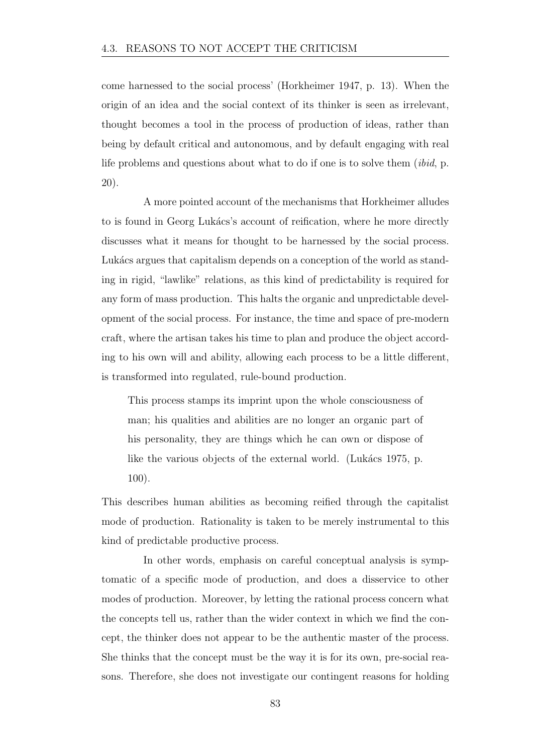come harnessed to the social process' (Horkheimer 1947, p. 13). When the origin of an idea and the social context of its thinker is seen as irrelevant, thought becomes a tool in the process of production of ideas, rather than being by default critical and autonomous, and by default engaging with real life problems and questions about what to do if one is to solve them (*ibid*, p. 20).

A more pointed account of the mechanisms that Horkheimer alludes to is found in Georg Lukács's account of reification, where he more directly discusses what it means for thought to be harnessed by the social process. Lukács argues that capitalism depends on a conception of the world as standing in rigid, "lawlike" relations, as this kind of predictability is required for any form of mass production. This halts the organic and unpredictable development of the social process. For instance, the time and space of pre-modern craft, where the artisan takes his time to plan and produce the object according to his own will and ability, allowing each process to be a little different, is transformed into regulated, rule-bound production.

> This process stamps its imprint upon the whole consciousness of man; his qualities and abilities are no longer an organic part of his personality, they are things which he can own or dispose of like the various objects of the external world. (Lukács 1975, p. 100).

This describes human abilities as becoming reified through the capitalist mode of production. Rationality is taken to be merely instrumental to this kind of predictable productive process.

In other words, emphasis on careful conceptual analysis is symptomatic of a specific mode of production, and does a disservice to other modes of production. Moreover, by letting the rational process concern what the concepts tell us, rather than the wider context in which we find the concept, the thinker does not appear to be the authentic master of the process. She thinks that the concept must be the way it is for its own, pre-social reasons. Therefore, she does not investigate our contingent reasons for holding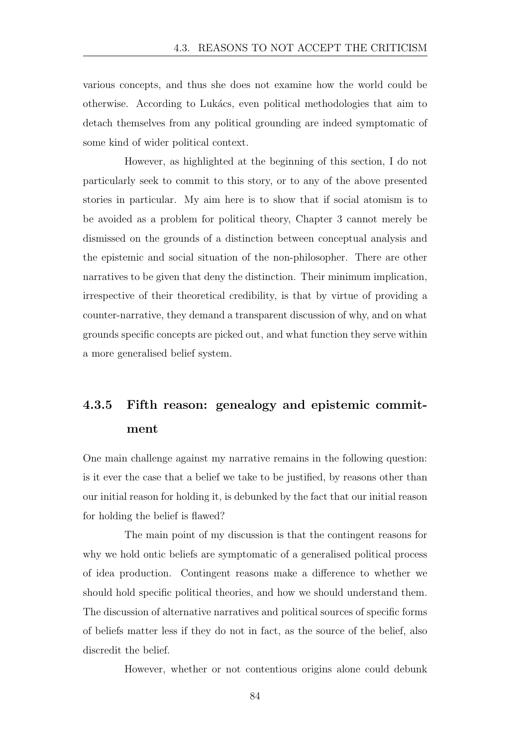various concepts, and thus she does not examine how the world could be otherwise. According to Lukács, even political methodologies that aim to detach themselves from any political grounding are indeed symptomatic of some kind of wider political context.

However, as highlighted at the beginning of this section, I do not particularly seek to commit to this story, or to any of the above presented stories in particular. My aim here is to show that if social atomism is to be avoided as a problem for political theory, Chapter 3 cannot merely be dismissed on the grounds of a distinction between conceptual analysis and the epistemic and social situation of the non-philosopher. There are other narratives to be given that deny the distinction. Their minimum implication, irrespective of their theoretical credibility, is that by virtue of providing a counter-narrative, they demand a transparent discussion of why, and on what grounds specific concepts are picked out, and what function they serve within a more generalised belief system.

### 4.3.5 Fifth reason: genealogy and epistemic commitment

One main challenge against my narrative remains in the following question: is it ever the case that a belief we take to be justified, by reasons other than our initial reason for holding it, is debunked by the fact that our initial reason for holding the belief is flawed?

The main point of my discussion is that the contingent reasons for why we hold ontic beliefs are symptomatic of a generalised political process of idea production. Contingent reasons make a difference to whether we should hold specific political theories, and how we should understand them. The discussion of alternative narratives and political sources of specific forms of beliefs matter less if they do not in fact, as the source of the belief, also discredit the belief.

However, whether or not contentious origins alone could debunk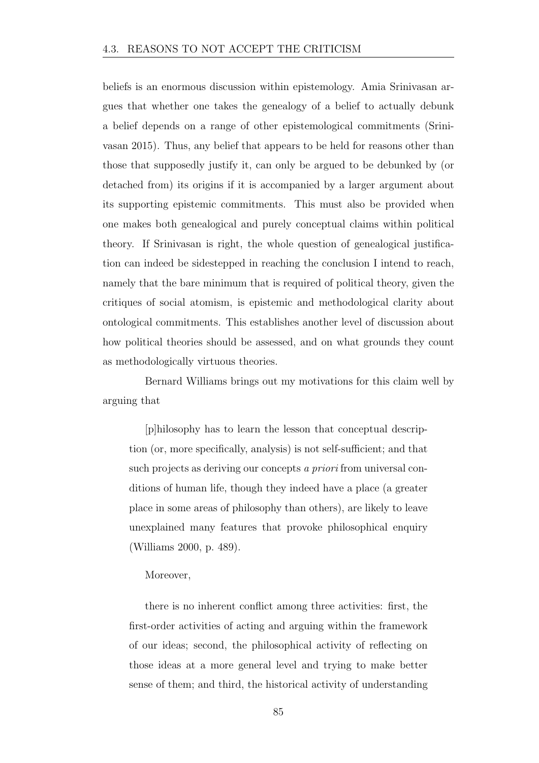beliefs is an enormous discussion within epistemology. Amia Srinivasan argues that whether one takes the genealogy of a belief to actually debunk a belief depends on a range of other epistemological commitments (Srinivasan 2015). Thus, any belief that appears to be held for reasons other than those that supposedly justify it, can only be argued to be debunked by (or detached from) its origins if it is accompanied by a larger argument about its supporting epistemic commitments. This must also be provided when one makes both genealogical and purely conceptual claims within political theory. If Srinivasan is right, the whole question of genealogical justification can indeed be sidestepped in reaching the conclusion I intend to reach, namely that the bare minimum that is required of political theory, given the critiques of social atomism, is epistemic and methodological clarity about ontological commitments. This establishes another level of discussion about how political theories should be assessed, and on what grounds they count as methodologically virtuous theories.

Bernard Williams brings out my motivations for this claim well by arguing that

> [p]hilosophy has to learn the lesson that conceptual description (or, more specifically, analysis) is not self-sufficient; and that such projects as deriving our concepts *a priori* from universal conditions of human life, though they indeed have a place (a greater place in some areas of philosophy than others), are likely to leave unexplained many features that provoke philosophical enquiry (Williams 2000, p. 489).

Moreover,

> there is no inherent conflict among three activities: first, the first-order activities of acting and arguing within the framework of our ideas; second, the philosophical activity of reflecting on those ideas at a more general level and trying to make better sense of them; and third, the historical activity of understanding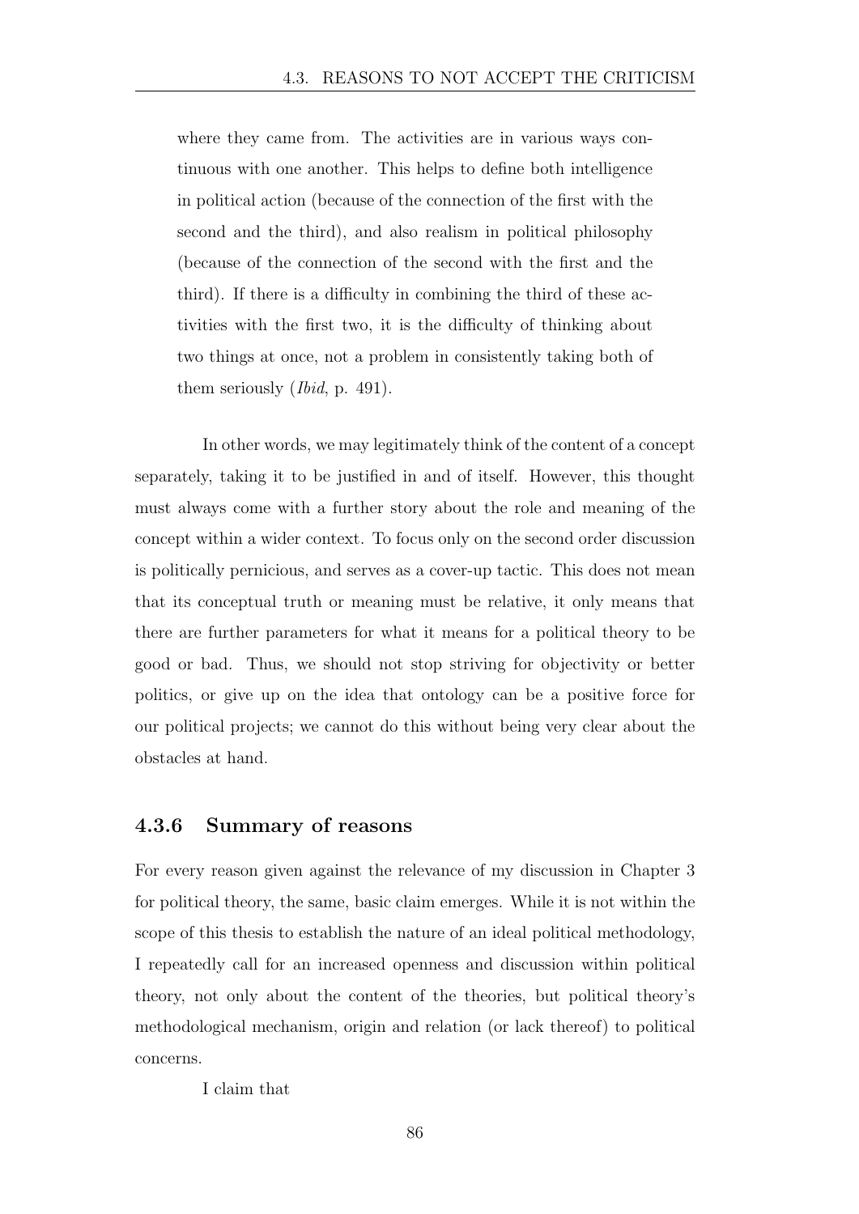> where they came from. The activities are in various ways continuous with one another. This helps to define both intelligence in political action (because of the connection of the first with the second and the third), and also realism in political philosophy (because of the connection of the second with the first and the third). If there is a difficulty in combining the third of these activities with the first two, it is the difficulty of thinking about two things at once, not a problem in consistently taking both of them seriously (*Ibid*, p. 491).

In other words, we may legitimately think of the content of a concept separately, taking it to be justified in and of itself. However, this thought must always come with a further story about the role and meaning of the concept within a wider context. To focus only on the second order discussion is politically pernicious, and serves as a cover-up tactic. This does not mean that its conceptual truth or meaning must be relative, it only means that there are further parameters for what it means for a political theory to be good or bad. Thus, we should not stop striving for objectivity or better politics, or give up on the idea that ontology can be a positive force for our political projects; we cannot do this without being very clear about the obstacles at hand.

### 4.3.6 Summary of reasons

For every reason given against the relevance of my discussion in Chapter 3 for political theory, the same, basic claim emerges. While it is not within the scope of this thesis to establish the nature of an ideal political methodology, I repeatedly call for an increased openness and discussion within political theory, not only about the content of the theories, but political theory's methodological mechanism, origin and relation (or lack thereof) to political concerns.

I claim that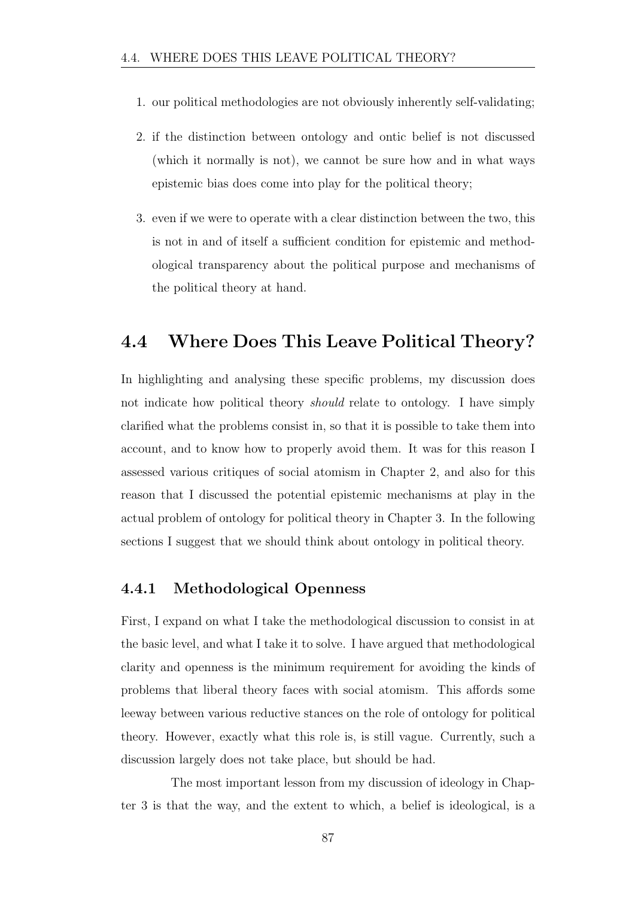1. our political methodologies are not obviously inherently self-validating;
2. if the distinction between ontology and ontic belief is not discussed (which it normally is not), we cannot be sure how and in what ways epistemic bias does come into play for the political theory;
3. even if we were to operate with a clear distinction between the two, this is not in and of itself a sufficient condition for epistemic and methodological transparency about the political purpose and mechanisms of the political theory at hand.

## 4.4 Where Does This Leave Political Theory?

In highlighting and analysing these specific problems, my discussion does not indicate how political theory *should* relate to ontology. I have simply clarified what the problems consist in, so that it is possible to take them into account, and to know how to properly avoid them. It was for this reason I assessed various critiques of social atomism in Chapter 2, and also for this reason that I discussed the potential epistemic mechanisms at play in the actual problem of ontology for political theory in Chapter 3. In the following sections I suggest that we should think about ontology in political theory.

### 4.4.1 Methodological Openness

First, I expand on what I take the methodological discussion to consist in at the basic level, and what I take it to solve. I have argued that methodological clarity and openness is the minimum requirement for avoiding the kinds of problems that liberal theory faces with social atomism. This affords some leeway between various reductive stances on the role of ontology for political theory. However, exactly what this role is, is still vague. Currently, such a discussion largely does not take place, but should be had.

The most important lesson from my discussion of ideology in Chapter 3 is that the way, and the extent to which, a belief is ideological, is a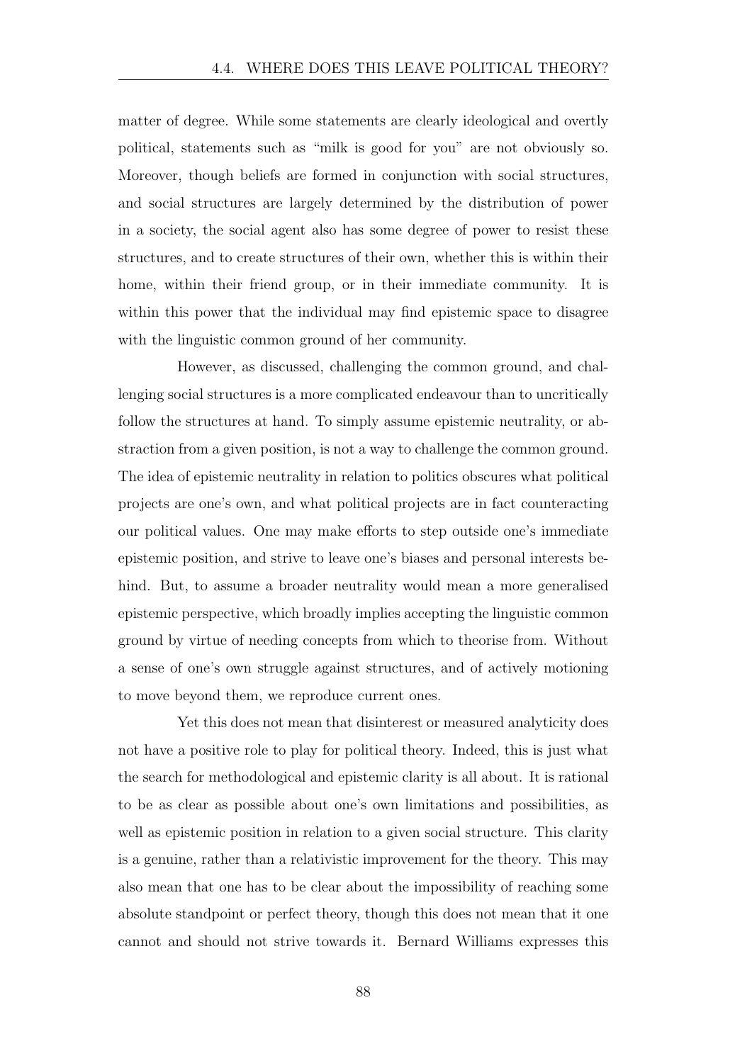matter of degree. While some statements are clearly ideological and overtly political, statements such as "milk is good for you" are not obviously so. Moreover, though beliefs are formed in conjunction with social structures, and social structures are largely determined by the distribution of power in a society, the social agent also has some degree of power to resist these structures, and to create structures of their own, whether this is within their home, within their friend group, or in their immediate community. It is within this power that the individual may find epistemic space to disagree with the linguistic common ground of her community.

However, as discussed, challenging the common ground, and challenging social structures is a more complicated endeavour than to uncritically follow the structures at hand. To simply assume epistemic neutrality, or abstraction from a given position, is not a way to challenge the common ground. The idea of epistemic neutrality in relation to politics obscures what political projects are one's own, and what political projects are in fact counteracting our political values. One may make efforts to step outside one's immediate epistemic position, and strive to leave one's biases and personal interests behind. But, to assume a broader neutrality would mean a more generalised epistemic perspective, which broadly implies accepting the linguistic common ground by virtue of needing concepts from which to theorise from. Without a sense of one's own struggle against structures, and of actively motioning to move beyond them, we reproduce current ones.

Yet this does not mean that disinterest or measured analyticity does not have a positive role to play for political theory. Indeed, this is just what the search for methodological and epistemic clarity is all about. It is rational to be as clear as possible about one's own limitations and possibilities, as well as epistemic position in relation to a given social structure. This clarity is a genuine, rather than a relativistic improvement for the theory. This may also mean that one has to be clear about the impossibility of reaching some absolute standpoint or perfect theory, though this does not mean that it one cannot and should not strive towards it. Bernard Williams expresses this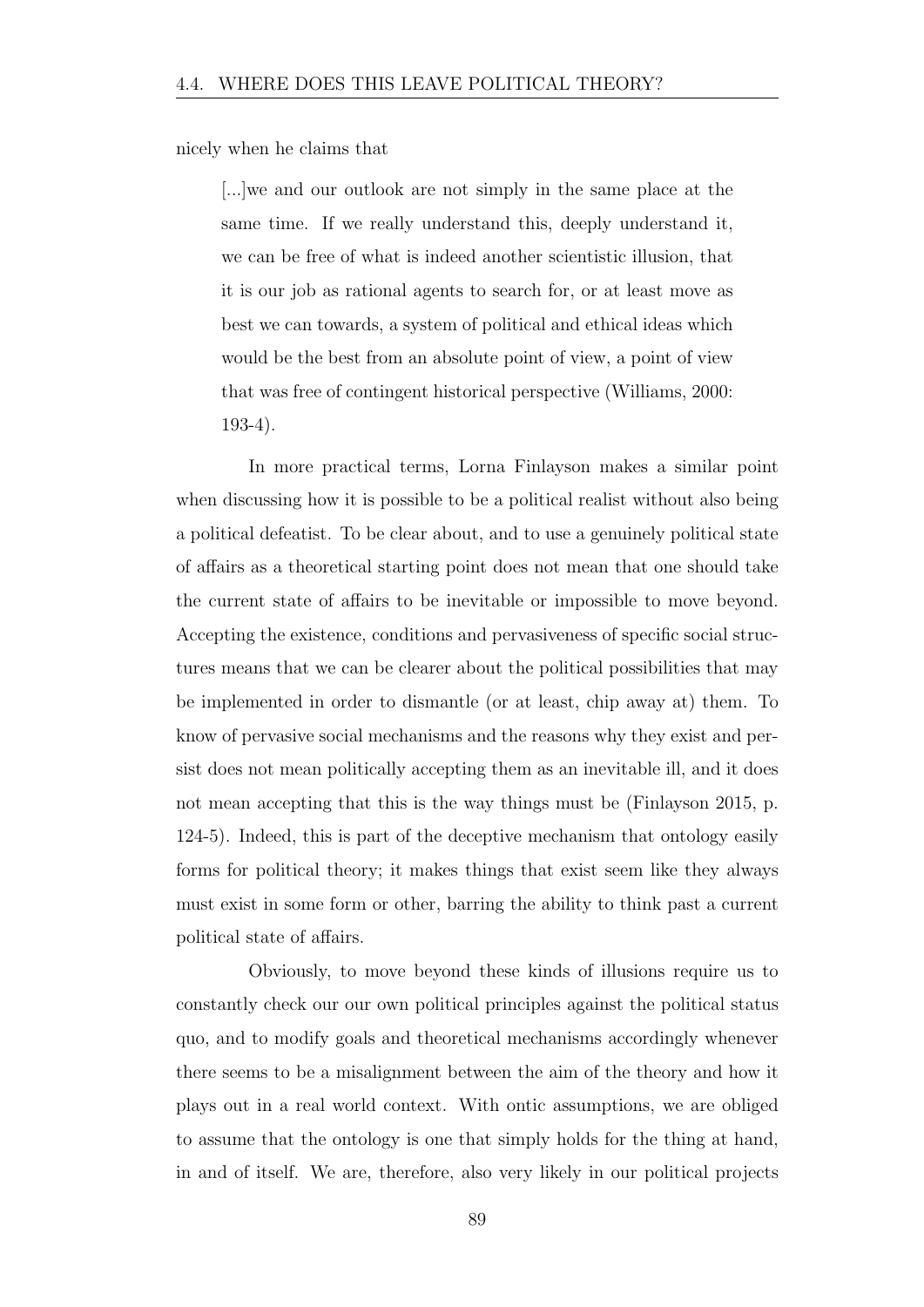nicely when he claims that

> [...]we and our outlook are not simply in the same place at the same time. If we really understand this, deeply understand it, we can be free of what is indeed another scientistic illusion, that it is our job as rational agents to search for, or at least move as best we can towards, a system of political and ethical ideas which would be the best from an absolute point of view, a point of view that was free of contingent historical perspective (Williams, 2000: 193-4).

In more practical terms, Lorna Finlayson makes a similar point when discussing how it is possible to be a political realist without also being a political defeatist. To be clear about, and to use a genuinely political state of affairs as a theoretical starting point does not mean that one should take the current state of affairs to be inevitable or impossible to move beyond. Accepting the existence, conditions and pervasiveness of specific social structures means that we can be clearer about the political possibilities that may be implemented in order to dismantle (or at least, chip away at) them. To know of pervasive social mechanisms and the reasons why they exist and persist does not mean politically accepting them as an inevitable ill, and it does not mean accepting that this is the way things must be (Finlayson 2015, p. 124-5). Indeed, this is part of the deceptive mechanism that ontology easily forms for political theory; it makes things that exist seem like they always must exist in some form or other, barring the ability to think past a current political state of affairs.

Obviously, to move beyond these kinds of illusions require us to constantly check our our own political principles against the political status quo, and to modify goals and theoretical mechanisms accordingly whenever there seems to be a misalignment between the aim of the theory and how it plays out in a real world context. With ontic assumptions, we are obliged to assume that the ontology is one that simply holds for the thing at hand, in and of itself. We are, therefore, also very likely in our political projects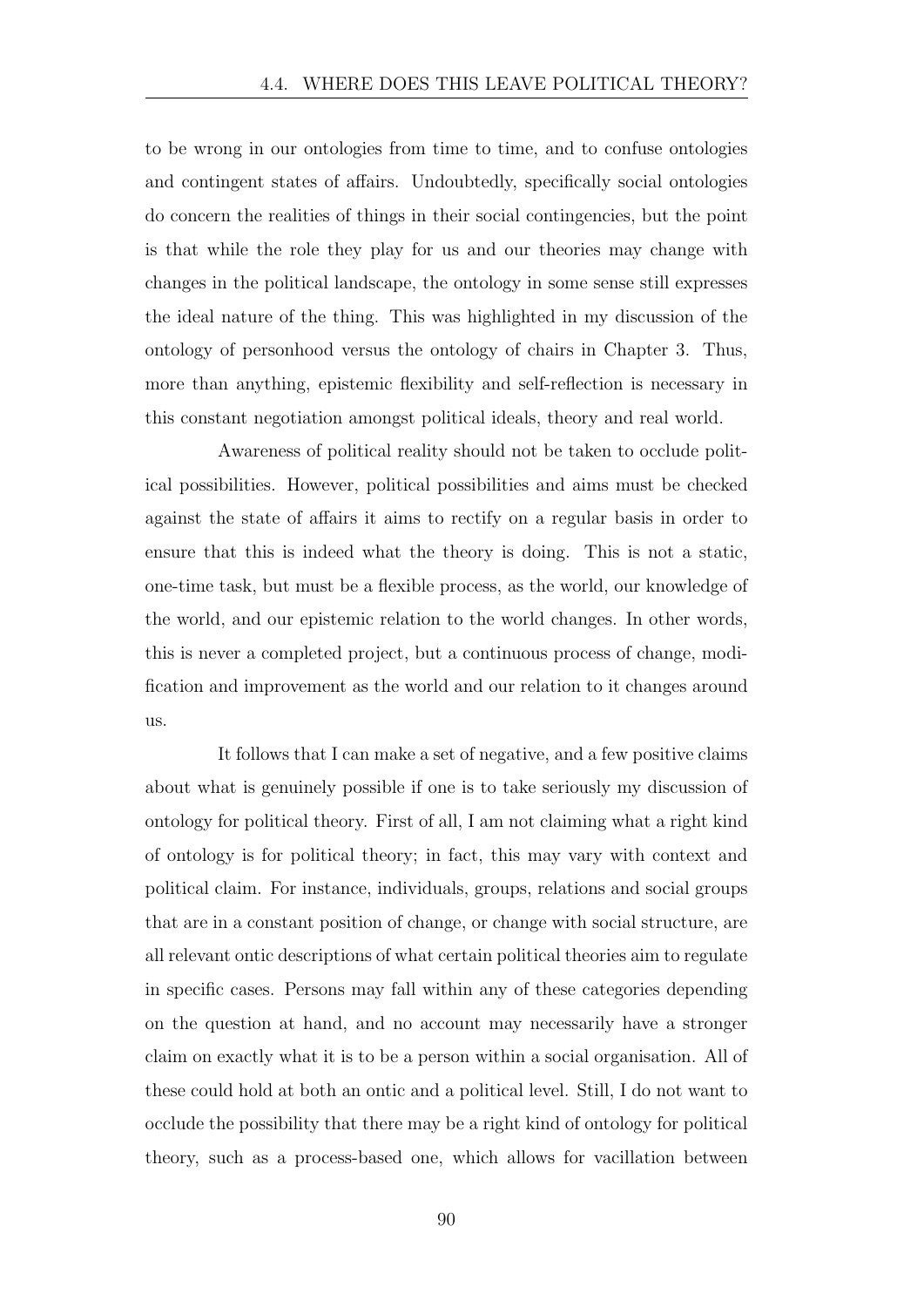to be wrong in our ontologies from time to time, and to confuse ontologies and contingent states of affairs. Undoubtedly, specifically social ontologies do concern the realities of things in their social contingencies, but the point is that while the role they play for us and our theories may change with changes in the political landscape, the ontology in some sense still expresses the ideal nature of the thing. This was highlighted in my discussion of the ontology of personhood versus the ontology of chairs in Chapter 3. Thus, more than anything, epistemic flexibility and self-reflection is necessary in this constant negotiation amongst political ideals, theory and real world.

Awareness of political reality should not be taken to occlude political possibilities. However, political possibilities and aims must be checked against the state of affairs it aims to rectify on a regular basis in order to ensure that this is indeed what the theory is doing. This is not a static, one-time task, but must be a flexible process, as the world, our knowledge of the world, and our epistemic relation to the world changes. In other words, this is never a completed project, but a continuous process of change, modification and improvement as the world and our relation to it changes around us.

It follows that I can make a set of negative, and a few positive claims about what is genuinely possible if one is to take seriously my discussion of ontology for political theory. First of all, I am not claiming what a right kind of ontology is for political theory; in fact, this may vary with context and political claim. For instance, individuals, groups, relations and social groups that are in a constant position of change, or change with social structure, are all relevant ontic descriptions of what certain political theories aim to regulate in specific cases. Persons may fall within any of these categories depending on the question at hand, and no account may necessarily have a stronger claim on exactly what it is to be a person within a social organisation. All of these could hold at both an ontic and a political level. Still, I do not want to occlude the possibility that there may be a right kind of ontology for political theory, such as a process-based one, which allows for vacillation between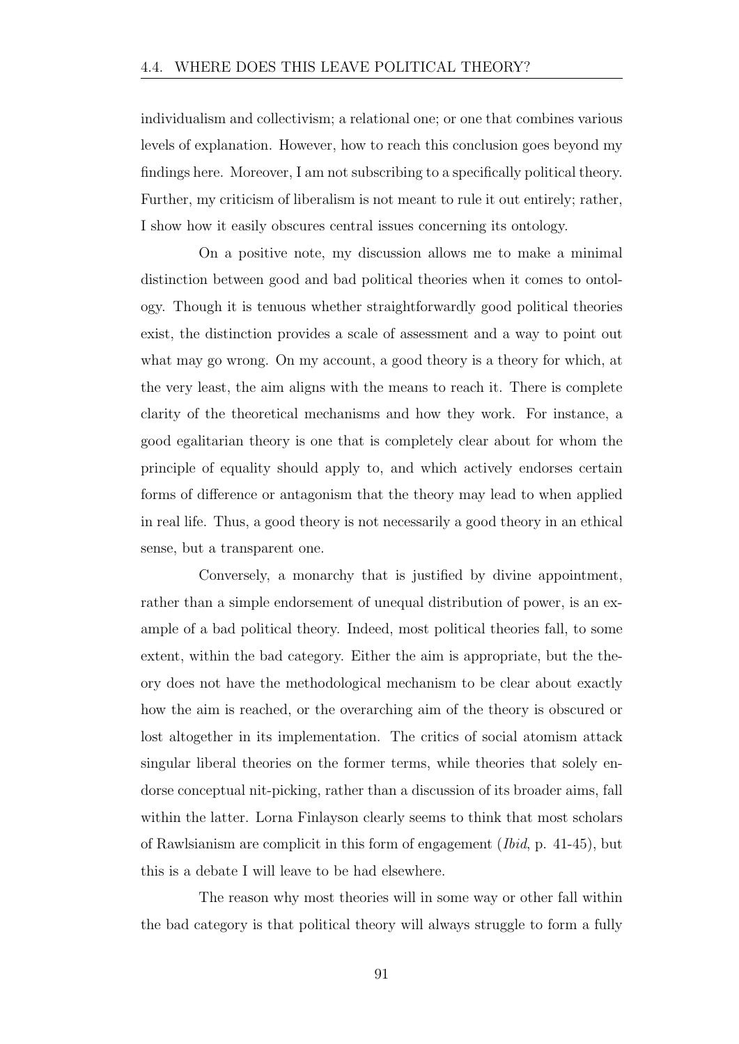individualism and collectivism; a relational one; or one that combines various levels of explanation. However, how to reach this conclusion goes beyond my findings here. Moreover, I am not subscribing to a specifically political theory. Further, my criticism of liberalism is not meant to rule it out entirely; rather, I show how it easily obscures central issues concerning its ontology.

On a positive note, my discussion allows me to make a minimal distinction between good and bad political theories when it comes to ontology. Though it is tenuous whether straightforwardly good political theories exist, the distinction provides a scale of assessment and a way to point out what may go wrong. On my account, a good theory is a theory for which, at the very least, the aim aligns with the means to reach it. There is complete clarity of the theoretical mechanisms and how they work. For instance, a good egalitarian theory is one that is completely clear about for whom the principle of equality should apply to, and which actively endorses certain forms of difference or antagonism that the theory may lead to when applied in real life. Thus, a good theory is not necessarily a good theory in an ethical sense, but a transparent one.

Conversely, a monarchy that is justified by divine appointment, rather than a simple endorsement of unequal distribution of power, is an example of a bad political theory. Indeed, most political theories fall, to some extent, within the bad category. Either the aim is appropriate, but the theory does not have the methodological mechanism to be clear about exactly how the aim is reached, or the overarching aim of the theory is obscured or lost altogether in its implementation. The critics of social atomism attack singular liberal theories on the former terms, while theories that solely endorse conceptual nit-picking, rather than a discussion of its broader aims, fall within the latter. Lorna Finlayson clearly seems to think that most scholars of Rawlsianism are complicit in this form of engagement (*Ibid*, p. 41-45), but this is a debate I will leave to be had elsewhere.

The reason why most theories will in some way or other fall within the bad category is that political theory will always struggle to form a fully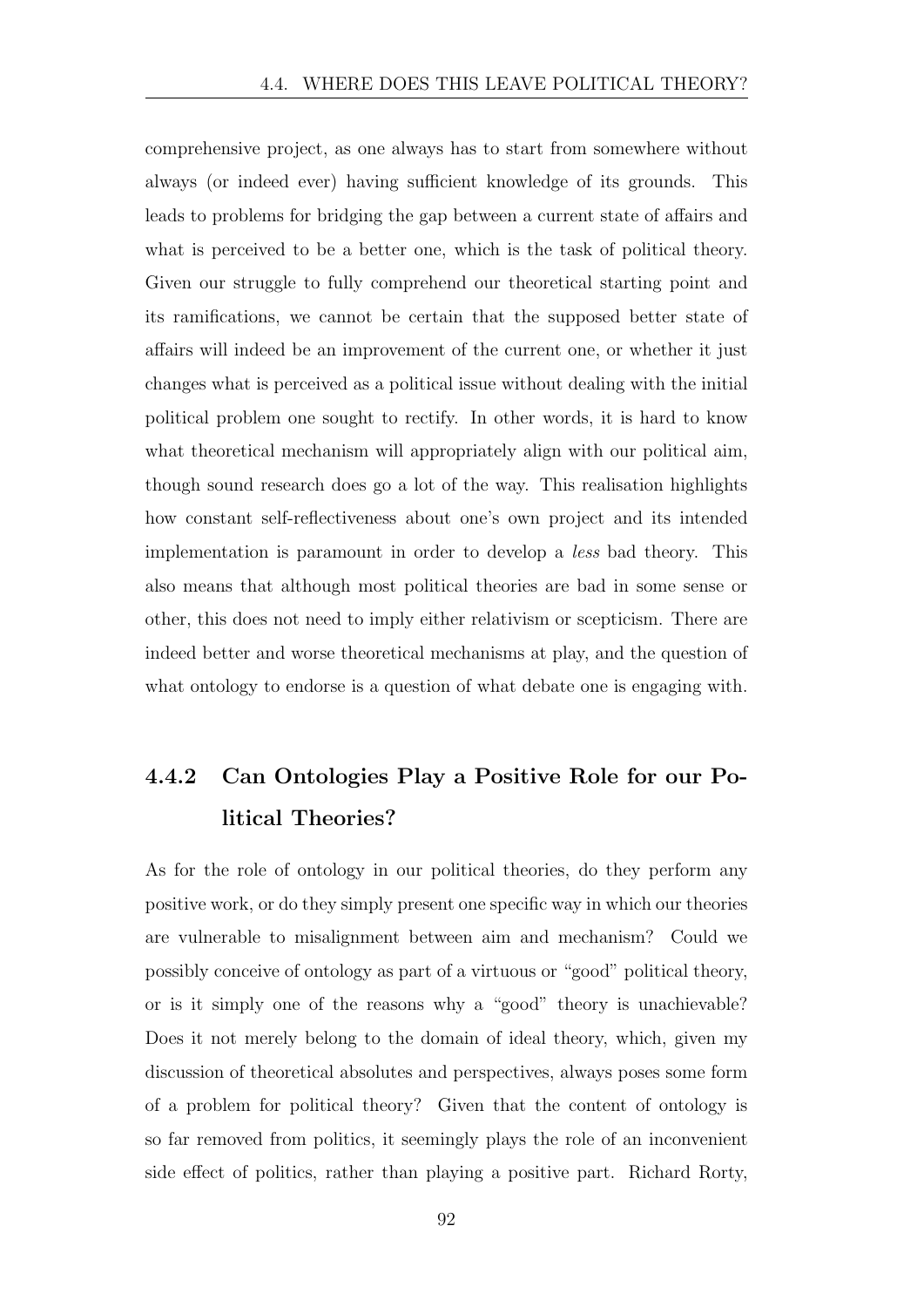comprehensive project, as one always has to start from somewhere without always (or indeed ever) having sufficient knowledge of its grounds. This leads to problems for bridging the gap between a current state of affairs and what is perceived to be a better one, which is the task of political theory. Given our struggle to fully comprehend our theoretical starting point and its ramifications, we cannot be certain that the supposed better state of affairs will indeed be an improvement of the current one, or whether it just changes what is perceived as a political issue without dealing with the initial political problem one sought to rectify. In other words, it is hard to know what theoretical mechanism will appropriately align with our political aim, though sound research does go a lot of the way. This realisation highlights how constant self-reflectiveness about one's own project and its intended implementation is paramount in order to develop a *less* bad theory. This also means that although most political theories are bad in some sense or other, this does not need to imply either relativism or scepticism. There are indeed better and worse theoretical mechanisms at play, and the question of what ontology to endorse is a question of what debate one is engaging with.

### 4.4.2 Can Ontologies Play a Positive Role for our Political Theories?

As for the role of ontology in our political theories, do they perform any positive work, or do they simply present one specific way in which our theories are vulnerable to misalignment between aim and mechanism? Could we possibly conceive of ontology as part of a virtuous or "good" political theory, or is it simply one of the reasons why a "good" theory is unachievable? Does it not merely belong to the domain of ideal theory, which, given my discussion of theoretical absolutes and perspectives, always poses some form of a problem for political theory? Given that the content of ontology is so far removed from politics, it seemingly plays the role of an inconvenient side effect of politics, rather than playing a positive part. Richard Rorty,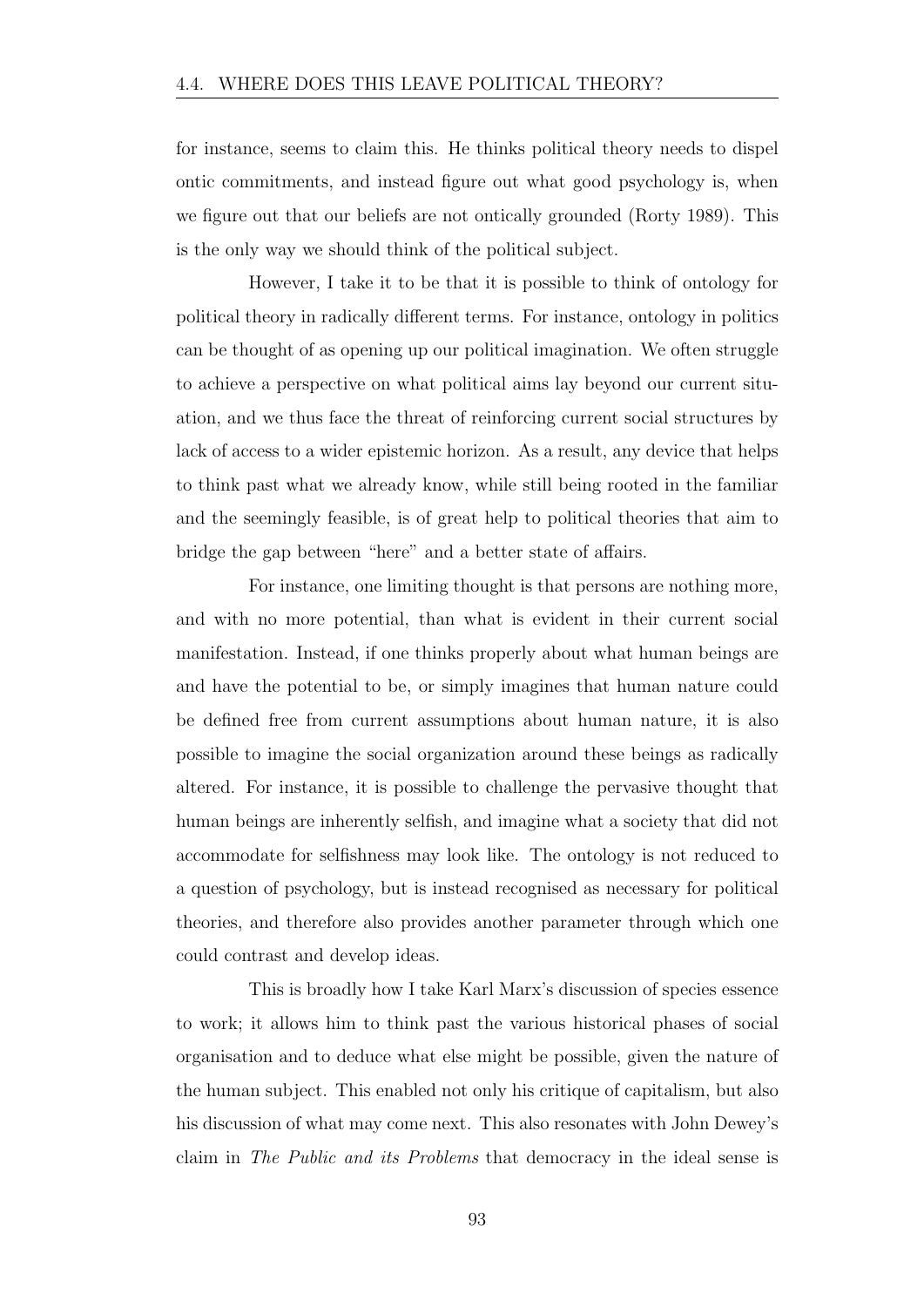for instance, seems to claim this. He thinks political theory needs to dispel ontic commitments, and instead figure out what good psychology is, when we figure out that our beliefs are not ontically grounded (Rorty 1989). This is the only way we should think of the political subject.

However, I take it to be that it is possible to think of ontology for political theory in radically different terms. For instance, ontology in politics can be thought of as opening up our political imagination. We often struggle to achieve a perspective on what political aims lay beyond our current situation, and we thus face the threat of reinforcing current social structures by lack of access to a wider epistemic horizon. As a result, any device that helps to think past what we already know, while still being rooted in the familiar and the seemingly feasible, is of great help to political theories that aim to bridge the gap between "here" and a better state of affairs.

For instance, one limiting thought is that persons are nothing more, and with no more potential, than what is evident in their current social manifestation. Instead, if one thinks properly about what human beings are and have the potential to be, or simply imagines that human nature could be defined free from current assumptions about human nature, it is also possible to imagine the social organization around these beings as radically altered. For instance, it is possible to challenge the pervasive thought that human beings are inherently selfish, and imagine what a society that did not accommodate for selfishness may look like. The ontology is not reduced to a question of psychology, but is instead recognised as necessary for political theories, and therefore also provides another parameter through which one could contrast and develop ideas.

This is broadly how I take Karl Marx's discussion of species essence to work; it allows him to think past the various historical phases of social organisation and to deduce what else might be possible, given the nature of the human subject. This enabled not only his critique of capitalism, but also his discussion of what may come next. This also resonates with John Dewey's claim in *The Public and its Problems* that democracy in the ideal sense is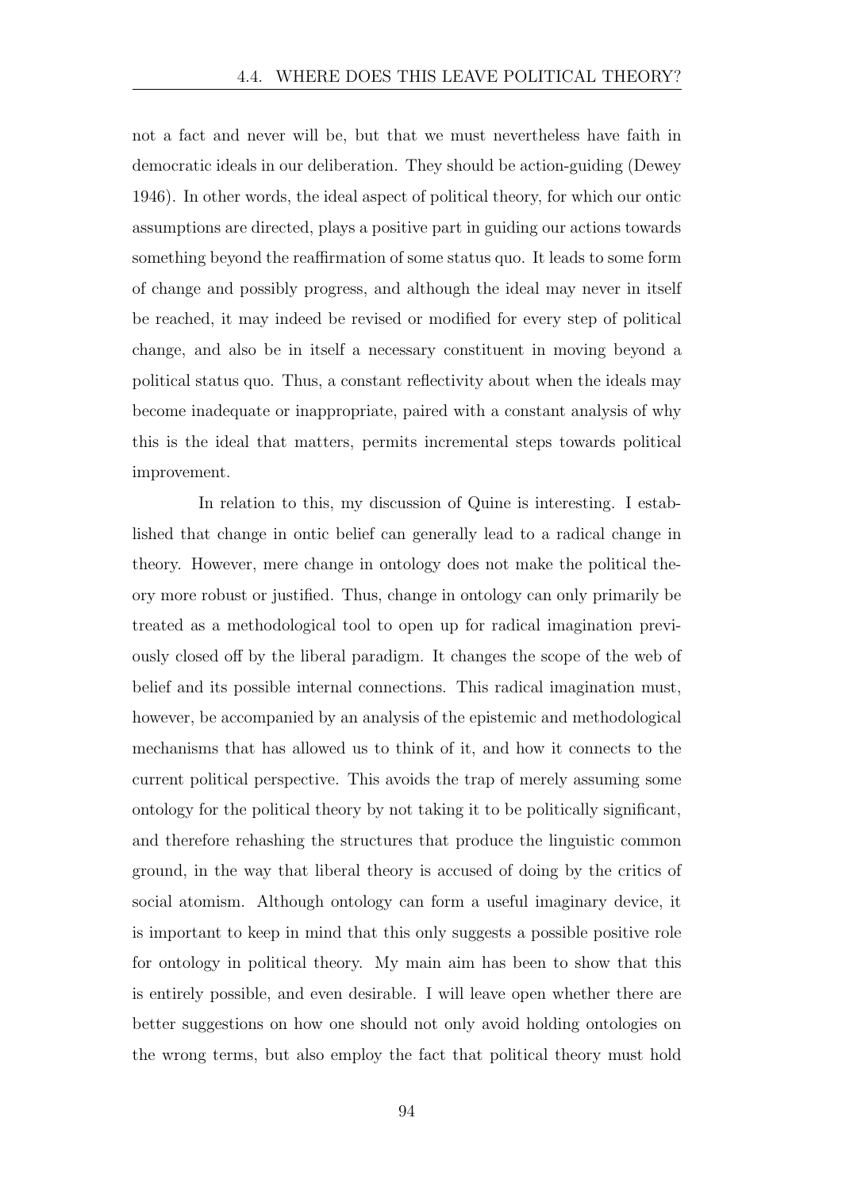not a fact and never will be, but that we must nevertheless have faith in democratic ideals in our deliberation. They should be action-guiding (Dewey 1946). In other words, the ideal aspect of political theory, for which our ontic assumptions are directed, plays a positive part in guiding our actions towards something beyond the reaffirmation of some status quo. It leads to some form of change and possibly progress, and although the ideal may never in itself be reached, it may indeed be revised or modified for every step of political change, and also be in itself a necessary constituent in moving beyond a political status quo. Thus, a constant reflectivity about when the ideals may become inadequate or inappropriate, paired with a constant analysis of why this is the ideal that matters, permits incremental steps towards political improvement.

In relation to this, my discussion of Quine is interesting. I established that change in ontic belief can generally lead to a radical change in theory. However, mere change in ontology does not make the political theory more robust or justified. Thus, change in ontology can only primarily be treated as a methodological tool to open up for radical imagination previously closed off by the liberal paradigm. It changes the scope of the web of belief and its possible internal connections. This radical imagination must, however, be accompanied by an analysis of the epistemic and methodological mechanisms that has allowed us to think of it, and how it connects to the current political perspective. This avoids the trap of merely assuming some ontology for the political theory by not taking it to be politically significant, and therefore rehashing the structures that produce the linguistic common ground, in the way that liberal theory is accused of doing by the critics of social atomism. Although ontology can form a useful imaginary device, it is important to keep in mind that this only suggests a possible positive role for ontology in political theory. My main aim has been to show that this is entirely possible, and even desirable. I will leave open whether there are better suggestions on how one should not only avoid holding ontologies on the wrong terms, but also employ the fact that political theory must hold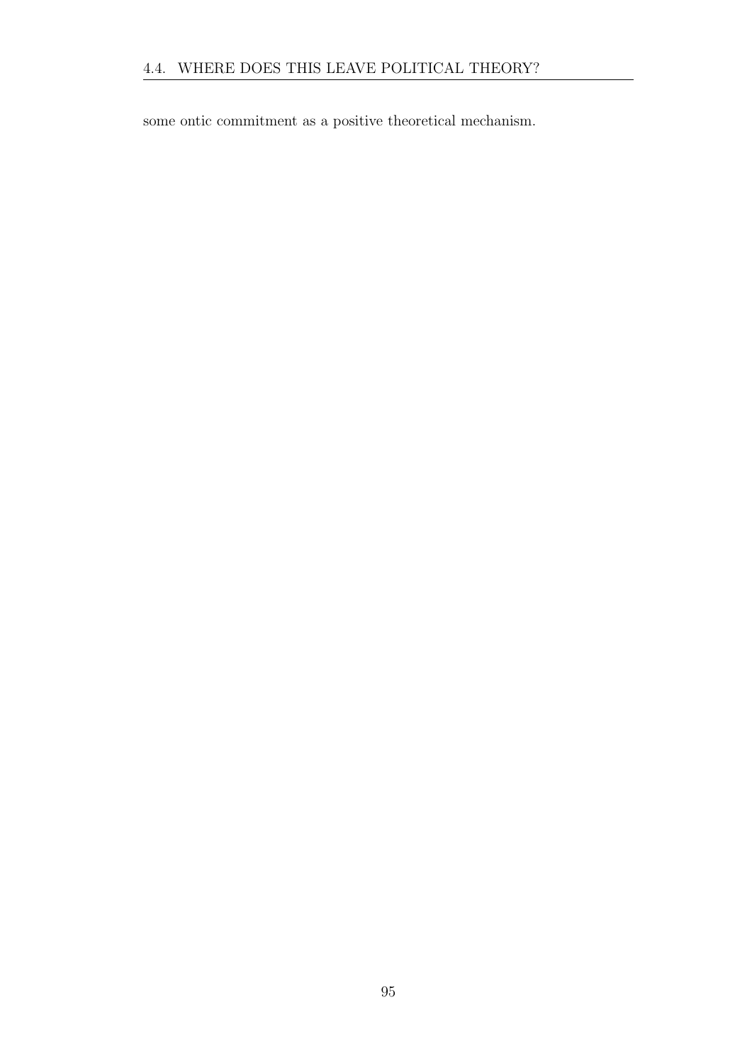some ontic commitment as a positive theoretical mechanism.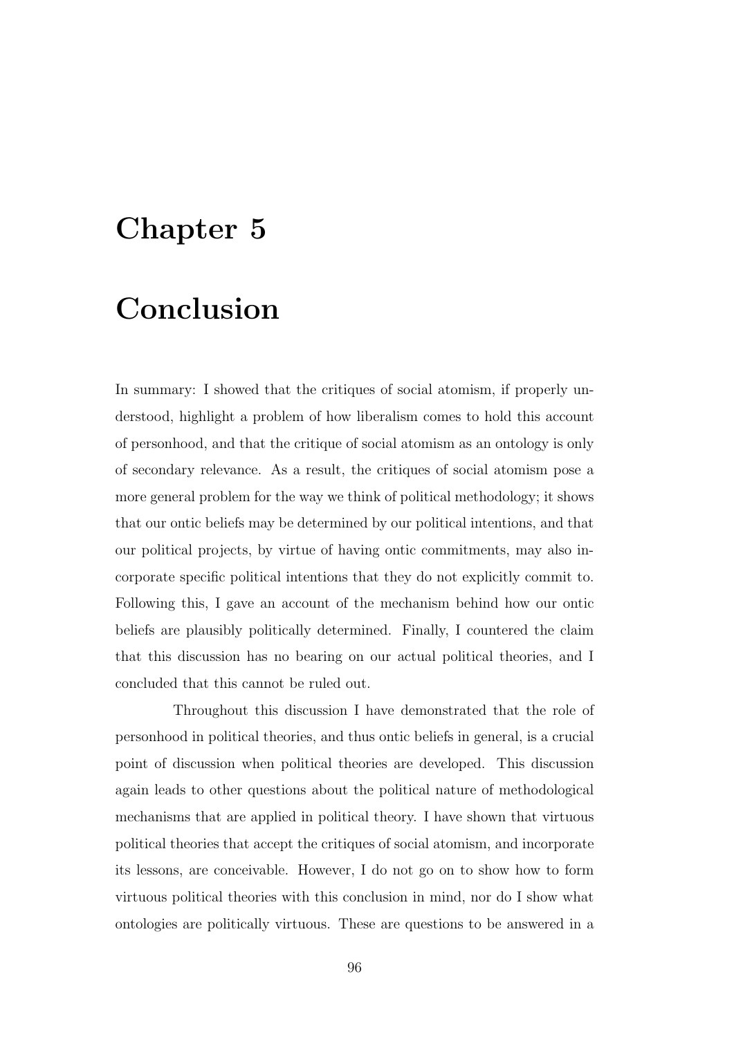# Chapter 5

# Conclusion

In summary: I showed that the critiques of social atomism, if properly understood, highlight a problem of how liberalism comes to hold this account of personhood, and that the critique of social atomism as an ontology is only of secondary relevance. As a result, the critiques of social atomism pose a more general problem for the way we think of political methodology; it shows that our ontic beliefs may be determined by our political intentions, and that our political projects, by virtue of having ontic commitments, may also incorporate specific political intentions that they do not explicitly commit to. Following this, I gave an account of the mechanism behind how our ontic beliefs are plausibly politically determined. Finally, I countered the claim that this discussion has no bearing on our actual political theories, and I concluded that this cannot be ruled out.

Throughout this discussion I have demonstrated that the role of personhood in political theories, and thus ontic beliefs in general, is a crucial point of discussion when political theories are developed. This discussion again leads to other questions about the political nature of methodological mechanisms that are applied in political theory. I have shown that virtuous political theories that accept the critiques of social atomism, and incorporate its lessons, are conceivable. However, I do not go on to show how to form virtuous political theories with this conclusion in mind, nor do I show what ontologies are politically virtuous. These are questions to be answered in a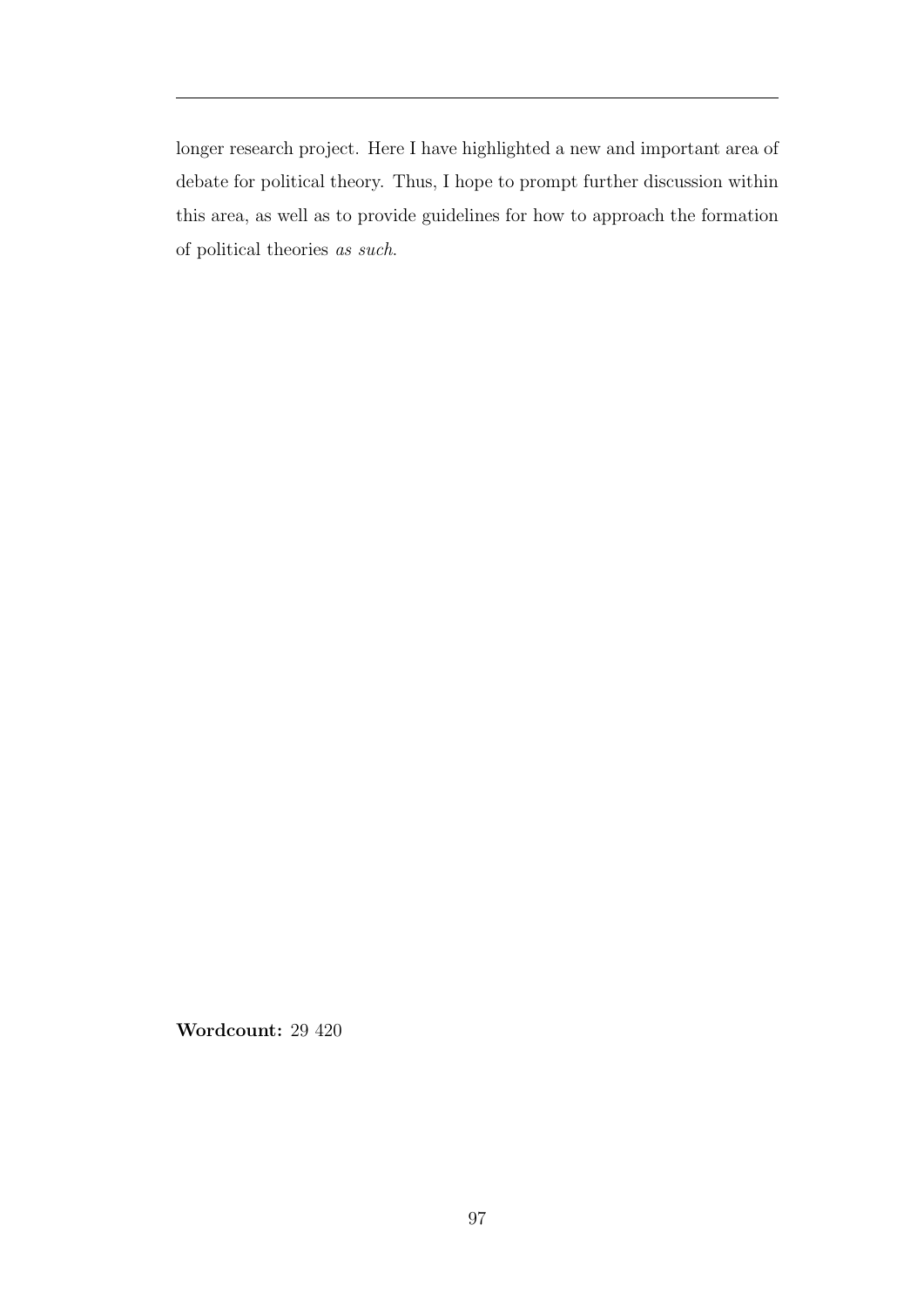longer research project. Here I have highlighted a new and important area of debate for political theory. Thus, I hope to prompt further discussion within this area, as well as to provide guidelines for how to approach the formation of political theories *as such*.

**Wordcount:** 29 420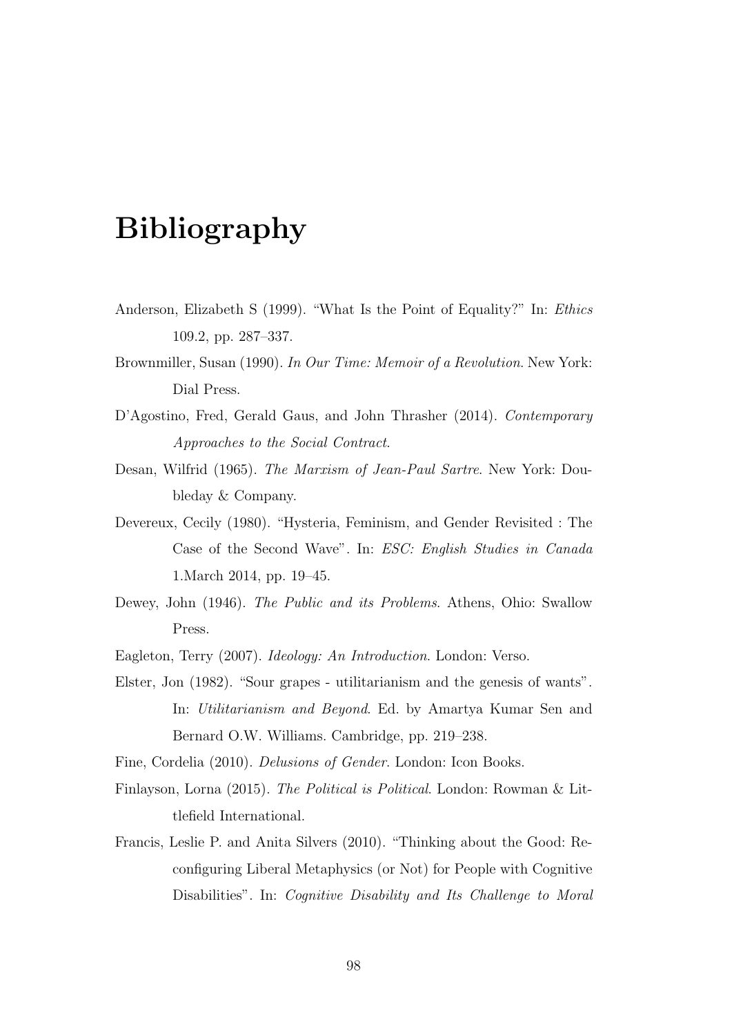# Bibliography

Anderson, Elizabeth S (1999). "What Is the Point of Equality?" In: *Ethics* 109.2, pp. 287–337.

Brownmiller, Susan (1990). *In Our Time: Memoir of a Revolution*. New York: Dial Press.

D'Agostino, Fred, Gerald Gaus, and John Thrasher (2014). *Contemporary Approaches to the Social Contract*.

Desan, Wilfrid (1965). *The Marxism of Jean-Paul Sartre*. New York: Doubleday & Company.

Devereux, Cecily (1980). "Hysteria, Feminism, and Gender Revisited : The Case of the Second Wave". In: *ESC: English Studies in Canada* 1.March 2014, pp. 19–45.

Dewey, John (1946). *The Public and its Problems*. Athens, Ohio: Swallow Press.

Eagleton, Terry (2007). *Ideology: An Introduction*. London: Verso.

Elster, Jon (1982). "Sour grapes - utilitarianism and the genesis of wants". In: *Utilitarianism and Beyond*. Ed. by Amartya Kumar Sen and Bernard O.W. Williams. Cambridge, pp. 219–238.

Fine, Cordelia (2010). *Delusions of Gender*. London: Icon Books.

Finlayson, Lorna (2015). *The Political is Political*. London: Rowman & Littlefield International.

Francis, Leslie P. and Anita Silvers (2010). "Thinking about the Good: Reconfiguring Liberal Metaphysics (or Not) for People with Cognitive Disabilities". In: *Cognitive Disability and Its Challenge to Moral*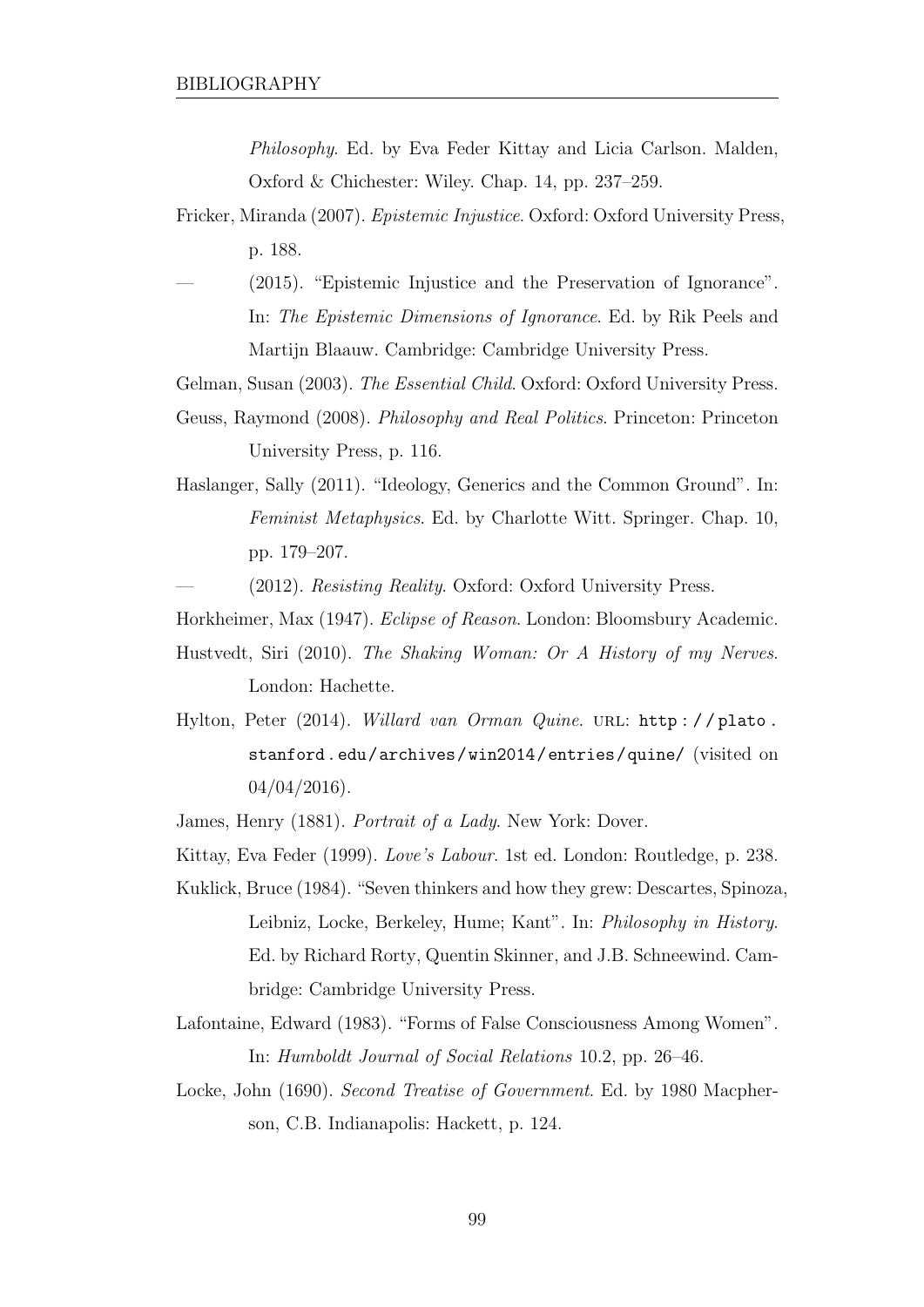*Philosophy*. Ed. by Eva Feder Kittay and Licia Carlson. Malden, Oxford & Chichester: Wiley. Chap. 14, pp. 237–259.

Fricker, Miranda (2007). *Epistemic Injustice*. Oxford: Oxford University Press, p. 188.

— (2015). "Epistemic Injustice and the Preservation of Ignorance". In: *The Epistemic Dimensions of Ignorance*. Ed. by Rik Peels and Martijn Blaauw. Cambridge: Cambridge University Press.

Gelman, Susan (2003). *The Essential Child*. Oxford: Oxford University Press.

Geuss, Raymond (2008). *Philosophy and Real Politics*. Princeton: Princeton University Press, p. 116.

Haslanger, Sally (2011). "Ideology, Generics and the Common Ground". In: *Feminist Metaphysics*. Ed. by Charlotte Witt. Springer. Chap. 10, pp. 179–207.

— (2012). *Resisting Reality*. Oxford: Oxford University Press.

Horkheimer, Max (1947). *Eclipse of Reason*. London: Bloomsbury Academic.

Hustvedt, Siri (2010). *The Shaking Woman: Or A History of my Nerves*. London: Hachette.

Hylton, Peter (2014). *Willard van Orman Quine*. URL: `http://plato.stanford.edu/archives/win2014/entries/quine/` (visited on 04/04/2016).

James, Henry (1881). *Portrait of a Lady*. New York: Dover.

Kittay, Eva Feder (1999). *Love's Labour*. 1st ed. London: Routledge, p. 238.

Kuklick, Bruce (1984). "Seven thinkers and how they grew: Descartes, Spinoza, Leibniz, Locke, Berkeley, Hume; Kant". In: *Philosophy in History*. Ed. by Richard Rorty, Quentin Skinner, and J.B. Schneewind. Cambridge: Cambridge University Press.

Lafontaine, Edward (1983). "Forms of False Consciousness Among Women". In: *Humboldt Journal of Social Relations* 10.2, pp. 26–46.

Locke, John (1690). *Second Treatise of Government*. Ed. by 1980 Macpherson, C.B. Indianapolis: Hackett, p. 124.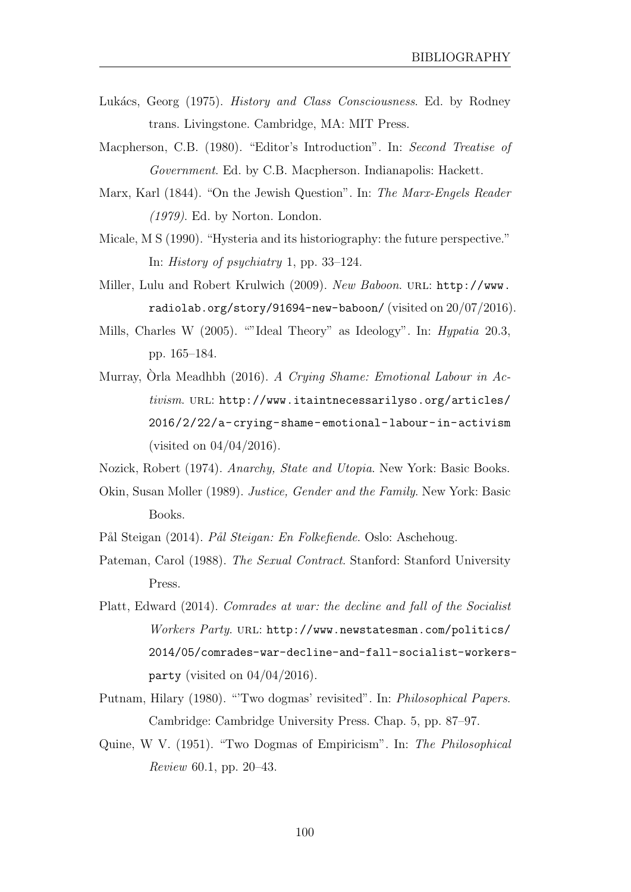Lukács, Georg (1975). *History and Class Consciousness*. Ed. by Rodney trans. Livingstone. Cambridge, MA: MIT Press.

Macpherson, C.B. (1980). "Editor's Introduction". In: *Second Treatise of Government*. Ed. by C.B. Macpherson. Indianapolis: Hackett.

Marx, Karl (1844). "On the Jewish Question". In: *The Marx-Engels Reader (1979)*. Ed. by Norton. London.

Micale, M S (1990). "Hysteria and its historiography: the future perspective." In: *History of psychiatry* 1, pp. 33–124.

Miller, Lulu and Robert Krulwich (2009). *New Baboon*. URL: `http://www.radiolab.org/story/91694-new-baboon/` (visited on 20/07/2016).

Mills, Charles W (2005). ""Ideal Theory" as Ideology". In: *Hypatia* 20.3, pp. 165–184.

Murray, Òrla Meadhbh (2016). *A Crying Shame: Emotional Labour in Activism*. URL: `http://www.itaintnecessarilyso.org/articles/2016/2/22/a-crying-shame-emotional-labour-in-activism` (visited on 04/04/2016).

Nozick, Robert (1974). *Anarchy, State and Utopia*. New York: Basic Books.

Okin, Susan Moller (1989). *Justice, Gender and the Family*. New York: Basic Books.

Pål Steigan (2014). *Pål Steigan: En Folkefiende*. Oslo: Aschehoug.

Pateman, Carol (1988). *The Sexual Contract*. Stanford: Stanford University Press.

Platt, Edward (2014). *Comrades at war: the decline and fall of the Socialist Workers Party*. URL: `http://www.newstatesman.com/politics/2014/05/comrades-war-decline-and-fall-socialist-workers-party` (visited on 04/04/2016).

Putnam, Hilary (1980). "'Two dogmas' revisited". In: *Philosophical Papers*. Cambridge: Cambridge University Press. Chap. 5, pp. 87–97.

Quine, W V. (1951). "Two Dogmas of Empiricism". In: *The Philosophical Review* 60.1, pp. 20–43.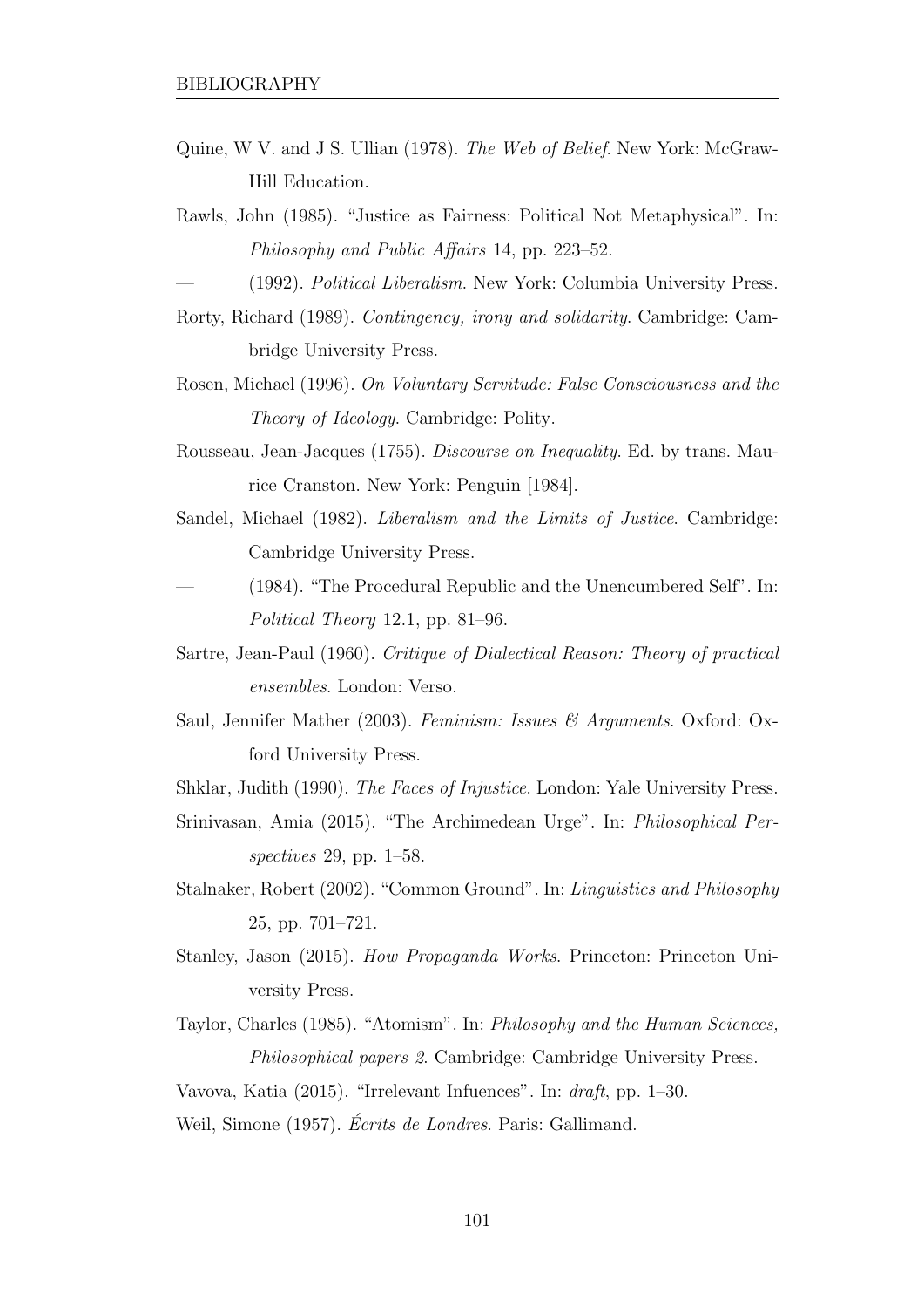Quine, W V. and J S. Ullian (1978). *The Web of Belief*. New York: McGraw-Hill Education.

Rawls, John (1985). "Justice as Fairness: Political Not Metaphysical". In: *Philosophy and Public Affairs* 14, pp. 223–52.

— (1992). *Political Liberalism*. New York: Columbia University Press.

Rorty, Richard (1989). *Contingency, irony and solidarity*. Cambridge: Cambridge University Press.

Rosen, Michael (1996). *On Voluntary Servitude: False Consciousness and the Theory of Ideology*. Cambridge: Polity.

Rousseau, Jean-Jacques (1755). *Discourse on Inequality*. Ed. by trans. Maurice Cranston. New York: Penguin [1984].

Sandel, Michael (1982). *Liberalism and the Limits of Justice*. Cambridge: Cambridge University Press.

— (1984). "The Procedural Republic and the Unencumbered Self". In: *Political Theory* 12.1, pp. 81–96.

Sartre, Jean-Paul (1960). *Critique of Dialectical Reason: Theory of practical ensembles*. London: Verso.

Saul, Jennifer Mather (2003). *Feminism: Issues & Arguments*. Oxford: Oxford University Press.

Shklar, Judith (1990). *The Faces of Injustice*. London: Yale University Press.

Srinivasan, Amia (2015). "The Archimedean Urge". In: *Philosophical Perspectives* 29, pp. 1–58.

Stalnaker, Robert (2002). "Common Ground". In: *Linguistics and Philosophy* 25, pp. 701–721.

Stanley, Jason (2015). *How Propaganda Works*. Princeton: Princeton University Press.

Taylor, Charles (1985). "Atomism". In: *Philosophy and the Human Sciences, Philosophical papers 2*. Cambridge: Cambridge University Press.

Vavova, Katia (2015). "Irrelevant Infuences". In: *draft*, pp. 1–30.

Weil, Simone (1957). *Écrits de Londres*. Paris: Gallimand.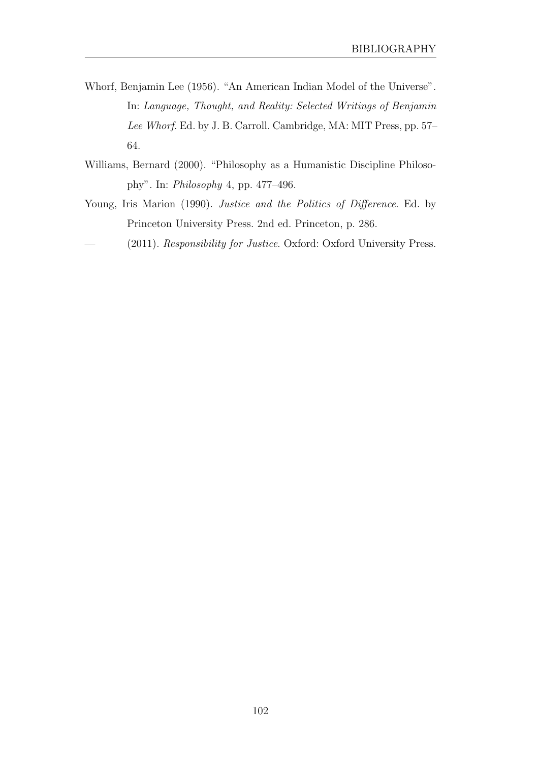Whorf, Benjamin Lee (1956). "An American Indian Model of the Universe". In: *Language, Thought, and Reality: Selected Writings of Benjamin Lee Whorf*. Ed. by J. B. Carroll. Cambridge, MA: MIT Press, pp. 57–64.

Williams, Bernard (2000). "Philosophy as a Humanistic Discipline Philosophy". In: *Philosophy* 4, pp. 477–496.

Young, Iris Marion (1990). *Justice and the Politics of Difference*. Ed. by Princeton University Press. 2nd ed. Princeton, p. 286.

— (2011). *Responsibility for Justice*. Oxford: Oxford University Press.